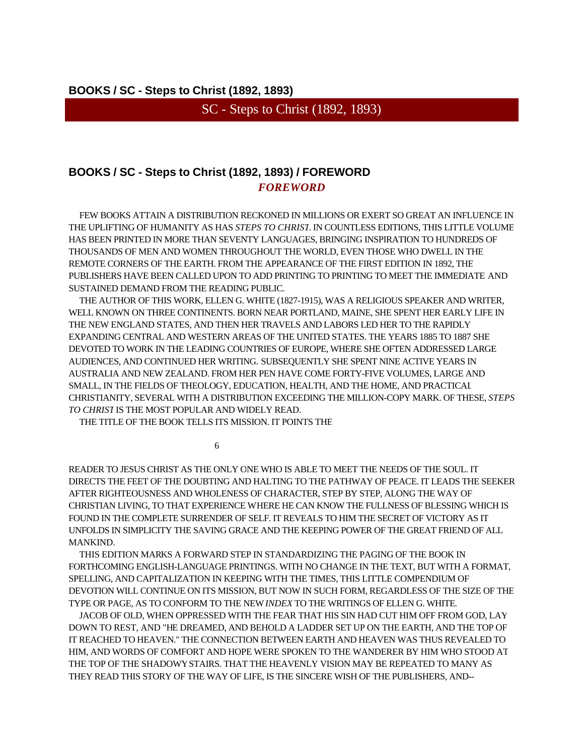**BOOKS / SC - Steps to Christ (1892, 1893)**

# SC - Steps to Christ (1892, 1893)

## BOOKS / SC - Steps to Christ (1892, 1893) / FOREWORD

### *FOREWORD*

FEW BOOKS ATTAIN A DISTRIBUTION RECKONED IN MILLIONS OR EXERT SO GREAT AN INFLUENCE IN THE UPLIFTING OF HUMANITY AS HAS *STEPS TO CHRIST*. IN COUNTLESS EDITIONS, THIS LITTLE VOLUME HAS BEEN PRINTED IN MORE THAN SEVENTY LANGUAGES, BRINGING INSPIRATION TO HUNDREDS OF THOUSANDS OF MEN AND WOMEN THROUGHOUT THE WORLD, EVEN THOSE WHO DWELL IN THE REMOTE CORNERS OF THE EARTH. FROM THE APPEARANCE OF THE FIRST EDITION IN 1892, THE PUBLISHERS HAVE BEEN CALLED UPON TO ADD PRINTING TO PRINTING TO MEET THE IMMEDIATE AND SUSTAINED DEMAND FROM THE READING PUBLIC.

THE AUTHOR OF THIS WORK, ELLEN G. WHITE (1827-1915), WAS A RELIGIOUS SPEAKER AND WRITER, WELL KNOWN ON THREE CONTINENTS. BORN NEAR PORTLAND, MAINE, SHE SPENT HER EARLY LIFE IN THE NEW ENGLAND STATES, AND THEN HER TRAVELS AND LABORS LED HER TO THE RAPIDLY EXPANDING CENTRAL AND WESTERN AREAS OF THE UNITED STATES. THE YEARS 1885 TO 1887 SHE DEVOTED TO WORK IN THE LEADING COUNTRIES OF EUROPE, WHERE SHE OFTEN ADDRESSED LARGE AUDIENCES, AND CONTINUED HER WRITING. SUBSEQUENTLY SHE SPENT NINE ACTIVE YEARS IN AUSTRALIA AND NEW ZEALAND. FROM HER PEN HAVE COME FORTY-FIVE VOLUMES, LARGE AND SMALL, IN THE FIELDS OF THEOLOGY, EDUCATION, HEALTH, AND THE HOME, AND PRACTICAL CHRISTIANITY, SEVERAL WITH A DISTRIBUTION EXCEEDING THE MILLION-COPY MARK. OF THESE, *STEPS TO CHRIST* IS THE MOST POPULAR AND WIDELY READ.

THE TITLE OF THE BOOK TELLS ITS MISSION. IT POINTS THE READER TO JESUS CHRIST AS THE ONLY ONE WHO IS ABLE TO MEET THE NEEDS OF THE SOUL. IT DIRECTS THE FEET OF THE DOUBTING AND HALTING TO THE PATHWAY OF PEACE. IT LEADS THE SEEKER AFTER RIGHTEOUSNESS AND WHOLENESS OF CHARACTER, STEP BY STEP, ALONG THE WAY OF CHRISTIAN LIVING, TO THAT EXPERIENCE WHERE HE CAN KNOW THE FULLNESS OF BLESSING WHICH IS FOUND IN THE COMPLETE SURRENDER OF SELF. IT REVEALS TO HIM THE SECRET OF VICTORY AS IT UNFOLDS IN SIMPLICITY THE SAVING GRACE AND THE KEEPING POWER OF THE GREAT FRIEND OF ALL MANKIND.

THIS EDITION MARKS A FORWARD STEP IN STANDARDIZING THE PAGING OF THE BOOK IN FORTHCOMING ENGLISH-LANGUAGE PRINTINGS. WITH NO CHANGE IN THE TEXT, BUT WITH A FORMAT, SPELLING, AND CAPITALIZATION IN KEEPING WITH THE TIMES, THIS LITTLE COMPENDIUM OF DEVOTION WILL CONTINUE ON ITS MISSION, BUT NOW IN SUCH FORM, REGARDLESS OF THE SIZE OF THE TYPE OR PAGE, AS TO CONFORM TO THE NEW *INDEX* TO THE WRITINGS OF ELLEN G. WHITE.

JACOB OF OLD, WHEN OPPRESSED WITH THE FEAR THAT HIS SIN HAD CUT HIM OFF FROM GOD, LAY DOWN TO REST, AND "HE DREAMED, AND BEHOLD A LADDER SET UP ON THE EARTH, AND THE TOP OF IT REACHED TO HEAVEN." THE CONNECTION BETWEEN EARTH AND HEAVEN WAS THUS REVEALED TO HIM, AND WORDS OF COMFORT AND HOPE WERE SPOKEN TO THE WANDERER BY HIM WHO STOOD AT THE TOP OF THE SHADOWY STAIRS. THAT THE HEAVENLY VISION MAY BE REPEATED TO MANY AS THEY READ THIS STORY OF THE WAY OF LIFE, IS THE SINCERE WISH OF THE PUBLISHERS, AND--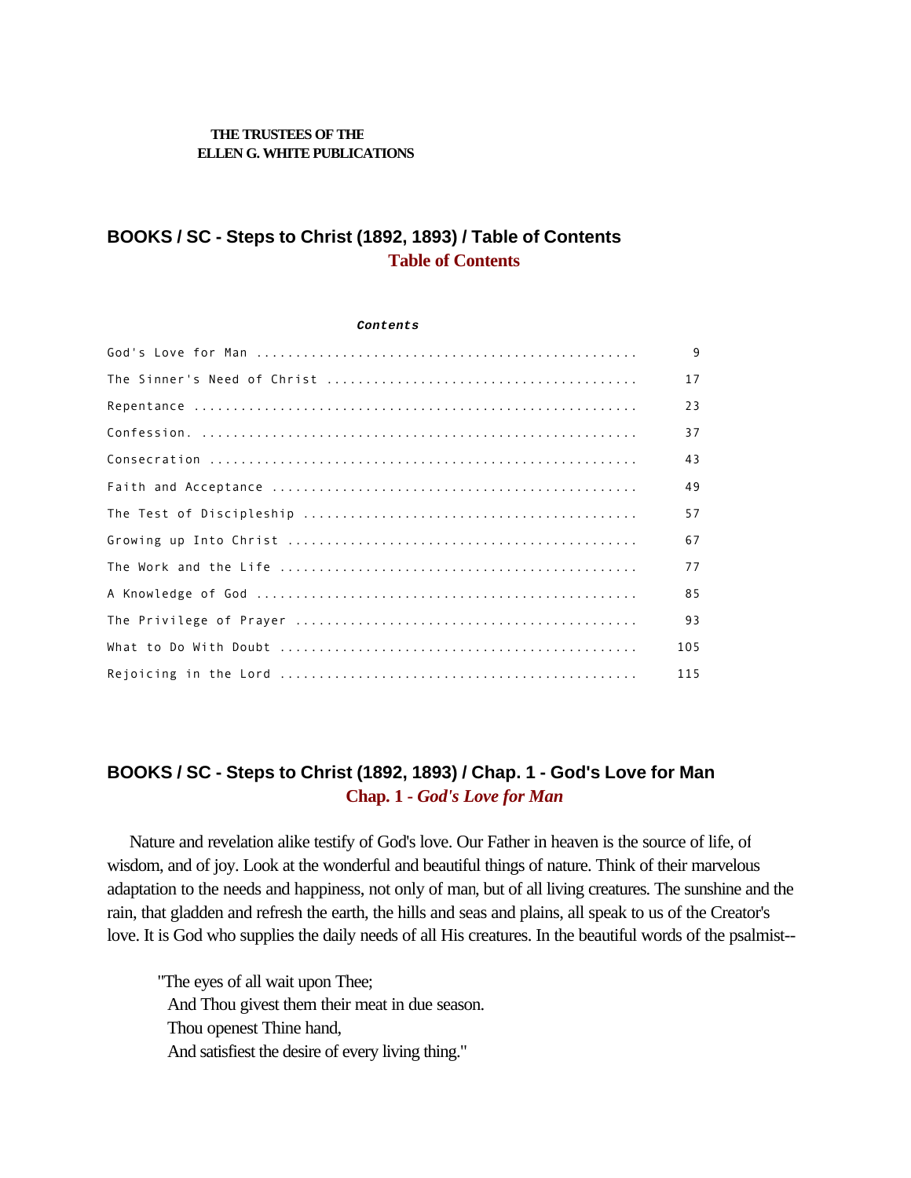**THE TRUSTEES OF THE ELLEN G. WHITE PUBLICATIONS**

## BOOKS / SC - Steps to Christ (1892, 1893) / Table of Contents

### Table of Contents

***Contents***

| | |
|---|---|
| God's Love for Man | 9 |
| The Sinner's Need of Christ | 17 |
| Repentance | 23 |
| Confession. | 37 |
| Consecration | 43 |
| Faith and Acceptance | 49 |
| The Test of Discipleship | 57 |
| Growing up Into Christ | 67 |
| The Work and the Life | 77 |
| A Knowledge of God | 85 |
| The Privilege of Prayer | 93 |
| What to Do With Doubt | 105 |
| Rejoicing in the Lord | 115 |

## BOOKS / SC - Steps to Christ (1892, 1893) / Chap. 1 - God's Love for Man

### Chap. 1 - *God's Love for Man*

Nature and revelation alike testify of God's love. Our Father in heaven is the source of life, of wisdom, and of joy. Look at the wonderful and beautiful things of nature. Think of their marvelous adaptation to the needs and happiness, not only of man, but of all living creatures. The sunshine and the rain, that gladden and refresh the earth, the hills and seas and plains, all speak to us of the Creator's love. It is God who supplies the daily needs of all His creatures. In the beautiful words of the psalmist--

"The eyes of all wait upon Thee;
And Thou givest them their meat in due season.
Thou openest Thine hand,
And satisfiest the desire of every living thing."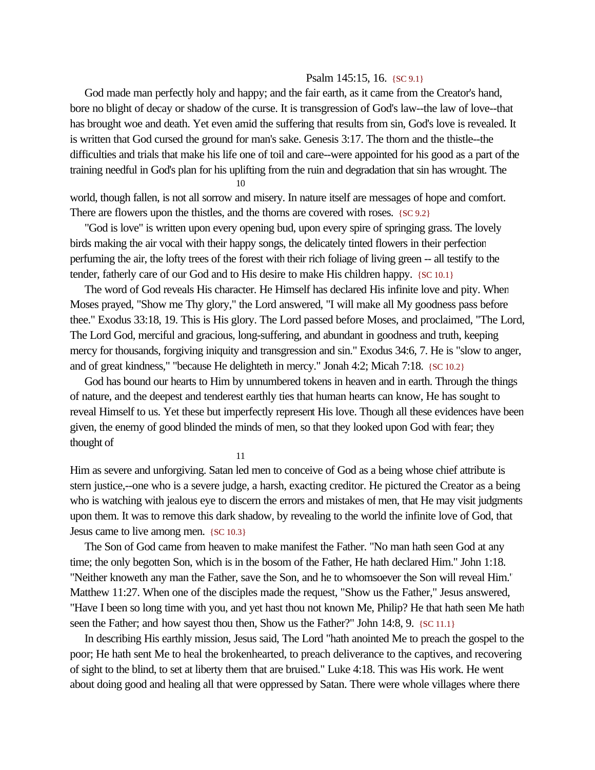Psalm 145:15, 16. {SC 9.1}

God made man perfectly holy and happy; and the fair earth, as it came from the Creator's hand, bore no blight of decay or shadow of the curse. It is transgression of God's law--the law of love--that has brought woe and death. Yet even amid the suffering that results from sin, God's love is revealed. It is written that God cursed the ground for man's sake. Genesis 3:17. The thorn and the thistle--the difficulties and trials that make his life one of toil and care--were appointed for his good as a part of the training needful in God's plan for his uplifting from the ruin and degradation that sin has wrought. The world, though fallen, is not all sorrow and misery. In nature itself are messages of hope and comfort. There are flowers upon the thistles, and the thorns are covered with roses. {SC 9.2}

"God is love" is written upon every opening bud, upon every spire of springing grass. The lovely birds making the air vocal with their happy songs, the delicately tinted flowers in their perfection perfuming the air, the lofty trees of the forest with their rich foliage of living green -- all testify to the tender, fatherly care of our God and to His desire to make His children happy. {SC 10.1}

The word of God reveals His character. He Himself has declared His infinite love and pity. When Moses prayed, "Show me Thy glory," the Lord answered, "I will make all My goodness pass before thee." Exodus 33:18, 19. This is His glory. The Lord passed before Moses, and proclaimed, "The Lord, The Lord God, merciful and gracious, long-suffering, and abundant in goodness and truth, keeping mercy for thousands, forgiving iniquity and transgression and sin." Exodus 34:6, 7. He is "slow to anger, and of great kindness," "because He delighteth in mercy." Jonah 4:2; Micah 7:18. {SC 10.2}

God has bound our hearts to Him by unnumbered tokens in heaven and in earth. Through the things of nature, and the deepest and tenderest earthly ties that human hearts can know, He has sought to reveal Himself to us. Yet these but imperfectly represent His love. Though all these evidences have been given, the enemy of good blinded the minds of men, so that they looked upon God with fear; they thought of Him as severe and unforgiving. Satan led men to conceive of God as a being whose chief attribute is stern justice,--one who is a severe judge, a harsh, exacting creditor. He pictured the Creator as a being who is watching with jealous eye to discern the errors and mistakes of men, that He may visit judgments upon them. It was to remove this dark shadow, by revealing to the world the infinite love of God, that Jesus came to live among men. {SC 10.3}

The Son of God came from heaven to make manifest the Father. "No man hath seen God at any time; the only begotten Son, which is in the bosom of the Father, He hath declared Him." John 1:18. "Neither knoweth any man the Father, save the Son, and he to whomsoever the Son will reveal Him." Matthew 11:27. When one of the disciples made the request, "Show us the Father," Jesus answered, "Have I been so long time with you, and yet hast thou not known Me, Philip? He that hath seen Me hath seen the Father; and how sayest thou then, Show us the Father?" John 14:8, 9. {SC 11.1}

In describing His earthly mission, Jesus said, The Lord "hath anointed Me to preach the gospel to the poor; He hath sent Me to heal the brokenhearted, to preach deliverance to the captives, and recovering of sight to the blind, to set at liberty them that are bruised." Luke 4:18. This was His work. He went about doing good and healing all that were oppressed by Satan. There were whole villages where there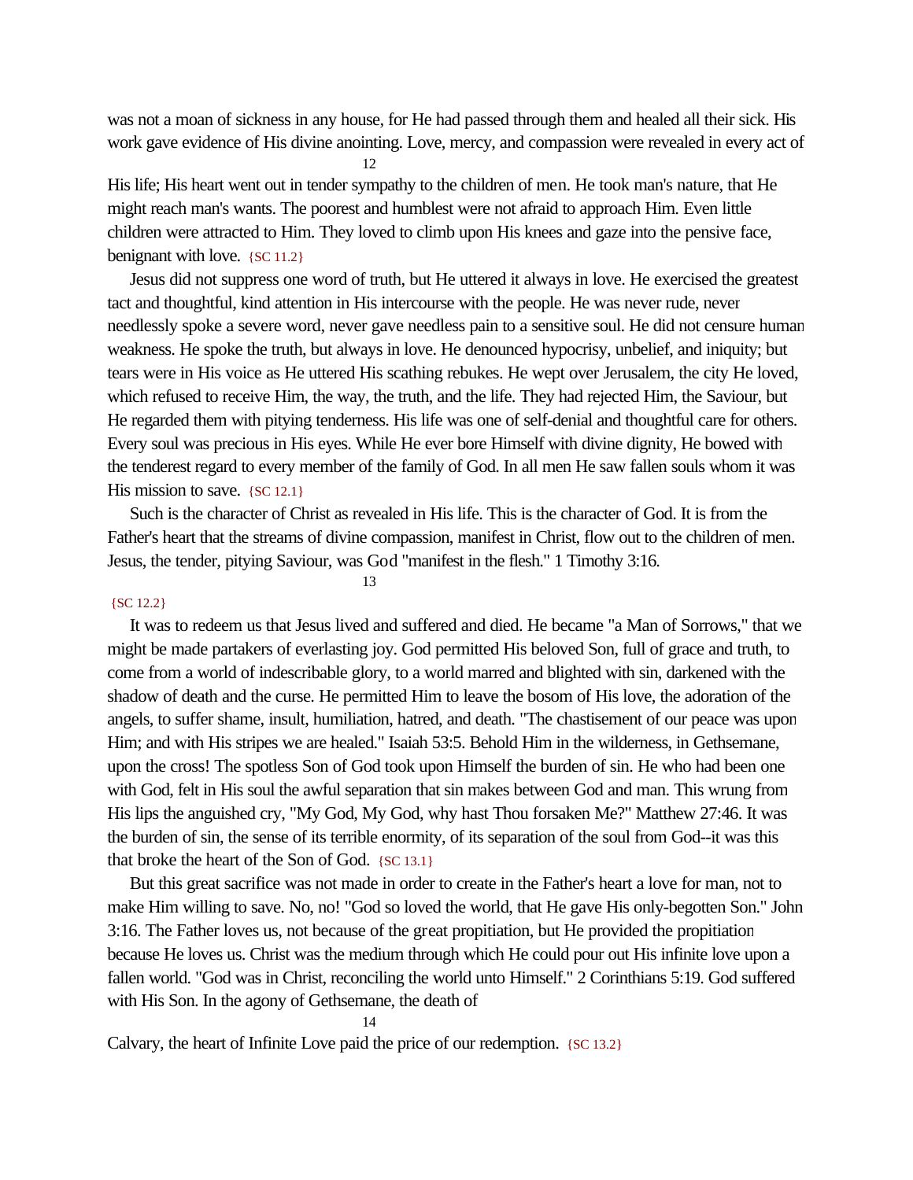was not a moan of sickness in any house, for He had passed through them and healed all their sick. His work gave evidence of His divine anointing. Love, mercy, and compassion were revealed in every act of His life; His heart went out in tender sympathy to the children of men. He took man's nature, that He might reach man's wants. The poorest and humblest were not afraid to approach Him. Even little children were attracted to Him. They loved to climb upon His knees and gaze into the pensive face, benignant with love. {SC 11.2}

Jesus did not suppress one word of truth, but He uttered it always in love. He exercised the greatest tact and thoughtful, kind attention in His intercourse with the people. He was never rude, never needlessly spoke a severe word, never gave needless pain to a sensitive soul. He did not censure human weakness. He spoke the truth, but always in love. He denounced hypocrisy, unbelief, and iniquity; but tears were in His voice as He uttered His scathing rebukes. He wept over Jerusalem, the city He loved, which refused to receive Him, the way, the truth, and the life. They had rejected Him, the Saviour, but He regarded them with pitying tenderness. His life was one of self-denial and thoughtful care for others. Every soul was precious in His eyes. While He ever bore Himself with divine dignity, He bowed with the tenderest regard to every member of the family of God. In all men He saw fallen souls whom it was His mission to save. {SC 12.1}

Such is the character of Christ as revealed in His life. This is the character of God. It is from the Father's heart that the streams of divine compassion, manifest in Christ, flow out to the children of men. Jesus, the tender, pitying Saviour, was God "manifest in the flesh." 1 Timothy 3:16. {SC 12.2}

It was to redeem us that Jesus lived and suffered and died. He became "a Man of Sorrows," that we might be made partakers of everlasting joy. God permitted His beloved Son, full of grace and truth, to come from a world of indescribable glory, to a world marred and blighted with sin, darkened with the shadow of death and the curse. He permitted Him to leave the bosom of His love, the adoration of the angels, to suffer shame, insult, humiliation, hatred, and death. "The chastisement of our peace was upon Him; and with His stripes we are healed." Isaiah 53:5. Behold Him in the wilderness, in Gethsemane, upon the cross! The spotless Son of God took upon Himself the burden of sin. He who had been one with God, felt in His soul the awful separation that sin makes between God and man. This wrung from His lips the anguished cry, "My God, My God, why hast Thou forsaken Me?" Matthew 27:46. It was the burden of sin, the sense of its terrible enormity, of its separation of the soul from God--it was this that broke the heart of the Son of God. {SC 13.1}

But this great sacrifice was not made in order to create in the Father's heart a love for man, not to make Him willing to save. No, no! "God so loved the world, that He gave His only-begotten Son." John 3:16. The Father loves us, not because of the great propitiation, but He provided the propitiation because He loves us. Christ was the medium through which He could pour out His infinite love upon a fallen world. "God was in Christ, reconciling the world unto Himself." 2 Corinthians 5:19. God suffered with His Son. In the agony of Gethsemane, the death of Calvary, the heart of Infinite Love paid the price of our redemption. {SC 13.2}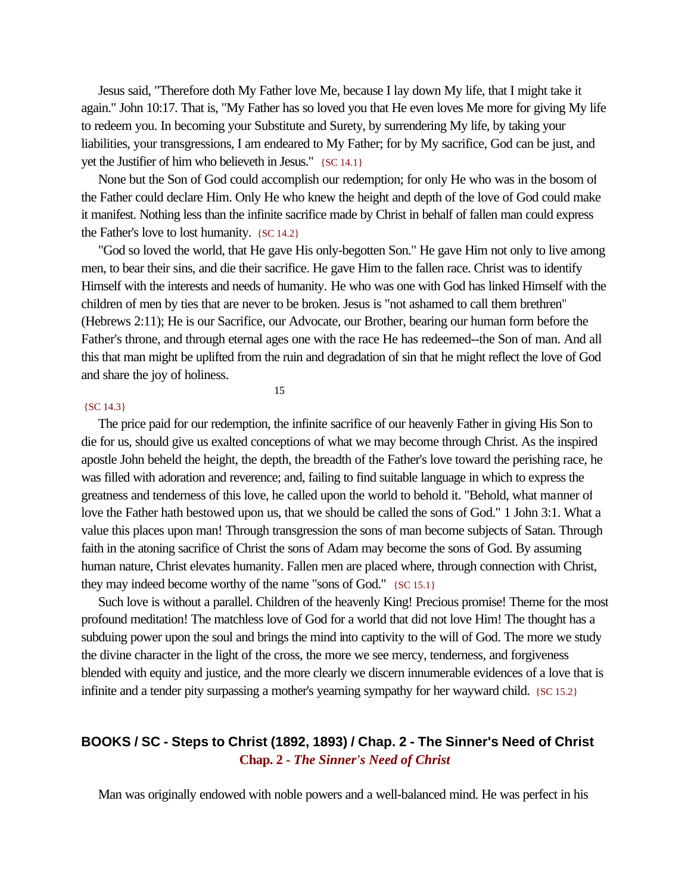Jesus said, "Therefore doth My Father love Me, because I lay down My life, that I might take it again." John 10:17. That is, "My Father has so loved you that He even loves Me more for giving My life to redeem you. In becoming your Substitute and Surety, by surrendering My life, by taking your liabilities, your transgressions, I am endeared to My Father; for by My sacrifice, God can be just, and yet the Justifier of him who believeth in Jesus." {SC 14.1}

None but the Son of God could accomplish our redemption; for only He who was in the bosom of the Father could declare Him. Only He who knew the height and depth of the love of God could make it manifest. Nothing less than the infinite sacrifice made by Christ in behalf of fallen man could express the Father's love to lost humanity. {SC 14.2}

"God so loved the world, that He gave His only-begotten Son." He gave Him not only to live among men, to bear their sins, and die their sacrifice. He gave Him to the fallen race. Christ was to identify Himself with the interests and needs of humanity. He who was one with God has linked Himself with the children of men by ties that are never to be broken. Jesus is "not ashamed to call them brethren" (Hebrews 2:11); He is our Sacrifice, our Advocate, our Brother, bearing our human form before the Father's throne, and through eternal ages one with the race He has redeemed--the Son of man. And all this that man might be uplifted from the ruin and degradation of sin that he might reflect the love of God and share the joy of holiness. {SC 14.3}

The price paid for our redemption, the infinite sacrifice of our heavenly Father in giving His Son to die for us, should give us exalted conceptions of what we may become through Christ. As the inspired apostle John beheld the height, the depth, the breadth of the Father's love toward the perishing race, he was filled with adoration and reverence; and, failing to find suitable language in which to express the greatness and tenderness of this love, he called upon the world to behold it. "Behold, what manner of love the Father hath bestowed upon us, that we should be called the sons of God." 1 John 3:1. What a value this places upon man! Through transgression the sons of man become subjects of Satan. Through faith in the atoning sacrifice of Christ the sons of Adam may become the sons of God. By assuming human nature, Christ elevates humanity. Fallen men are placed where, through connection with Christ, they may indeed become worthy of the name "sons of God." {SC 15.1}

Such love is without a parallel. Children of the heavenly King! Precious promise! Theme for the most profound meditation! The matchless love of God for a world that did not love Him! The thought has a subduing power upon the soul and brings the mind into captivity to the will of God. The more we study the divine character in the light of the cross, the more we see mercy, tenderness, and forgiveness blended with equity and justice, and the more clearly we discern innumerable evidences of a love that is infinite and a tender pity surpassing a mother's yearning sympathy for her wayward child. {SC 15.2}

## BOOKS / SC - Steps to Christ (1892, 1893) / Chap. 2 - The Sinner's Need of Christ

### Chap. 2 - *The Sinner's Need of Christ*

Man was originally endowed with noble powers and a well-balanced mind. He was perfect in his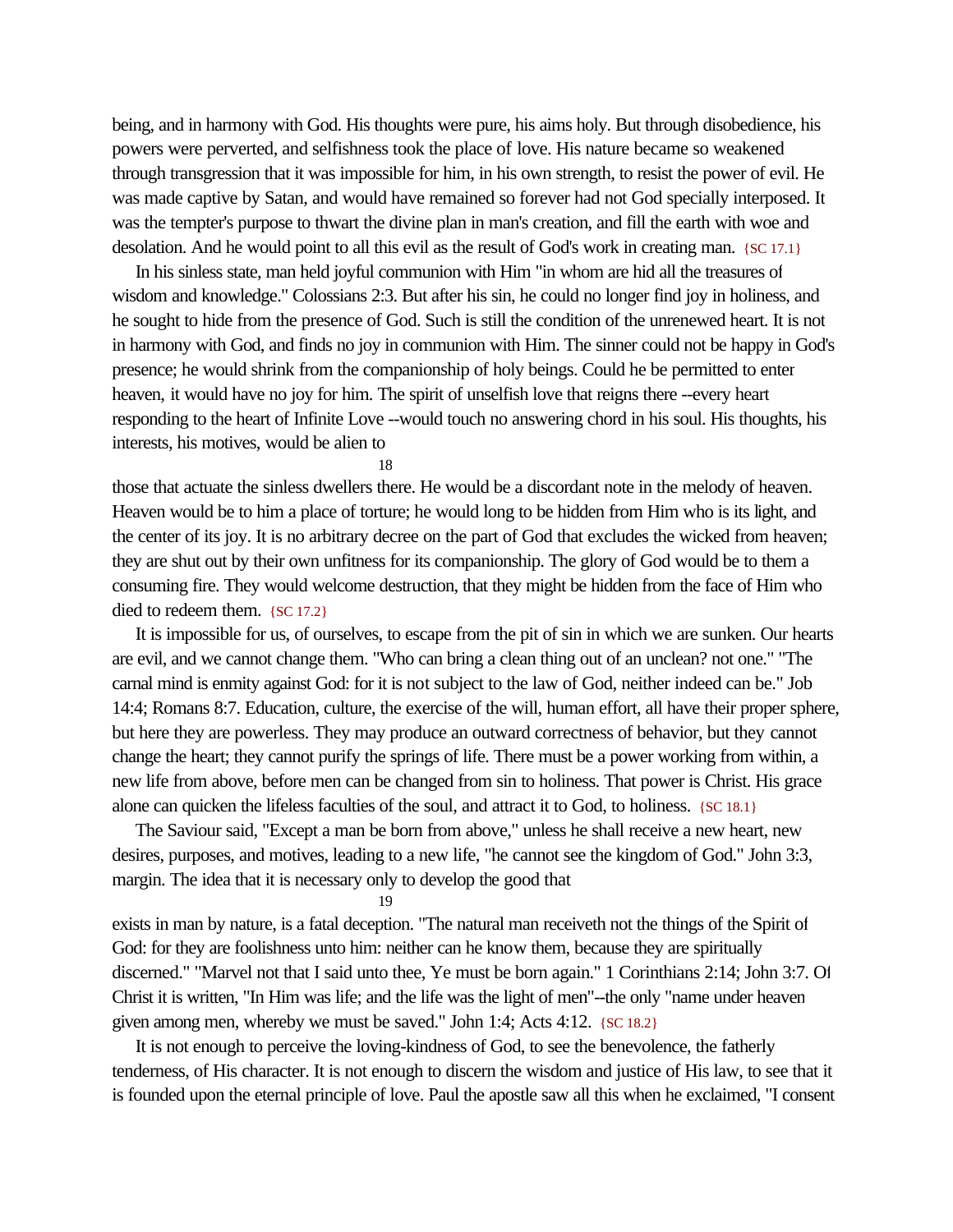being, and in harmony with God. His thoughts were pure, his aims holy. But through disobedience, his powers were perverted, and selfishness took the place of love. His nature became so weakened through transgression that it was impossible for him, in his own strength, to resist the power of evil. He was made captive by Satan, and would have remained so forever had not God specially interposed. It was the tempter's purpose to thwart the divine plan in man's creation, and fill the earth with woe and desolation. And he would point to all this evil as the result of God's work in creating man. {SC 17.1}

In his sinless state, man held joyful communion with Him "in whom are hid all the treasures of wisdom and knowledge." Colossians 2:3. But after his sin, he could no longer find joy in holiness, and he sought to hide from the presence of God. Such is still the condition of the unrenewed heart. It is not in harmony with God, and finds no joy in communion with Him. The sinner could not be happy in God's presence; he would shrink from the companionship of holy beings. Could he be permitted to enter heaven, it would have no joy for him. The spirit of unselfish love that reigns there --every heart responding to the heart of Infinite Love --would touch no answering chord in his soul. His thoughts, his interests, his motives, would be alien to those that actuate the sinless dwellers there. He would be a discordant note in the melody of heaven. Heaven would be to him a place of torture; he would long to be hidden from Him who is its light, and the center of its joy. It is no arbitrary decree on the part of God that excludes the wicked from heaven; they are shut out by their own unfitness for its companionship. The glory of God would be to them a consuming fire. They would welcome destruction, that they might be hidden from the face of Him who died to redeem them. {SC 17.2}

It is impossible for us, of ourselves, to escape from the pit of sin in which we are sunken. Our hearts are evil, and we cannot change them. "Who can bring a clean thing out of an unclean? not one." "The carnal mind is enmity against God: for it is not subject to the law of God, neither indeed can be." Job 14:4; Romans 8:7. Education, culture, the exercise of the will, human effort, all have their proper sphere, but here they are powerless. They may produce an outward correctness of behavior, but they cannot change the heart; they cannot purify the springs of life. There must be a power working from within, a new life from above, before men can be changed from sin to holiness. That power is Christ. His grace alone can quicken the lifeless faculties of the soul, and attract it to God, to holiness. {SC 18.1}

The Saviour said, "Except a man be born from above," unless he shall receive a new heart, new desires, purposes, and motives, leading to a new life, "he cannot see the kingdom of God." John 3:3, margin. The idea that it is necessary only to develop the good that exists in man by nature, is a fatal deception. "The natural man receiveth not the things of the Spirit of God: for they are foolishness unto him: neither can he know them, because they are spiritually discerned." "Marvel not that I said unto thee, Ye must be born again." 1 Corinthians 2:14; John 3:7. Of Christ it is written, "In Him was life; and the life was the light of men"--the only "name under heaven given among men, whereby we must be saved." John 1:4; Acts 4:12. {SC 18.2}

It is not enough to perceive the loving-kindness of God, to see the benevolence, the fatherly tenderness, of His character. It is not enough to discern the wisdom and justice of His law, to see that it is founded upon the eternal principle of love. Paul the apostle saw all this when he exclaimed, "I consent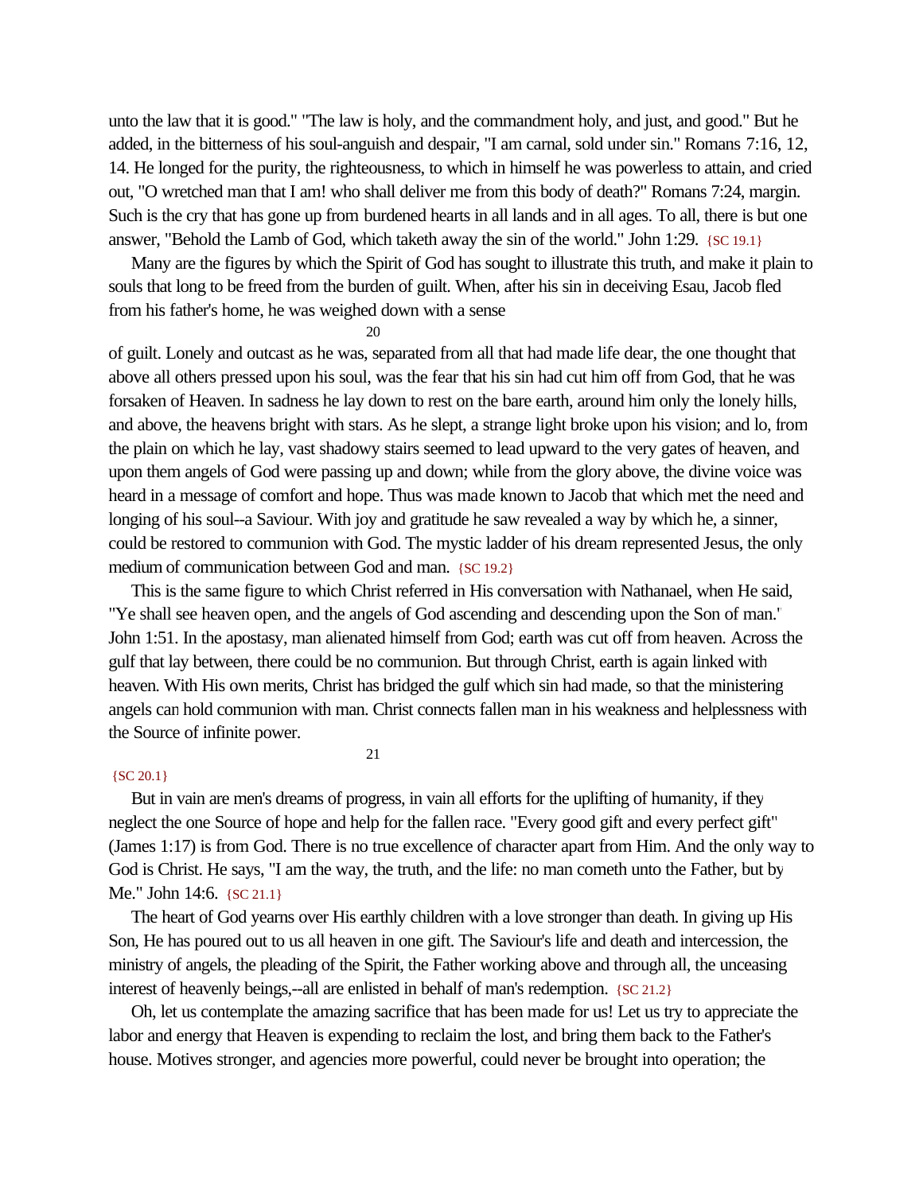unto the law that it is good." "The law is holy, and the commandment holy, and just, and good." But he added, in the bitterness of his soul-anguish and despair, "I am carnal, sold under sin." Romans 7:16, 12, 14. He longed for the purity, the righteousness, to which in himself he was powerless to attain, and cried out, "O wretched man that I am! who shall deliver me from this body of death?" Romans 7:24, margin. Such is the cry that has gone up from burdened hearts in all lands and in all ages. To all, there is but one answer, "Behold the Lamb of God, which taketh away the sin of the world." John 1:29. {SC 19.1}

Many are the figures by which the Spirit of God has sought to illustrate this truth, and make it plain to souls that long to be freed from the burden of guilt. When, after his sin in deceiving Esau, Jacob fled from his father's home, he was weighed down with a sense of guilt. Lonely and outcast as he was, separated from all that had made life dear, the one thought that above all others pressed upon his soul, was the fear that his sin had cut him off from God, that he was forsaken of Heaven. In sadness he lay down to rest on the bare earth, around him only the lonely hills, and above, the heavens bright with stars. As he slept, a strange light broke upon his vision; and lo, from the plain on which he lay, vast shadowy stairs seemed to lead upward to the very gates of heaven, and upon them angels of God were passing up and down; while from the glory above, the divine voice was heard in a message of comfort and hope. Thus was made known to Jacob that which met the need and longing of his soul--a Saviour. With joy and gratitude he saw revealed a way by which he, a sinner, could be restored to communion with God. The mystic ladder of his dream represented Jesus, the only medium of communication between God and man. {SC 19.2}

This is the same figure to which Christ referred in His conversation with Nathanael, when He said, "Ye shall see heaven open, and the angels of God ascending and descending upon the Son of man." John 1:51. In the apostasy, man alienated himself from God; earth was cut off from heaven. Across the gulf that lay between, there could be no communion. But through Christ, earth is again linked with heaven. With His own merits, Christ has bridged the gulf which sin had made, so that the ministering angels can hold communion with man. Christ connects fallen man in his weakness and helplessness with the Source of infinite power. {SC 20.1}

But in vain are men's dreams of progress, in vain all efforts for the uplifting of humanity, if they neglect the one Source of hope and help for the fallen race. "Every good gift and every perfect gift" (James 1:17) is from God. There is no true excellence of character apart from Him. And the only way to God is Christ. He says, "I am the way, the truth, and the life: no man cometh unto the Father, but by Me." John 14:6. {SC 21.1}

The heart of God yearns over His earthly children with a love stronger than death. In giving up His Son, He has poured out to us all heaven in one gift. The Saviour's life and death and intercession, the ministry of angels, the pleading of the Spirit, the Father working above and through all, the unceasing interest of heavenly beings,--all are enlisted in behalf of man's redemption. {SC 21.2}

Oh, let us contemplate the amazing sacrifice that has been made for us! Let us try to appreciate the labor and energy that Heaven is expending to reclaim the lost, and bring them back to the Father's house. Motives stronger, and agencies more powerful, could never be brought into operation; the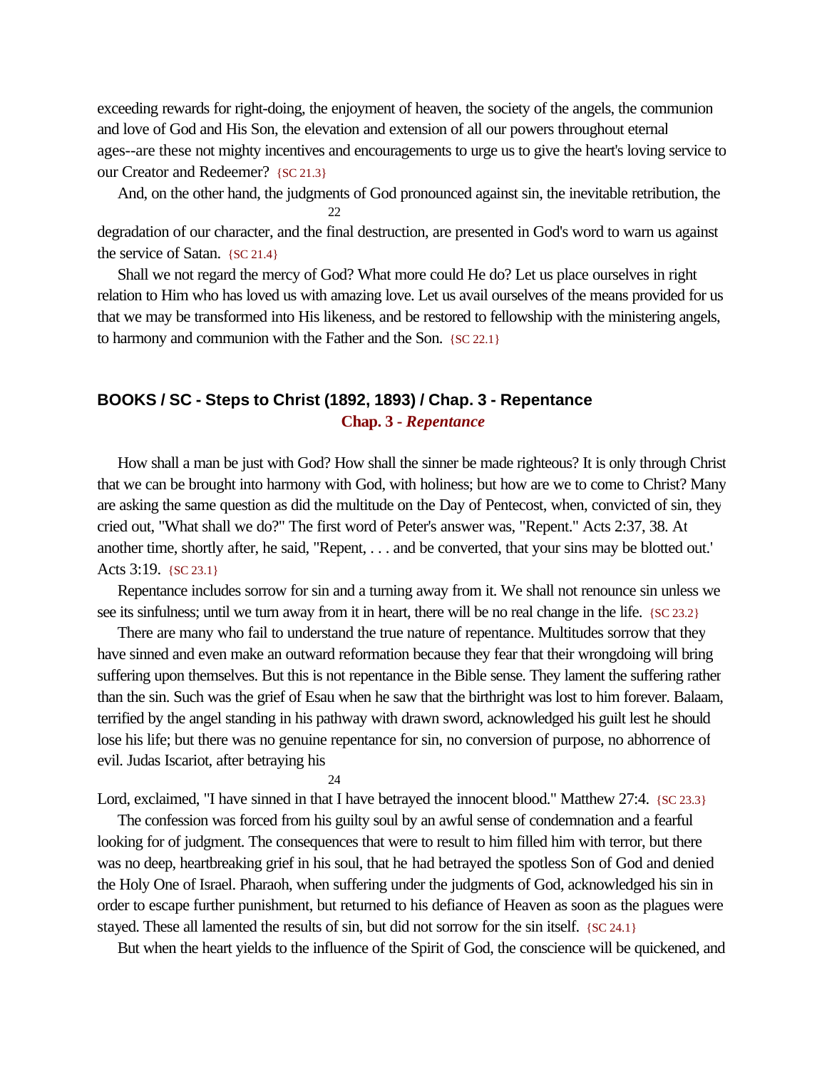exceeding rewards for right-doing, the enjoyment of heaven, the society of the angels, the communion and love of God and His Son, the elevation and extension of all our powers throughout eternal ages--are these not mighty incentives and encouragements to urge us to give the heart's loving service to our Creator and Redeemer? {SC 21.3}

And, on the other hand, the judgments of God pronounced against sin, the inevitable retribution, the degradation of our character, and the final destruction, are presented in God's word to warn us against the service of Satan. {SC 21.4}

Shall we not regard the mercy of God? What more could He do? Let us place ourselves in right relation to Him who has loved us with amazing love. Let us avail ourselves of the means provided for us that we may be transformed into His likeness, and be restored to fellowship with the ministering angels, to harmony and communion with the Father and the Son. {SC 22.1}

## BOOKS / SC - Steps to Christ (1892, 1893) / Chap. 3 - Repentance

### Chap. 3 - *Repentance*

How shall a man be just with God? How shall the sinner be made righteous? It is only through Christ that we can be brought into harmony with God, with holiness; but how are we to come to Christ? Many are asking the same question as did the multitude on the Day of Pentecost, when, convicted of sin, they cried out, "What shall we do?" The first word of Peter's answer was, "Repent." Acts 2:37, 38. At another time, shortly after, he said, "Repent, . . . and be converted, that your sins may be blotted out." Acts 3:19. {SC 23.1}

Repentance includes sorrow for sin and a turning away from it. We shall not renounce sin unless we see its sinfulness; until we turn away from it in heart, there will be no real change in the life. {SC 23.2}

There are many who fail to understand the true nature of repentance. Multitudes sorrow that they have sinned and even make an outward reformation because they fear that their wrongdoing will bring suffering upon themselves. But this is not repentance in the Bible sense. They lament the suffering rather than the sin. Such was the grief of Esau when he saw that the birthright was lost to him forever. Balaam, terrified by the angel standing in his pathway with drawn sword, acknowledged his guilt lest he should lose his life; but there was no genuine repentance for sin, no conversion of purpose, no abhorrence of evil. Judas Iscariot, after betraying his Lord, exclaimed, "I have sinned in that I have betrayed the innocent blood." Matthew 27:4. {SC 23.3}

The confession was forced from his guilty soul by an awful sense of condemnation and a fearful looking for of judgment. The consequences that were to result to him filled him with terror, but there was no deep, heartbreaking grief in his soul, that he had betrayed the spotless Son of God and denied the Holy One of Israel. Pharaoh, when suffering under the judgments of God, acknowledged his sin in order to escape further punishment, but returned to his defiance of Heaven as soon as the plagues were stayed. These all lamented the results of sin, but did not sorrow for the sin itself. {SC 24.1}

But when the heart yields to the influence of the Spirit of God, the conscience will be quickened, and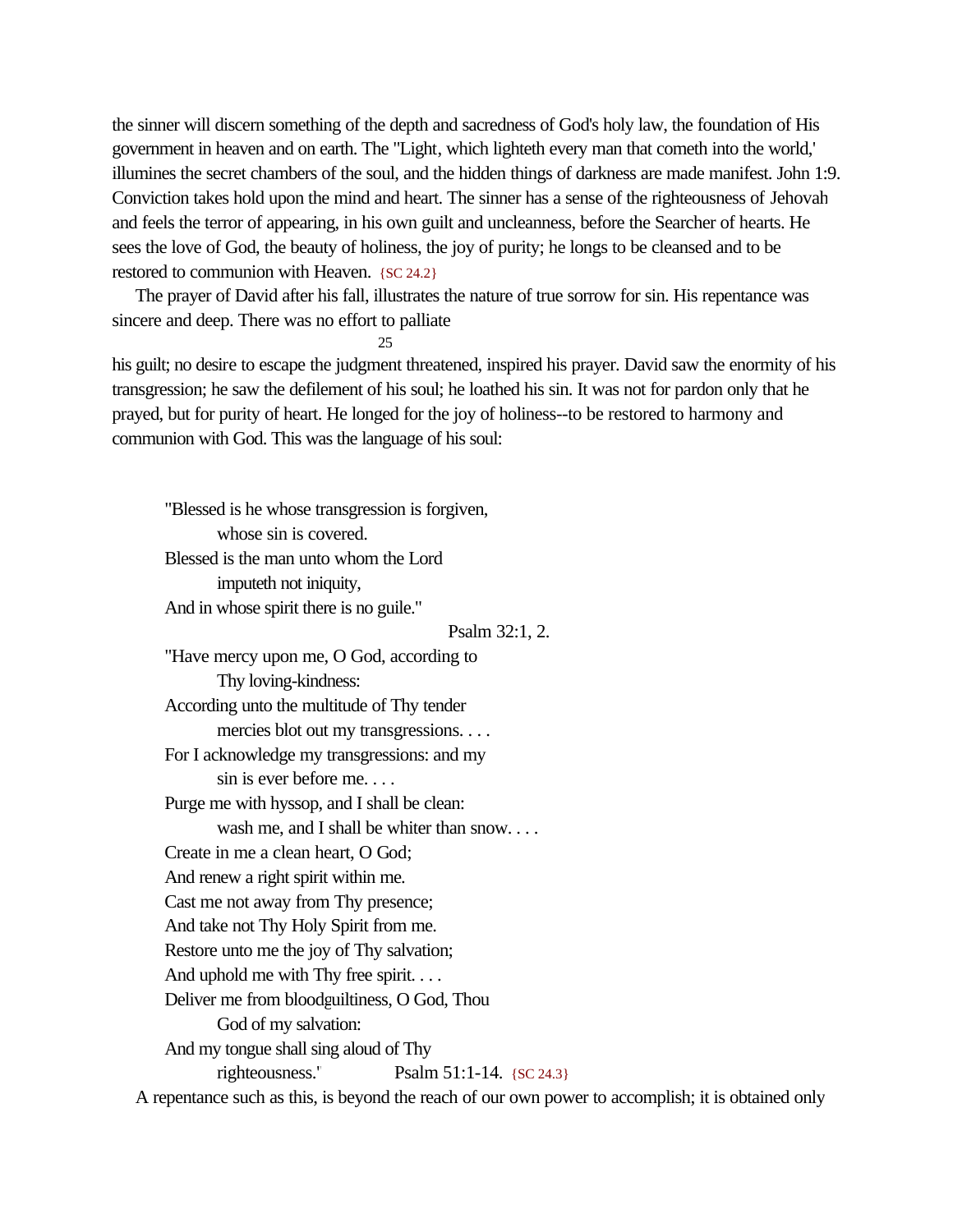the sinner will discern something of the depth and sacredness of God's holy law, the foundation of His government in heaven and on earth. The "Light, which lighteth every man that cometh into the world,' illumines the secret chambers of the soul, and the hidden things of darkness are made manifest. John 1:9. Conviction takes hold upon the mind and heart. The sinner has a sense of the righteousness of Jehovah and feels the terror of appearing, in his own guilt and uncleanness, before the Searcher of hearts. He sees the love of God, the beauty of holiness, the joy of purity; he longs to be cleansed and to be restored to communion with Heaven. {SC 24.2}

The prayer of David after his fall, illustrates the nature of true sorrow for sin. His repentance was sincere and deep. There was no effort to palliate his guilt; no desire to escape the judgment threatened, inspired his prayer. David saw the enormity of his transgression; he saw the defilement of his soul; he loathed his sin. It was not for pardon only that he prayed, but for purity of heart. He longed for the joy of holiness--to be restored to harmony and communion with God. This was the language of his soul:

> "Blessed is he whose transgression is forgiven,
> whose sin is covered.
> Blessed is the man unto whom the Lord
> imputeth not iniquity,
> And in whose spirit there is no guile."
> Psalm 32:1, 2.
>
> "Have mercy upon me, O God, according to
> Thy loving-kindness:
> According unto the multitude of Thy tender
> mercies blot out my transgressions. . . .
> For I acknowledge my transgressions: and my
> sin is ever before me. . . .
> Purge me with hyssop, and I shall be clean:
> wash me, and I shall be whiter than snow. . . .
> Create in me a clean heart, O God;
> And renew a right spirit within me.
> Cast me not away from Thy presence;
> And take not Thy Holy Spirit from me.
> Restore unto me the joy of Thy salvation;
> And uphold me with Thy free spirit. . . .
> Deliver me from bloodguiltiness, O God, Thou
> God of my salvation:
> And my tongue shall sing aloud of Thy
> righteousness.' Psalm 51:1-14. {SC 24.3}

A repentance such as this, is beyond the reach of our own power to accomplish; it is obtained only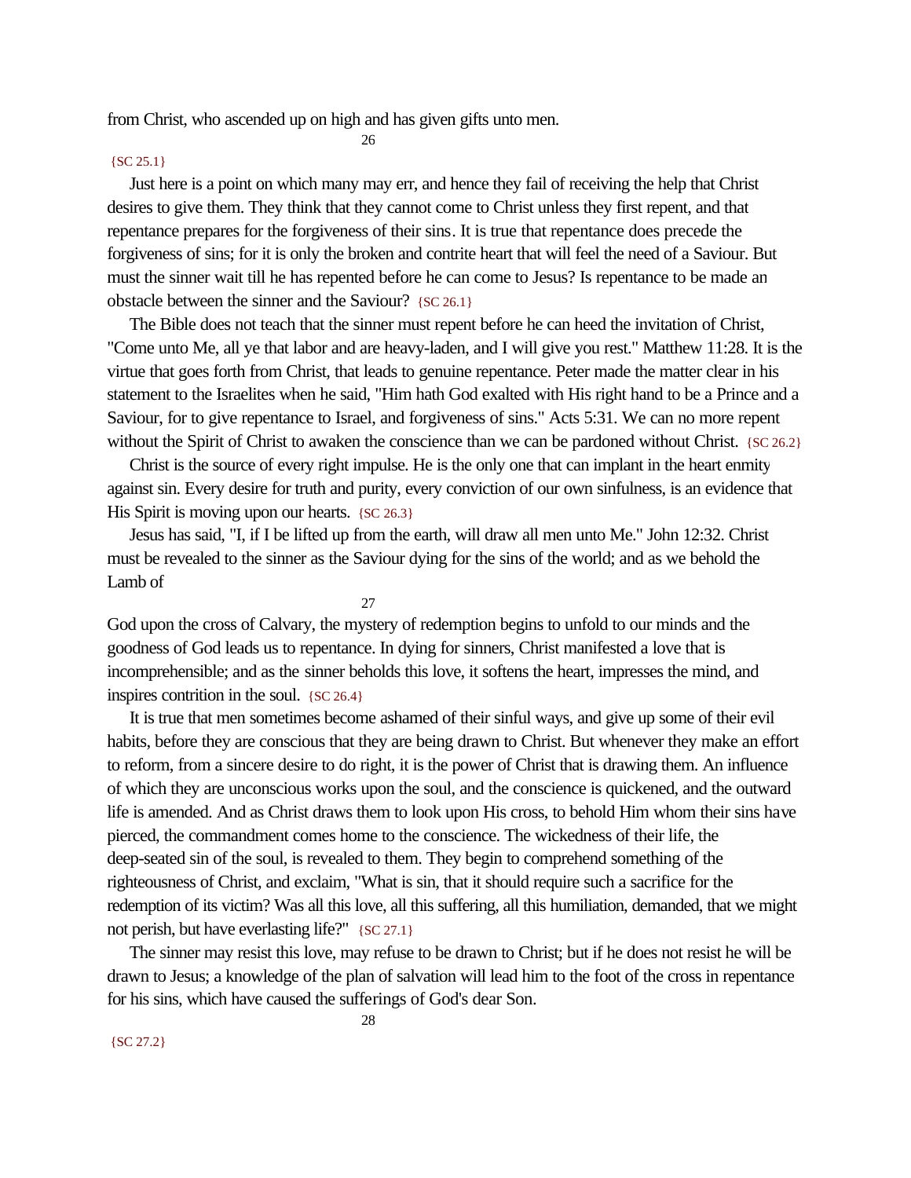from Christ, who ascended up on high and has given gifts unto men. {SC 25.1}

Just here is a point on which many may err, and hence they fail of receiving the help that Christ desires to give them. They think that they cannot come to Christ unless they first repent, and that repentance prepares for the forgiveness of their sins. It is true that repentance does precede the forgiveness of sins; for it is only the broken and contrite heart that will feel the need of a Saviour. But must the sinner wait till he has repented before he can come to Jesus? Is repentance to be made an obstacle between the sinner and the Saviour? {SC 26.1}

The Bible does not teach that the sinner must repent before he can heed the invitation of Christ, "Come unto Me, all ye that labor and are heavy-laden, and I will give you rest." Matthew 11:28. It is the virtue that goes forth from Christ, that leads to genuine repentance. Peter made the matter clear in his statement to the Israelites when he said, "Him hath God exalted with His right hand to be a Prince and a Saviour, for to give repentance to Israel, and forgiveness of sins." Acts 5:31. We can no more repent without the Spirit of Christ to awaken the conscience than we can be pardoned without Christ. {SC 26.2}

Christ is the source of every right impulse. He is the only one that can implant in the heart enmity against sin. Every desire for truth and purity, every conviction of our own sinfulness, is an evidence that His Spirit is moving upon our hearts. {SC 26.3}

Jesus has said, "I, if I be lifted up from the earth, will draw all men unto Me." John 12:32. Christ must be revealed to the sinner as the Saviour dying for the sins of the world; and as we behold the Lamb of God upon the cross of Calvary, the mystery of redemption begins to unfold to our minds and the goodness of God leads us to repentance. In dying for sinners, Christ manifested a love that is incomprehensible; and as the sinner beholds this love, it softens the heart, impresses the mind, and inspires contrition in the soul. {SC 26.4}

It is true that men sometimes become ashamed of their sinful ways, and give up some of their evil habits, before they are conscious that they are being drawn to Christ. But whenever they make an effort to reform, from a sincere desire to do right, it is the power of Christ that is drawing them. An influence of which they are unconscious works upon the soul, and the conscience is quickened, and the outward life is amended. And as Christ draws them to look upon His cross, to behold Him whom their sins have pierced, the commandment comes home to the conscience. The wickedness of their life, the deep-seated sin of the soul, is revealed to them. They begin to comprehend something of the righteousness of Christ, and exclaim, "What is sin, that it should require such a sacrifice for the redemption of its victim? Was all this love, all this suffering, all this humiliation, demanded, that we might not perish, but have everlasting life?" {SC 27.1}

The sinner may resist this love, may refuse to be drawn to Christ; but if he does not resist he will be drawn to Jesus; a knowledge of the plan of salvation will lead him to the foot of the cross in repentance for his sins, which have caused the sufferings of God's dear Son. {SC 27.2}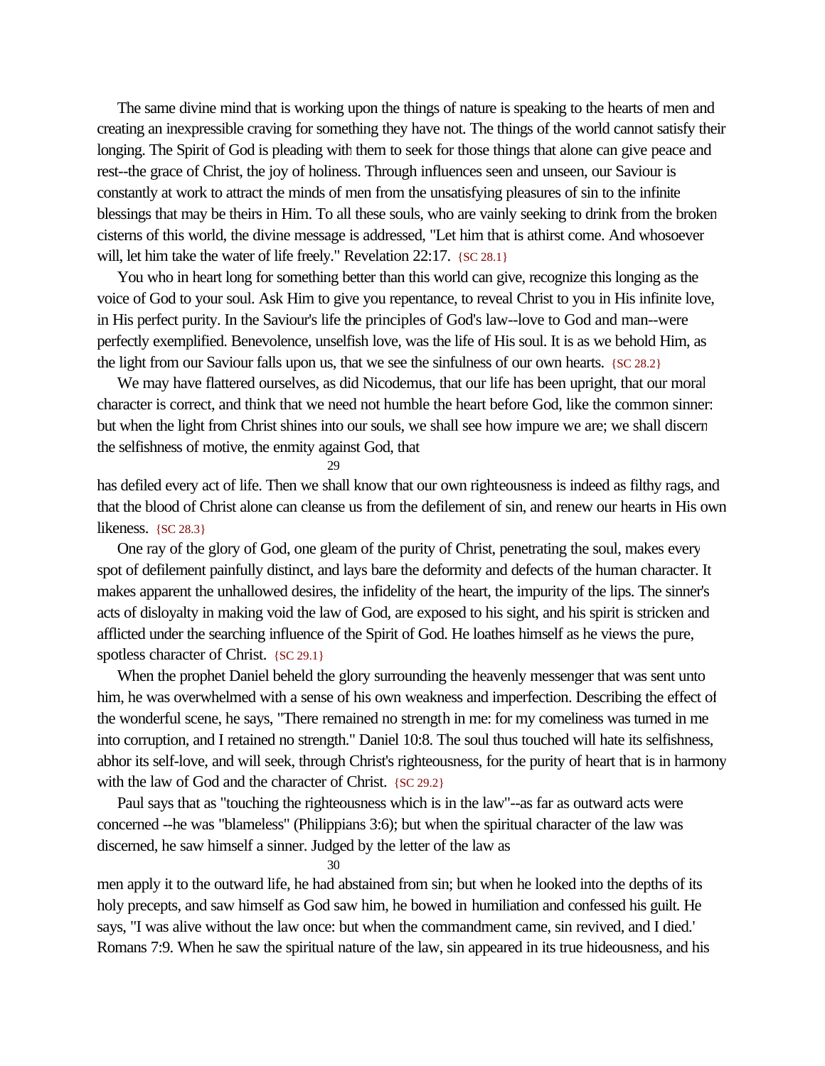The same divine mind that is working upon the things of nature is speaking to the hearts of men and creating an inexpressible craving for something they have not. The things of the world cannot satisfy their longing. The Spirit of God is pleading with them to seek for those things that alone can give peace and rest--the grace of Christ, the joy of holiness. Through influences seen and unseen, our Saviour is constantly at work to attract the minds of men from the unsatisfying pleasures of sin to the infinite blessings that may be theirs in Him. To all these souls, who are vainly seeking to drink from the broken cisterns of this world, the divine message is addressed, "Let him that is athirst come. And whosoever will, let him take the water of life freely." Revelation 22:17. {SC 28.1}

You who in heart long for something better than this world can give, recognize this longing as the voice of God to your soul. Ask Him to give you repentance, to reveal Christ to you in His infinite love, in His perfect purity. In the Saviour's life the principles of God's law--love to God and man--were perfectly exemplified. Benevolence, unselfish love, was the life of His soul. It is as we behold Him, as the light from our Saviour falls upon us, that we see the sinfulness of our own hearts. {SC 28.2}

We may have flattered ourselves, as did Nicodemus, that our life has been upright, that our moral character is correct, and think that we need not humble the heart before God, like the common sinner: but when the light from Christ shines into our souls, we shall see how impure we are; we shall discern the selfishness of motive, the enmity against God, that has defiled every act of life. Then we shall know that our own righteousness is indeed as filthy rags, and that the blood of Christ alone can cleanse us from the defilement of sin, and renew our hearts in His own likeness. {SC 28.3}

One ray of the glory of God, one gleam of the purity of Christ, penetrating the soul, makes every spot of defilement painfully distinct, and lays bare the deformity and defects of the human character. It makes apparent the unhallowed desires, the infidelity of the heart, the impurity of the lips. The sinner's acts of disloyalty in making void the law of God, are exposed to his sight, and his spirit is stricken and afflicted under the searching influence of the Spirit of God. He loathes himself as he views the pure, spotless character of Christ. {SC 29.1}

When the prophet Daniel beheld the glory surrounding the heavenly messenger that was sent unto him, he was overwhelmed with a sense of his own weakness and imperfection. Describing the effect of the wonderful scene, he says, "There remained no strength in me: for my comeliness was turned in me into corruption, and I retained no strength." Daniel 10:8. The soul thus touched will hate its selfishness, abhor its self-love, and will seek, through Christ's righteousness, for the purity of heart that is in harmony with the law of God and the character of Christ. {SC 29.2}

Paul says that as "touching the righteousness which is in the law"--as far as outward acts were concerned --he was "blameless" (Philippians 3:6); but when the spiritual character of the law was discerned, he saw himself a sinner. Judged by the letter of the law as men apply it to the outward life, he had abstained from sin; but when he looked into the depths of its holy precepts, and saw himself as God saw him, he bowed in humiliation and confessed his guilt. He says, "I was alive without the law once: but when the commandment came, sin revived, and I died." Romans 7:9. When he saw the spiritual nature of the law, sin appeared in its true hideousness, and his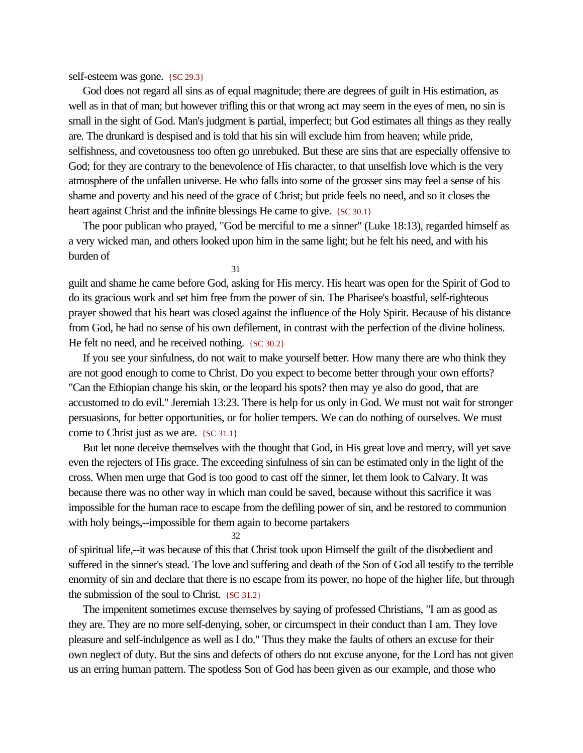self-esteem was gone. {SC 29.3}

God does not regard all sins as of equal magnitude; there are degrees of guilt in His estimation, as well as in that of man; but however trifling this or that wrong act may seem in the eyes of men, no sin is small in the sight of God. Man's judgment is partial, imperfect; but God estimates all things as they really are. The drunkard is despised and is told that his sin will exclude him from heaven; while pride, selfishness, and covetousness too often go unrebuked. But these are sins that are especially offensive to God; for they are contrary to the benevolence of His character, to that unselfish love which is the very atmosphere of the unfallen universe. He who falls into some of the grosser sins may feel a sense of his shame and poverty and his need of the grace of Christ; but pride feels no need, and so it closes the heart against Christ and the infinite blessings He came to give. {SC 30.1}

The poor publican who prayed, "God be merciful to me a sinner" (Luke 18:13), regarded himself as a very wicked man, and others looked upon him in the same light; but he felt his need, and with his burden of guilt and shame he came before God, asking for His mercy. His heart was open for the Spirit of God to do its gracious work and set him free from the power of sin. The Pharisee's boastful, self-righteous prayer showed that his heart was closed against the influence of the Holy Spirit. Because of his distance from God, he had no sense of his own defilement, in contrast with the perfection of the divine holiness. He felt no need, and he received nothing. {SC 30.2}

If you see your sinfulness, do not wait to make yourself better. How many there are who think they are not good enough to come to Christ. Do you expect to become better through your own efforts? "Can the Ethiopian change his skin, or the leopard his spots? then may ye also do good, that are accustomed to do evil." Jeremiah 13:23. There is help for us only in God. We must not wait for stronger persuasions, for better opportunities, or for holier tempers. We can do nothing of ourselves. We must come to Christ just as we are. {SC 31.1}

But let none deceive themselves with the thought that God, in His great love and mercy, will yet save even the rejecters of His grace. The exceeding sinfulness of sin can be estimated only in the light of the cross. When men urge that God is too good to cast off the sinner, let them look to Calvary. It was because there was no other way in which man could be saved, because without this sacrifice it was impossible for the human race to escape from the defiling power of sin, and be restored to communion with holy beings,--impossible for them again to become partakers of spiritual life,--it was because of this that Christ took upon Himself the guilt of the disobedient and suffered in the sinner's stead. The love and suffering and death of the Son of God all testify to the terrible enormity of sin and declare that there is no escape from its power, no hope of the higher life, but through the submission of the soul to Christ. {SC 31.2}

The impenitent sometimes excuse themselves by saying of professed Christians, "I am as good as they are. They are no more self-denying, sober, or circumspect in their conduct than I am. They love pleasure and self-indulgence as well as I do." Thus they make the faults of others an excuse for their own neglect of duty. But the sins and defects of others do not excuse anyone, for the Lord has not given us an erring human pattern. The spotless Son of God has been given as our example, and those who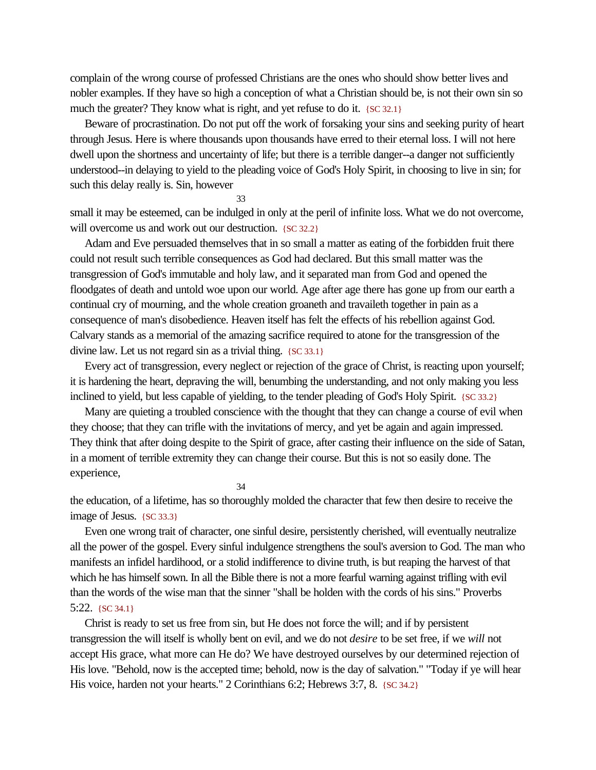complain of the wrong course of professed Christians are the ones who should show better lives and nobler examples. If they have so high a conception of what a Christian should be, is not their own sin so much the greater? They know what is right, and yet refuse to do it. {SC 32.1}

Beware of procrastination. Do not put off the work of forsaking your sins and seeking purity of heart through Jesus. Here is where thousands upon thousands have erred to their eternal loss. I will not here dwell upon the shortness and uncertainty of life; but there is a terrible danger--a danger not sufficiently understood--in delaying to yield to the pleading voice of God's Holy Spirit, in choosing to live in sin; for such this delay really is. Sin, however small it may be esteemed, can be indulged in only at the peril of infinite loss. What we do not overcome, will overcome us and work out our destruction. {SC 32.2}

Adam and Eve persuaded themselves that in so small a matter as eating of the forbidden fruit there could not result such terrible consequences as God had declared. But this small matter was the transgression of God's immutable and holy law, and it separated man from God and opened the floodgates of death and untold woe upon our world. Age after age there has gone up from our earth a continual cry of mourning, and the whole creation groaneth and travaileth together in pain as a consequence of man's disobedience. Heaven itself has felt the effects of his rebellion against God. Calvary stands as a memorial of the amazing sacrifice required to atone for the transgression of the divine law. Let us not regard sin as a trivial thing. {SC 33.1}

Every act of transgression, every neglect or rejection of the grace of Christ, is reacting upon yourself; it is hardening the heart, depraving the will, benumbing the understanding, and not only making you less inclined to yield, but less capable of yielding, to the tender pleading of God's Holy Spirit. {SC 33.2}

Many are quieting a troubled conscience with the thought that they can change a course of evil when they choose; that they can trifle with the invitations of mercy, and yet be again and again impressed. They think that after doing despite to the Spirit of grace, after casting their influence on the side of Satan, in a moment of terrible extremity they can change their course. But this is not so easily done. The experience, the education, of a lifetime, has so thoroughly molded the character that few then desire to receive the image of Jesus. {SC 33.3}

Even one wrong trait of character, one sinful desire, persistently cherished, will eventually neutralize all the power of the gospel. Every sinful indulgence strengthens the soul's aversion to God. The man who manifests an infidel hardihood, or a stolid indifference to divine truth, is but reaping the harvest of that which he has himself sown. In all the Bible there is not a more fearful warning against trifling with evil than the words of the wise man that the sinner "shall be holden with the cords of his sins." Proverbs 5:22. {SC 34.1}

Christ is ready to set us free from sin, but He does not force the will; and if by persistent transgression the will itself is wholly bent on evil, and we do not *desire* to be set free, if we *will* not accept His grace, what more can He do? We have destroyed ourselves by our determined rejection of His love. "Behold, now is the accepted time; behold, now is the day of salvation." "Today if ye will hear His voice, harden not your hearts." 2 Corinthians 6:2; Hebrews 3:7, 8. {SC 34.2}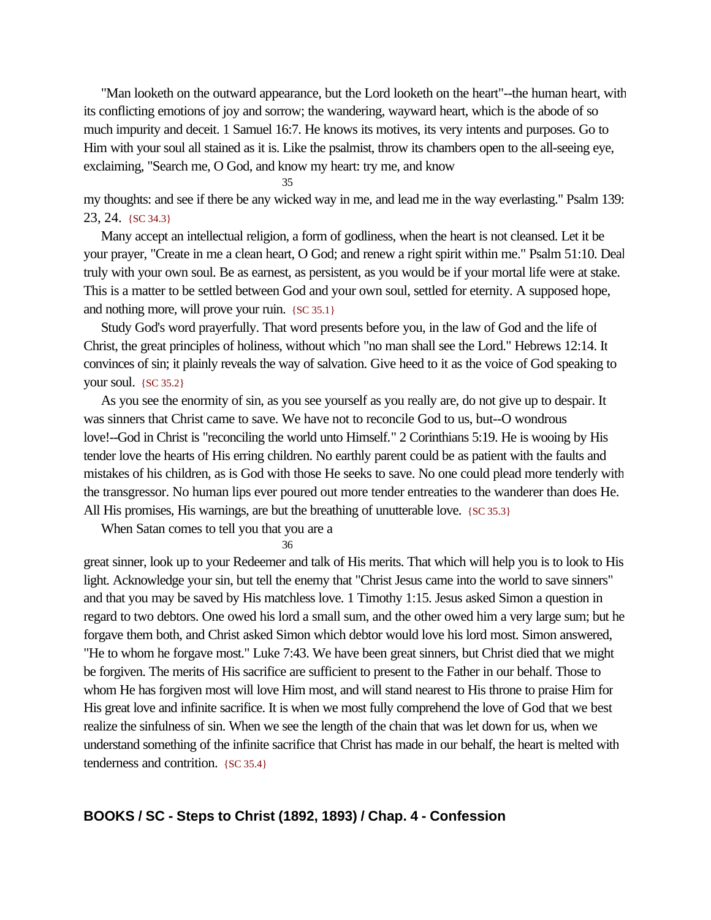"Man looketh on the outward appearance, but the Lord looketh on the heart"--the human heart, with its conflicting emotions of joy and sorrow; the wandering, wayward heart, which is the abode of so much impurity and deceit. 1 Samuel 16:7. He knows its motives, its very intents and purposes. Go to Him with your soul all stained as it is. Like the psalmist, throw its chambers open to the all-seeing eye, exclaiming, "Search me, O God, and know my heart: try me, and know my thoughts: and see if there be any wicked way in me, and lead me in the way everlasting." Psalm 139: 23, 24. {SC 34.3}

Many accept an intellectual religion, a form of godliness, when the heart is not cleansed. Let it be your prayer, "Create in me a clean heart, O God; and renew a right spirit within me." Psalm 51:10. Deal truly with your own soul. Be as earnest, as persistent, as you would be if your mortal life were at stake. This is a matter to be settled between God and your own soul, settled for eternity. A supposed hope, and nothing more, will prove your ruin. {SC 35.1}

Study God's word prayerfully. That word presents before you, in the law of God and the life of Christ, the great principles of holiness, without which "no man shall see the Lord." Hebrews 12:14. It convinces of sin; it plainly reveals the way of salvation. Give heed to it as the voice of God speaking to your soul. {SC 35.2}

As you see the enormity of sin, as you see yourself as you really are, do not give up to despair. It was sinners that Christ came to save. We have not to reconcile God to us, but--O wondrous love!--God in Christ is "reconciling the world unto Himself." 2 Corinthians 5:19. He is wooing by His tender love the hearts of His erring children. No earthly parent could be as patient with the faults and mistakes of his children, as is God with those He seeks to save. No one could plead more tenderly with the transgressor. No human lips ever poured out more tender entreaties to the wanderer than does He. All His promises, His warnings, are but the breathing of unutterable love. {SC 35.3}

When Satan comes to tell you that you are a great sinner, look up to your Redeemer and talk of His merits. That which will help you is to look to His light. Acknowledge your sin, but tell the enemy that "Christ Jesus came into the world to save sinners" and that you may be saved by His matchless love. 1 Timothy 1:15. Jesus asked Simon a question in regard to two debtors. One owed his lord a small sum, and the other owed him a very large sum; but he forgave them both, and Christ asked Simon which debtor would love his lord most. Simon answered, "He to whom he forgave most." Luke 7:43. We have been great sinners, but Christ died that we might be forgiven. The merits of His sacrifice are sufficient to present to the Father in our behalf. Those to whom He has forgiven most will love Him most, and will stand nearest to His throne to praise Him for His great love and infinite sacrifice. It is when we most fully comprehend the love of God that we best realize the sinfulness of sin. When we see the length of the chain that was let down for us, when we understand something of the infinite sacrifice that Christ has made in our behalf, the heart is melted with tenderness and contrition. {SC 35.4}

## BOOKS / SC - Steps to Christ (1892, 1893) / Chap. 4 - Confession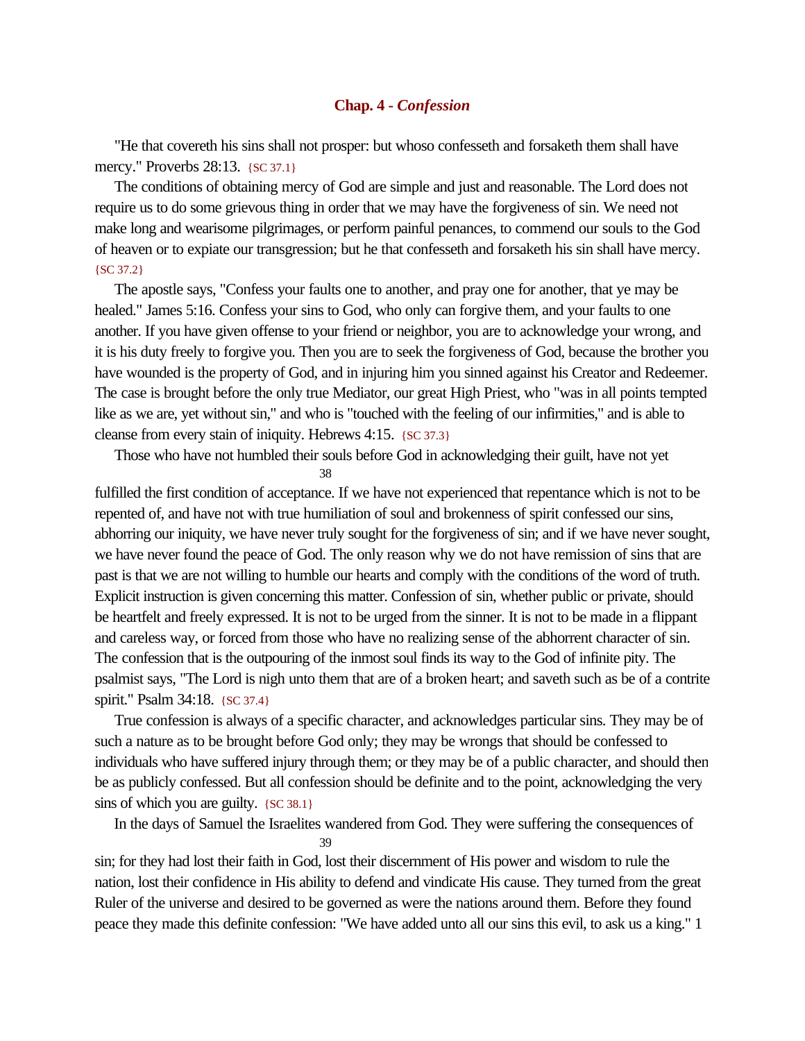## Chap. 4 - *Confession*

"He that covereth his sins shall not prosper: but whoso confesseth and forsaketh them shall have mercy." Proverbs 28:13. {SC 37.1}

The conditions of obtaining mercy of God are simple and just and reasonable. The Lord does not require us to do some grievous thing in order that we may have the forgiveness of sin. We need not make long and wearisome pilgrimages, or perform painful penances, to commend our souls to the God of heaven or to expiate our transgression; but he that confesseth and forsaketh his sin shall have mercy. {SC 37.2}

The apostle says, "Confess your faults one to another, and pray one for another, that ye may be healed." James 5:16. Confess your sins to God, who only can forgive them, and your faults to one another. If you have given offense to your friend or neighbor, you are to acknowledge your wrong, and it is his duty freely to forgive you. Then you are to seek the forgiveness of God, because the brother you have wounded is the property of God, and in injuring him you sinned against his Creator and Redeemer. The case is brought before the only true Mediator, our great High Priest, who "was in all points tempted like as we are, yet without sin," and who is "touched with the feeling of our infirmities," and is able to cleanse from every stain of iniquity. Hebrews 4:15. {SC 37.3}

Those who have not humbled their souls before God in acknowledging their guilt, have not yet fulfilled the first condition of acceptance. If we have not experienced that repentance which is not to be repented of, and have not with true humiliation of soul and brokenness of spirit confessed our sins, abhorring our iniquity, we have never truly sought for the forgiveness of sin; and if we have never sought, we have never found the peace of God. The only reason why we do not have remission of sins that are past is that we are not willing to humble our hearts and comply with the conditions of the word of truth. Explicit instruction is given concerning this matter. Confession of sin, whether public or private, should be heartfelt and freely expressed. It is not to be urged from the sinner. It is not to be made in a flippant and careless way, or forced from those who have no realizing sense of the abhorrent character of sin. The confession that is the outpouring of the inmost soul finds its way to the God of infinite pity. The psalmist says, "The Lord is nigh unto them that are of a broken heart; and saveth such as be of a contrite spirit." Psalm 34:18. {SC 37.4}

True confession is always of a specific character, and acknowledges particular sins. They may be of such a nature as to be brought before God only; they may be wrongs that should be confessed to individuals who have suffered injury through them; or they may be of a public character, and should then be as publicly confessed. But all confession should be definite and to the point, acknowledging the very sins of which you are guilty. {SC 38.1}

In the days of Samuel the Israelites wandered from God. They were suffering the consequences of sin; for they had lost their faith in God, lost their discernment of His power and wisdom to rule the nation, lost their confidence in His ability to defend and vindicate His cause. They turned from the great Ruler of the universe and desired to be governed as were the nations around them. Before they found peace they made this definite confession: "We have added unto all our sins this evil, to ask us a king." 1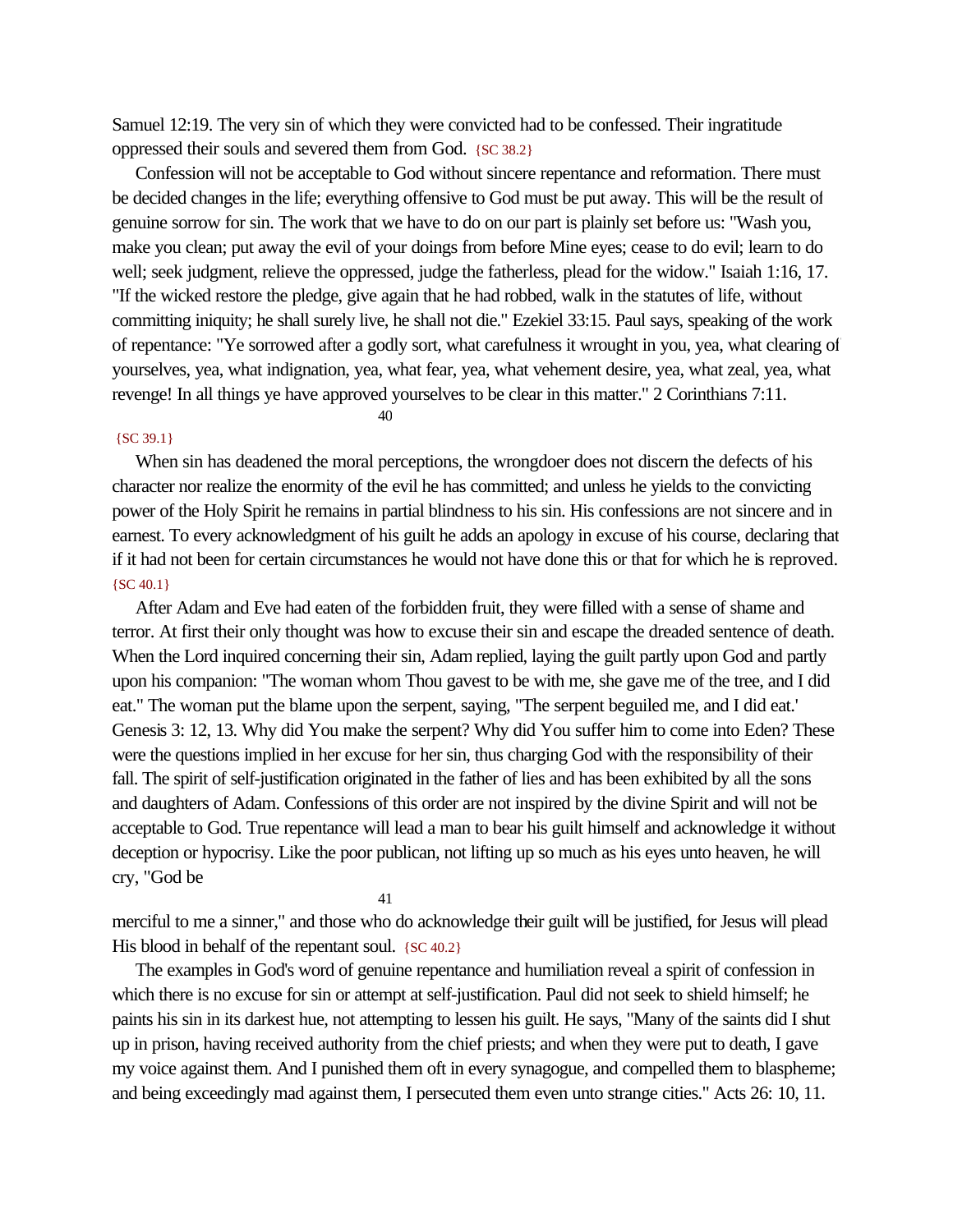Samuel 12:19. The very sin of which they were convicted had to be confessed. Their ingratitude oppressed their souls and severed them from God. {SC 38.2}

Confession will not be acceptable to God without sincere repentance and reformation. There must be decided changes in the life; everything offensive to God must be put away. This will be the result of genuine sorrow for sin. The work that we have to do on our part is plainly set before us: "Wash you, make you clean; put away the evil of your doings from before Mine eyes; cease to do evil; learn to do well; seek judgment, relieve the oppressed, judge the fatherless, plead for the widow." Isaiah 1:16, 17. "If the wicked restore the pledge, give again that he had robbed, walk in the statutes of life, without committing iniquity; he shall surely live, he shall not die." Ezekiel 33:15. Paul says, speaking of the work of repentance: "Ye sorrowed after a godly sort, what carefulness it wrought in you, yea, what clearing of yourselves, yea, what indignation, yea, what fear, yea, what vehement desire, yea, what zeal, yea, what revenge! In all things ye have approved yourselves to be clear in this matter." 2 Corinthians 7:11. {SC 39.1}

When sin has deadened the moral perceptions, the wrongdoer does not discern the defects of his character nor realize the enormity of the evil he has committed; and unless he yields to the convicting power of the Holy Spirit he remains in partial blindness to his sin. His confessions are not sincere and in earnest. To every acknowledgment of his guilt he adds an apology in excuse of his course, declaring that if it had not been for certain circumstances he would not have done this or that for which he is reproved. {SC 40.1}

After Adam and Eve had eaten of the forbidden fruit, they were filled with a sense of shame and terror. At first their only thought was how to excuse their sin and escape the dreaded sentence of death. When the Lord inquired concerning their sin, Adam replied, laying the guilt partly upon God and partly upon his companion: "The woman whom Thou gavest to be with me, she gave me of the tree, and I did eat." The woman put the blame upon the serpent, saying, "The serpent beguiled me, and I did eat.' Genesis 3: 12, 13. Why did You make the serpent? Why did You suffer him to come into Eden? These were the questions implied in her excuse for her sin, thus charging God with the responsibility of their fall. The spirit of self-justification originated in the father of lies and has been exhibited by all the sons and daughters of Adam. Confessions of this order are not inspired by the divine Spirit and will not be acceptable to God. True repentance will lead a man to bear his guilt himself and acknowledge it without deception or hypocrisy. Like the poor publican, not lifting up so much as his eyes unto heaven, he will cry, "God be merciful to me a sinner," and those who do acknowledge their guilt will be justified, for Jesus will plead His blood in behalf of the repentant soul. {SC 40.2}

The examples in God's word of genuine repentance and humiliation reveal a spirit of confession in which there is no excuse for sin or attempt at self-justification. Paul did not seek to shield himself; he paints his sin in its darkest hue, not attempting to lessen his guilt. He says, "Many of the saints did I shut up in prison, having received authority from the chief priests; and when they were put to death, I gave my voice against them. And I punished them oft in every synagogue, and compelled them to blaspheme; and being exceedingly mad against them, I persecuted them even unto strange cities." Acts 26: 10, 11.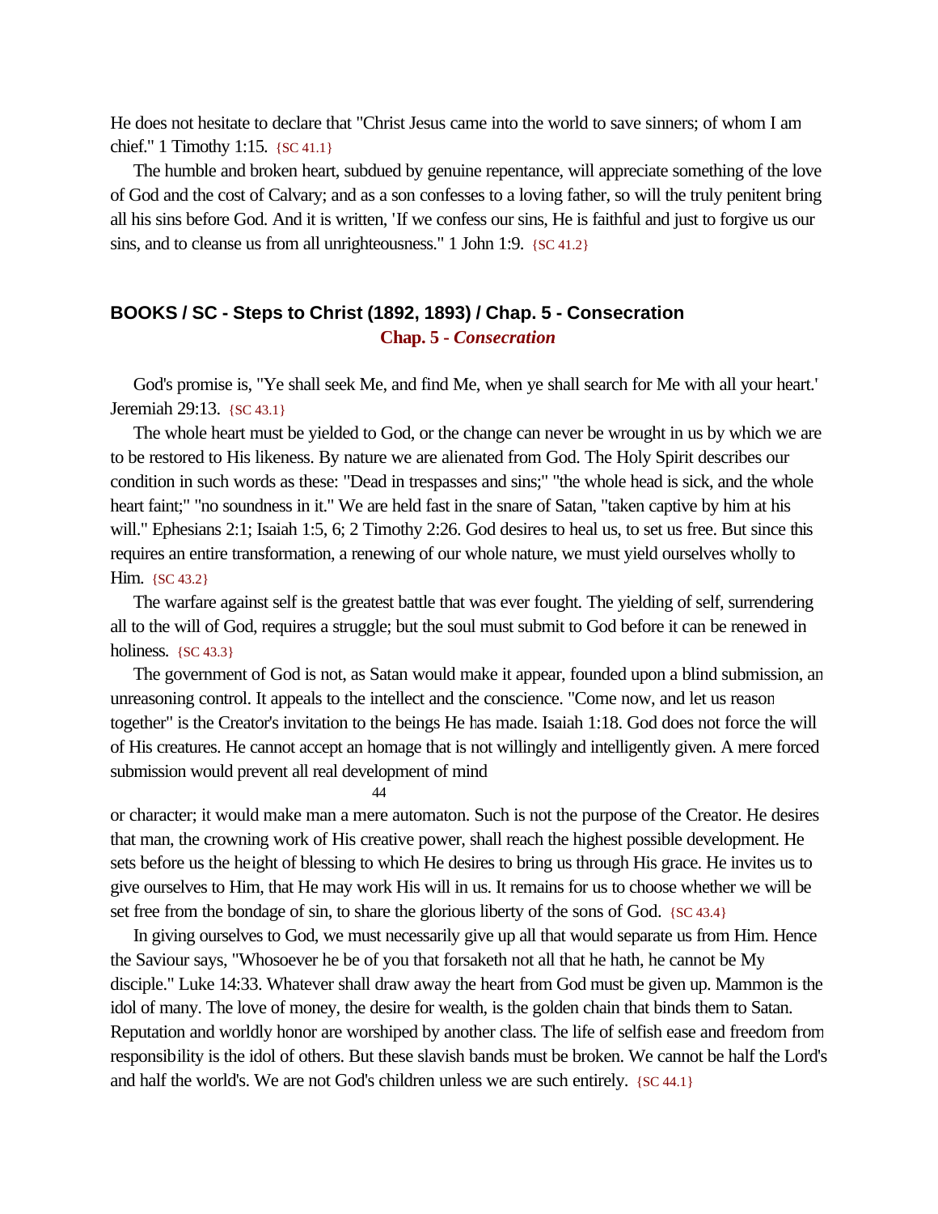He does not hesitate to declare that "Christ Jesus came into the world to save sinners; of whom I am chief." 1 Timothy 1:15. {SC 41.1}

The humble and broken heart, subdued by genuine repentance, will appreciate something of the love of God and the cost of Calvary; and as a son confesses to a loving father, so will the truly penitent bring all his sins before God. And it is written, 'If we confess our sins, He is faithful and just to forgive us our sins, and to cleanse us from all unrighteousness." 1 John 1:9. {SC 41.2}

## BOOKS / SC - Steps to Christ (1892, 1893) / Chap. 5 - Consecration

**Chap. 5 -** ***Consecration***

God's promise is, "Ye shall seek Me, and find Me, when ye shall search for Me with all your heart.' Jeremiah 29:13. {SC 43.1}

The whole heart must be yielded to God, or the change can never be wrought in us by which we are to be restored to His likeness. By nature we are alienated from God. The Holy Spirit describes our condition in such words as these: "Dead in trespasses and sins;" "the whole head is sick, and the whole heart faint;" "no soundness in it." We are held fast in the snare of Satan, "taken captive by him at his will." Ephesians 2:1; Isaiah 1:5, 6; 2 Timothy 2:26. God desires to heal us, to set us free. But since this requires an entire transformation, a renewing of our whole nature, we must yield ourselves wholly to Him. {SC 43.2}

The warfare against self is the greatest battle that was ever fought. The yielding of self, surrendering all to the will of God, requires a struggle; but the soul must submit to God before it can be renewed in holiness. {SC 43.3}

The government of God is not, as Satan would make it appear, founded upon a blind submission, an unreasoning control. It appeals to the intellect and the conscience. "Come now, and let us reason together" is the Creator's invitation to the beings He has made. Isaiah 1:18. God does not force the will of His creatures. He cannot accept an homage that is not willingly and intelligently given. A mere forced submission would prevent all real development of mind or character; it would make man a mere automaton. Such is not the purpose of the Creator. He desires that man, the crowning work of His creative power, shall reach the highest possible development. He sets before us the height of blessing to which He desires to bring us through His grace. He invites us to give ourselves to Him, that He may work His will in us. It remains for us to choose whether we will be set free from the bondage of sin, to share the glorious liberty of the sons of God. {SC 43.4}

In giving ourselves to God, we must necessarily give up all that would separate us from Him. Hence the Saviour says, "Whosoever he be of you that forsaketh not all that he hath, he cannot be My disciple." Luke 14:33. Whatever shall draw away the heart from God must be given up. Mammon is the idol of many. The love of money, the desire for wealth, is the golden chain that binds them to Satan. Reputation and worldly honor are worshiped by another class. The life of selfish ease and freedom from responsibility is the idol of others. But these slavish bands must be broken. We cannot be half the Lord's and half the world's. We are not God's children unless we are such entirely. {SC 44.1}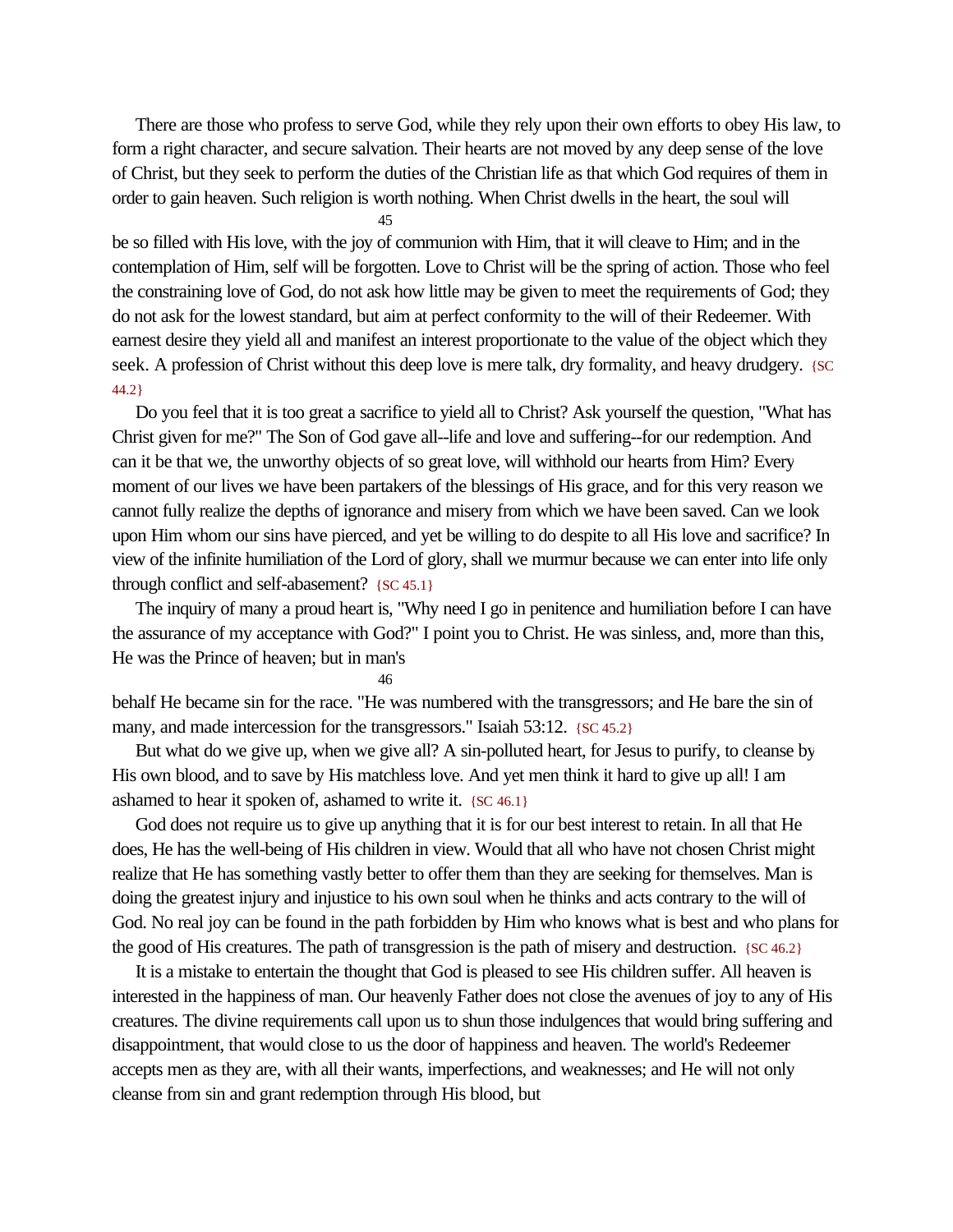There are those who profess to serve God, while they rely upon their own efforts to obey His law, to form a right character, and secure salvation. Their hearts are not moved by any deep sense of the love of Christ, but they seek to perform the duties of the Christian life as that which God requires of them in order to gain heaven. Such religion is worth nothing. When Christ dwells in the heart, the soul will be so filled with His love, with the joy of communion with Him, that it will cleave to Him; and in the contemplation of Him, self will be forgotten. Love to Christ will be the spring of action. Those who feel the constraining love of God, do not ask how little may be given to meet the requirements of God; they do not ask for the lowest standard, but aim at perfect conformity to the will of their Redeemer. With earnest desire they yield all and manifest an interest proportionate to the value of the object which they seek. A profession of Christ without this deep love is mere talk, dry formality, and heavy drudgery. {SC 44.2}

Do you feel that it is too great a sacrifice to yield all to Christ? Ask yourself the question, "What has Christ given for me?" The Son of God gave all--life and love and suffering--for our redemption. And can it be that we, the unworthy objects of so great love, will withhold our hearts from Him? Every moment of our lives we have been partakers of the blessings of His grace, and for this very reason we cannot fully realize the depths of ignorance and misery from which we have been saved. Can we look upon Him whom our sins have pierced, and yet be willing to do despite to all His love and sacrifice? In view of the infinite humiliation of the Lord of glory, shall we murmur because we can enter into life only through conflict and self-abasement? {SC 45.1}

The inquiry of many a proud heart is, "Why need I go in penitence and humiliation before I can have the assurance of my acceptance with God?" I point you to Christ. He was sinless, and, more than this, He was the Prince of heaven; but in man's behalf He became sin for the race. "He was numbered with the transgressors; and He bare the sin of many, and made intercession for the transgressors." Isaiah 53:12. {SC 45.2}

But what do we give up, when we give all? A sin-polluted heart, for Jesus to purify, to cleanse by His own blood, and to save by His matchless love. And yet men think it hard to give up all! I am ashamed to hear it spoken of, ashamed to write it. {SC 46.1}

God does not require us to give up anything that it is for our best interest to retain. In all that He does, He has the well-being of His children in view. Would that all who have not chosen Christ might realize that He has something vastly better to offer them than they are seeking for themselves. Man is doing the greatest injury and injustice to his own soul when he thinks and acts contrary to the will of God. No real joy can be found in the path forbidden by Him who knows what is best and who plans for the good of His creatures. The path of transgression is the path of misery and destruction. {SC 46.2}

It is a mistake to entertain the thought that God is pleased to see His children suffer. All heaven is interested in the happiness of man. Our heavenly Father does not close the avenues of joy to any of His creatures. The divine requirements call upon us to shun those indulgences that would bring suffering and disappointment, that would close to us the door of happiness and heaven. The world's Redeemer accepts men as they are, with all their wants, imperfections, and weaknesses; and He will not only cleanse from sin and grant redemption through His blood, but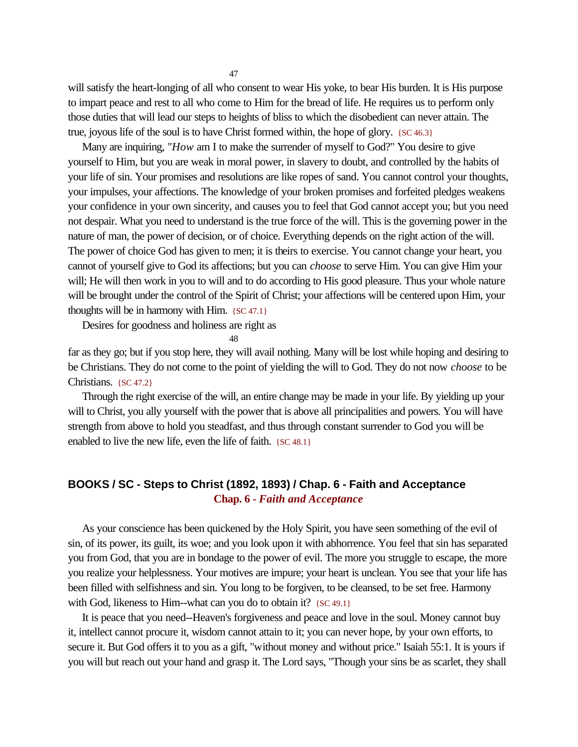will satisfy the heart-longing of all who consent to wear His yoke, to bear His burden. It is His purpose to impart peace and rest to all who come to Him for the bread of life. He requires us to perform only those duties that will lead our steps to heights of bliss to which the disobedient can never attain. The true, joyous life of the soul is to have Christ formed within, the hope of glory. {SC 46.3}

Many are inquiring, "*How* am I to make the surrender of myself to God?" You desire to give yourself to Him, but you are weak in moral power, in slavery to doubt, and controlled by the habits of your life of sin. Your promises and resolutions are like ropes of sand. You cannot control your thoughts, your impulses, your affections. The knowledge of your broken promises and forfeited pledges weakens your confidence in your own sincerity, and causes you to feel that God cannot accept you; but you need not despair. What you need to understand is the true force of the will. This is the governing power in the nature of man, the power of decision, or of choice. Everything depends on the right action of the will. The power of choice God has given to men; it is theirs to exercise. You cannot change your heart, you cannot of yourself give to God its affections; but you can *choose* to serve Him. You can give Him your will; He will then work in you to will and to do according to His good pleasure. Thus your whole nature will be brought under the control of the Spirit of Christ; your affections will be centered upon Him, your thoughts will be in harmony with Him. {SC 47.1}

Desires for goodness and holiness are right as far as they go; but if you stop here, they will avail nothing. Many will be lost while hoping and desiring to be Christians. They do not come to the point of yielding the will to God. They do not now *choose* to be Christians. {SC 47.2}

Through the right exercise of the will, an entire change may be made in your life. By yielding up your will to Christ, you ally yourself with the power that is above all principalities and powers. You will have strength from above to hold you steadfast, and thus through constant surrender to God you will be enabled to live the new life, even the life of faith. {SC 48.1}

## BOOKS / SC - Steps to Christ (1892, 1893) / Chap. 6 - Faith and Acceptance

### Chap. 6 - *Faith and Acceptance*

As your conscience has been quickened by the Holy Spirit, you have seen something of the evil of sin, of its power, its guilt, its woe; and you look upon it with abhorrence. You feel that sin has separated you from God, that you are in bondage to the power of evil. The more you struggle to escape, the more you realize your helplessness. Your motives are impure; your heart is unclean. You see that your life has been filled with selfishness and sin. You long to be forgiven, to be cleansed, to be set free. Harmony with God, likeness to Him--what can you do to obtain it? {SC 49.1}

It is peace that you need--Heaven's forgiveness and peace and love in the soul. Money cannot buy it, intellect cannot procure it, wisdom cannot attain to it; you can never hope, by your own efforts, to secure it. But God offers it to you as a gift, "without money and without price." Isaiah 55:1. It is yours if you will but reach out your hand and grasp it. The Lord says, "Though your sins be as scarlet, they shall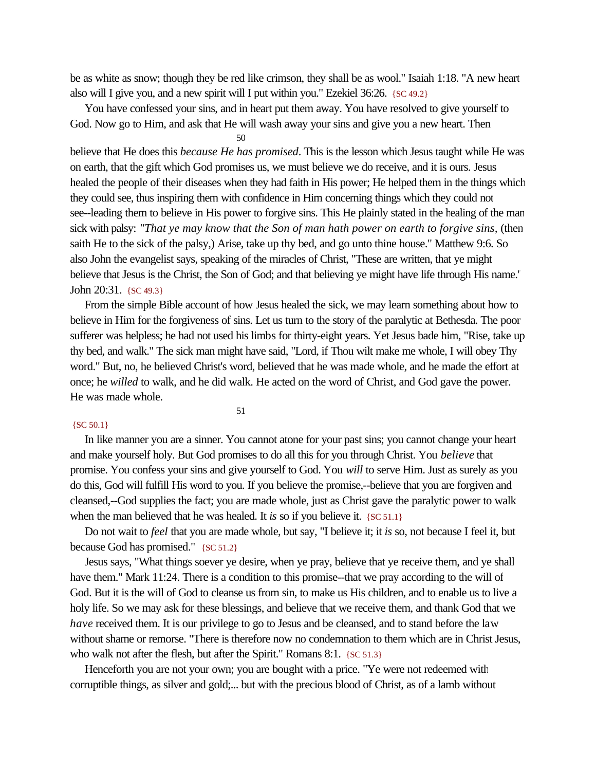be as white as snow; though they be red like crimson, they shall be as wool." Isaiah 1:18. "A new heart also will I give you, and a new spirit will I put within you." Ezekiel 36:26. {SC 49.2}

You have confessed your sins, and in heart put them away. You have resolved to give yourself to God. Now go to Him, and ask that He will wash away your sins and give you a new heart. Then believe that He does this *because He has promised*. This is the lesson which Jesus taught while He was on earth, that the gift which God promises us, we must believe we do receive, and it is ours. Jesus healed the people of their diseases when they had faith in His power; He helped them in the things which they could see, thus inspiring them with confidence in Him concerning things which they could not see--leading them to believe in His power to forgive sins. This He plainly stated in the healing of the man sick with palsy: *"That ye may know that the Son of man hath power on earth to forgive sins,* (then saith He to the sick of the palsy,) Arise, take up thy bed, and go unto thine house." Matthew 9:6. So also John the evangelist says, speaking of the miracles of Christ, "These are written, that ye might believe that Jesus is the Christ, the Son of God; and that believing ye might have life through His name." John 20:31. {SC 49.3}

From the simple Bible account of how Jesus healed the sick, we may learn something about how to believe in Him for the forgiveness of sins. Let us turn to the story of the paralytic at Bethesda. The poor sufferer was helpless; he had not used his limbs for thirty-eight years. Yet Jesus bade him, "Rise, take up thy bed, and walk." The sick man might have said, "Lord, if Thou wilt make me whole, I will obey Thy word." But, no, he believed Christ's word, believed that he was made whole, and he made the effort at once; he *willed* to walk, and he did walk. He acted on the word of Christ, and God gave the power. He was made whole. {SC 50.1}

In like manner you are a sinner. You cannot atone for your past sins; you cannot change your heart and make yourself holy. But God promises to do all this for you through Christ. You *believe* that promise. You confess your sins and give yourself to God. You *will* to serve Him. Just as surely as you do this, God will fulfill His word to you. If you believe the promise,--believe that you are forgiven and cleansed,--God supplies the fact; you are made whole, just as Christ gave the paralytic power to walk when the man believed that he was healed. It *is* so if you believe it. {SC 51.1}

Do not wait to *feel* that you are made whole, but say, "I believe it; it *is* so, not because I feel it, but because God has promised." {SC 51.2}

Jesus says, "What things soever ye desire, when ye pray, believe that ye receive them, and ye shall have them." Mark 11:24. There is a condition to this promise--that we pray according to the will of God. But it is the will of God to cleanse us from sin, to make us His children, and to enable us to live a holy life. So we may ask for these blessings, and believe that we receive them, and thank God that we *have* received them. It is our privilege to go to Jesus and be cleansed, and to stand before the law without shame or remorse. "There is therefore now no condemnation to them which are in Christ Jesus, who walk not after the flesh, but after the Spirit." Romans 8:1. {SC 51.3}

Henceforth you are not your own; you are bought with a price. "Ye were not redeemed with corruptible things, as silver and gold;... but with the precious blood of Christ, as of a lamb without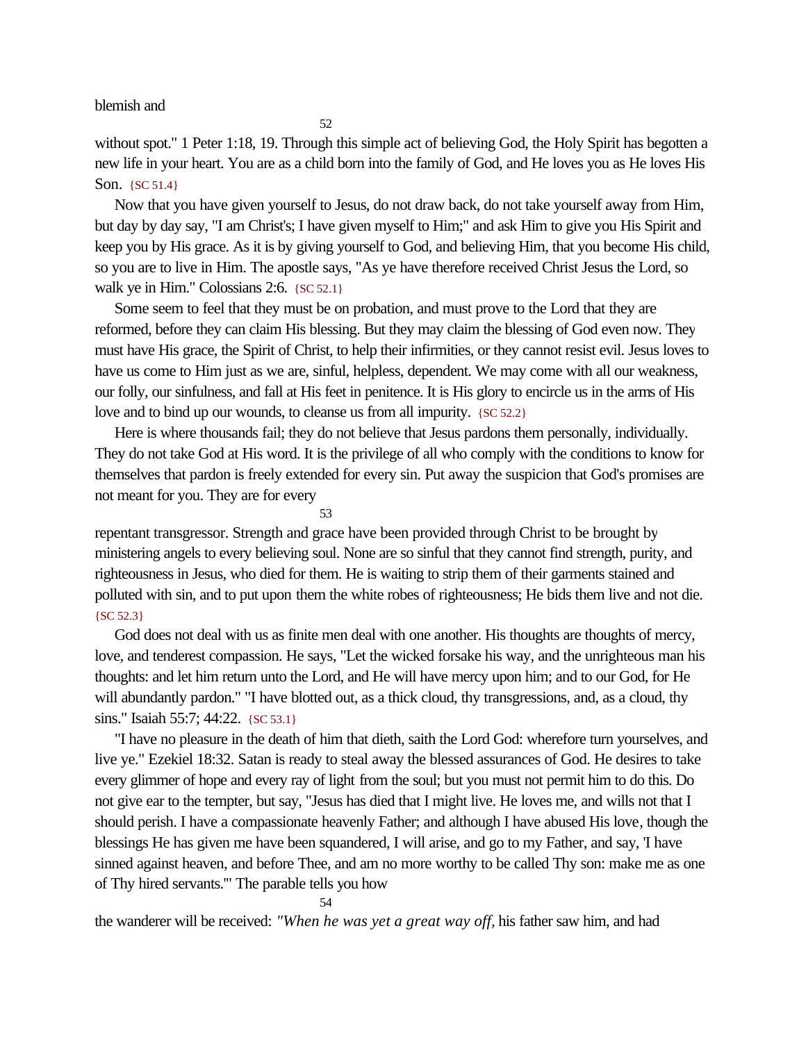blemish and

without spot." 1 Peter 1:18, 19. Through this simple act of believing God, the Holy Spirit has begotten a new life in your heart. You are as a child born into the family of God, and He loves you as He loves His Son. {SC 51.4}

Now that you have given yourself to Jesus, do not draw back, do not take yourself away from Him, but day by day say, "I am Christ's; I have given myself to Him;" and ask Him to give you His Spirit and keep you by His grace. As it is by giving yourself to God, and believing Him, that you become His child, so you are to live in Him. The apostle says, "As ye have therefore received Christ Jesus the Lord, so walk ye in Him." Colossians 2:6. {SC 52.1}

Some seem to feel that they must be on probation, and must prove to the Lord that they are reformed, before they can claim His blessing. But they may claim the blessing of God even now. They must have His grace, the Spirit of Christ, to help their infirmities, or they cannot resist evil. Jesus loves to have us come to Him just as we are, sinful, helpless, dependent. We may come with all our weakness, our folly, our sinfulness, and fall at His feet in penitence. It is His glory to encircle us in the arms of His love and to bind up our wounds, to cleanse us from all impurity. {SC 52.2}

Here is where thousands fail; they do not believe that Jesus pardons them personally, individually. They do not take God at His word. It is the privilege of all who comply with the conditions to know for themselves that pardon is freely extended for every sin. Put away the suspicion that God's promises are not meant for you. They are for every

repentant transgressor. Strength and grace have been provided through Christ to be brought by ministering angels to every believing soul. None are so sinful that they cannot find strength, purity, and righteousness in Jesus, who died for them. He is waiting to strip them of their garments stained and polluted with sin, and to put upon them the white robes of righteousness; He bids them live and not die. {SC 52.3}

God does not deal with us as finite men deal with one another. His thoughts are thoughts of mercy, love, and tenderest compassion. He says, "Let the wicked forsake his way, and the unrighteous man his thoughts: and let him return unto the Lord, and He will have mercy upon him; and to our God, for He will abundantly pardon." "I have blotted out, as a thick cloud, thy transgressions, and, as a cloud, thy sins." Isaiah 55:7; 44:22. {SC 53.1}

"I have no pleasure in the death of him that dieth, saith the Lord God: wherefore turn yourselves, and live ye." Ezekiel 18:32. Satan is ready to steal away the blessed assurances of God. He desires to take every glimmer of hope and every ray of light from the soul; but you must not permit him to do this. Do not give ear to the tempter, but say, "Jesus has died that I might live. He loves me, and wills not that I should perish. I have a compassionate heavenly Father; and although I have abused His love, though the blessings He has given me have been squandered, I will arise, and go to my Father, and say, 'I have sinned against heaven, and before Thee, and am no more worthy to be called Thy son: make me as one of Thy hired servants.'" The parable tells you how

the wanderer will be received: *"When he was yet a great way off,* his father saw him, and had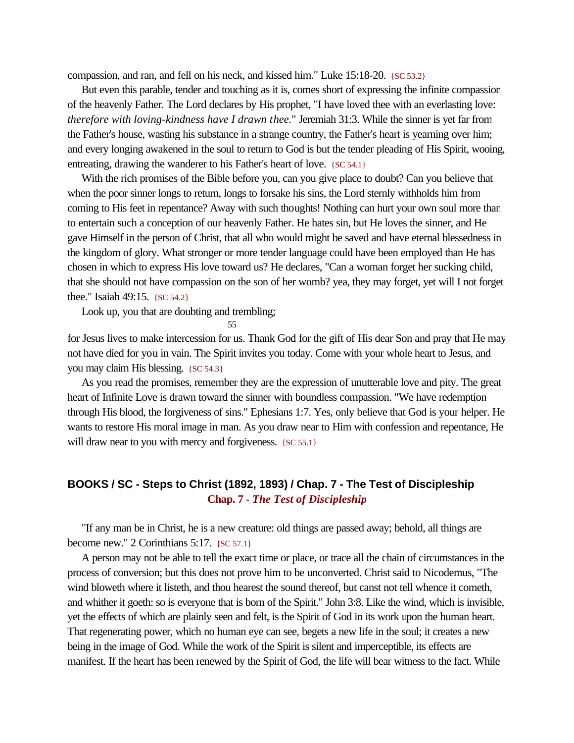compassion, and ran, and fell on his neck, and kissed him." Luke 15:18-20. {SC 53.2}

But even this parable, tender and touching as it is, comes short of expressing the infinite compassion of the heavenly Father. The Lord declares by His prophet, "I have loved thee with an everlasting love: *therefore with loving-kindness have I drawn thee.*" Jeremiah 31:3. While the sinner is yet far from the Father's house, wasting his substance in a strange country, the Father's heart is yearning over him; and every longing awakened in the soul to return to God is but the tender pleading of His Spirit, wooing, entreating, drawing the wanderer to his Father's heart of love. {SC 54.1}

With the rich promises of the Bible before you, can you give place to doubt? Can you believe that when the poor sinner longs to return, longs to forsake his sins, the Lord sternly withholds him from coming to His feet in repentance? Away with such thoughts! Nothing can hurt your own soul more than to entertain such a conception of our heavenly Father. He hates sin, but He loves the sinner, and He gave Himself in the person of Christ, that all who would might be saved and have eternal blessedness in the kingdom of glory. What stronger or more tender language could have been employed than He has chosen in which to express His love toward us? He declares, "Can a woman forget her sucking child, that she should not have compassion on the son of her womb? yea, they may forget, yet will I not forget thee." Isaiah 49:15. {SC 54.2}

Look up, you that are doubting and trembling; for Jesus lives to make intercession for us. Thank God for the gift of His dear Son and pray that He may not have died for you in vain. The Spirit invites you today. Come with your whole heart to Jesus, and you may claim His blessing. {SC 54.3}

As you read the promises, remember they are the expression of unutterable love and pity. The great heart of Infinite Love is drawn toward the sinner with boundless compassion. "We have redemption through His blood, the forgiveness of sins." Ephesians 1:7. Yes, only believe that God is your helper. He wants to restore His moral image in man. As you draw near to Him with confession and repentance, He will draw near to you with mercy and forgiveness. {SC 55.1}

## BOOKS / SC - Steps to Christ (1892, 1893) / Chap. 7 - The Test of Discipleship

### Chap. 7 - *The Test of Discipleship*

"If any man be in Christ, he is a new creature: old things are passed away; behold, all things are become new." 2 Corinthians 5:17. {SC 57.1}

A person may not be able to tell the exact time or place, or trace all the chain of circumstances in the process of conversion; but this does not prove him to be unconverted. Christ said to Nicodemus, "The wind bloweth where it listeth, and thou hearest the sound thereof, but canst not tell whence it cometh, and whither it goeth: so is everyone that is born of the Spirit." John 3:8. Like the wind, which is invisible, yet the effects of which are plainly seen and felt, is the Spirit of God in its work upon the human heart. That regenerating power, which no human eye can see, begets a new life in the soul; it creates a new being in the image of God. While the work of the Spirit is silent and imperceptible, its effects are manifest. If the heart has been renewed by the Spirit of God, the life will bear witness to the fact. While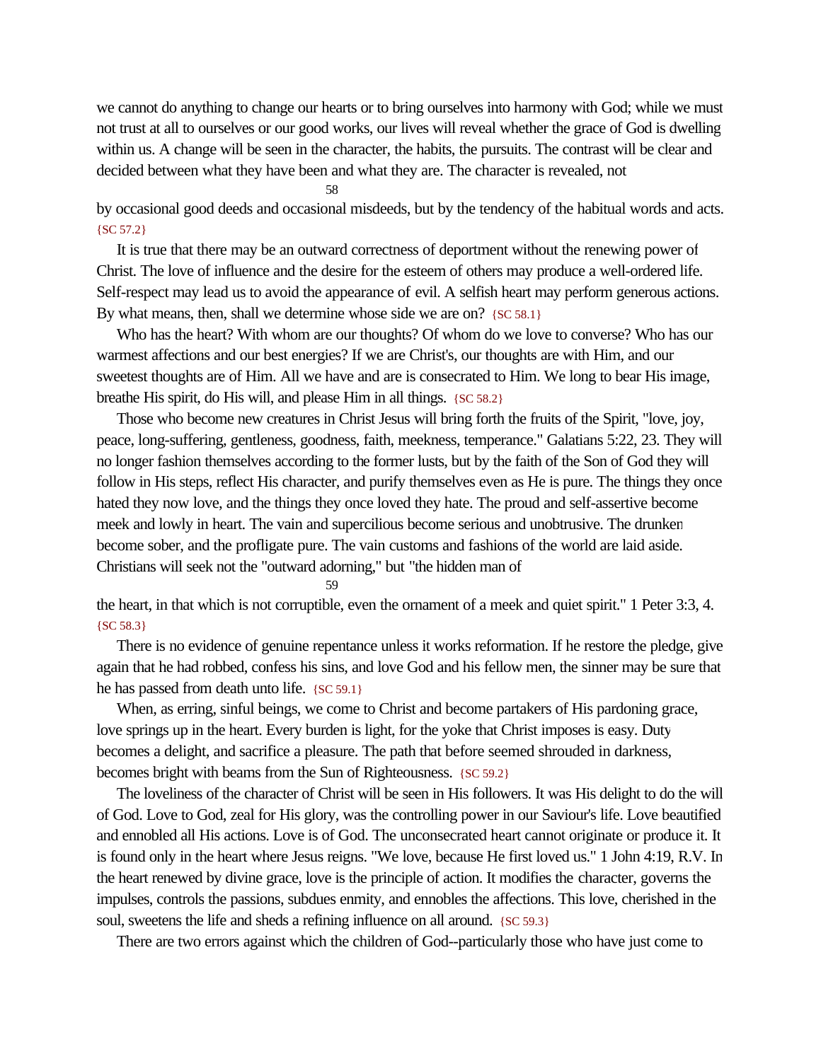we cannot do anything to change our hearts or to bring ourselves into harmony with God; while we must not trust at all to ourselves or our good works, our lives will reveal whether the grace of God is dwelling within us. A change will be seen in the character, the habits, the pursuits. The contrast will be clear and decided between what they have been and what they are. The character is revealed, not by occasional good deeds and occasional misdeeds, but by the tendency of the habitual words and acts. {SC 57.2}

It is true that there may be an outward correctness of deportment without the renewing power of Christ. The love of influence and the desire for the esteem of others may produce a well-ordered life. Self-respect may lead us to avoid the appearance of evil. A selfish heart may perform generous actions. By what means, then, shall we determine whose side we are on? {SC 58.1}

Who has the heart? With whom are our thoughts? Of whom do we love to converse? Who has our warmest affections and our best energies? If we are Christ's, our thoughts are with Him, and our sweetest thoughts are of Him. All we have and are is consecrated to Him. We long to bear His image, breathe His spirit, do His will, and please Him in all things. {SC 58.2}

Those who become new creatures in Christ Jesus will bring forth the fruits of the Spirit, "love, joy, peace, long-suffering, gentleness, goodness, faith, meekness, temperance." Galatians 5:22, 23. They will no longer fashion themselves according to the former lusts, but by the faith of the Son of God they will follow in His steps, reflect His character, and purify themselves even as He is pure. The things they once hated they now love, and the things they once loved they hate. The proud and self-assertive become meek and lowly in heart. The vain and supercilious become serious and unobtrusive. The drunken become sober, and the profligate pure. The vain customs and fashions of the world are laid aside. Christians will seek not the "outward adorning," but "the hidden man of the heart, in that which is not corruptible, even the ornament of a meek and quiet spirit." 1 Peter 3:3, 4. {SC 58.3}

There is no evidence of genuine repentance unless it works reformation. If he restore the pledge, give again that he had robbed, confess his sins, and love God and his fellow men, the sinner may be sure that he has passed from death unto life. {SC 59.1}

When, as erring, sinful beings, we come to Christ and become partakers of His pardoning grace, love springs up in the heart. Every burden is light, for the yoke that Christ imposes is easy. Duty becomes a delight, and sacrifice a pleasure. The path that before seemed shrouded in darkness, becomes bright with beams from the Sun of Righteousness. {SC 59.2}

The loveliness of the character of Christ will be seen in His followers. It was His delight to do the will of God. Love to God, zeal for His glory, was the controlling power in our Saviour's life. Love beautified and ennobled all His actions. Love is of God. The unconsecrated heart cannot originate or produce it. It is found only in the heart where Jesus reigns. "We love, because He first loved us." 1 John 4:19, R.V. In the heart renewed by divine grace, love is the principle of action. It modifies the character, governs the impulses, controls the passions, subdues enmity, and ennobles the affections. This love, cherished in the soul, sweetens the life and sheds a refining influence on all around. {SC 59.3}

There are two errors against which the children of God--particularly those who have just come to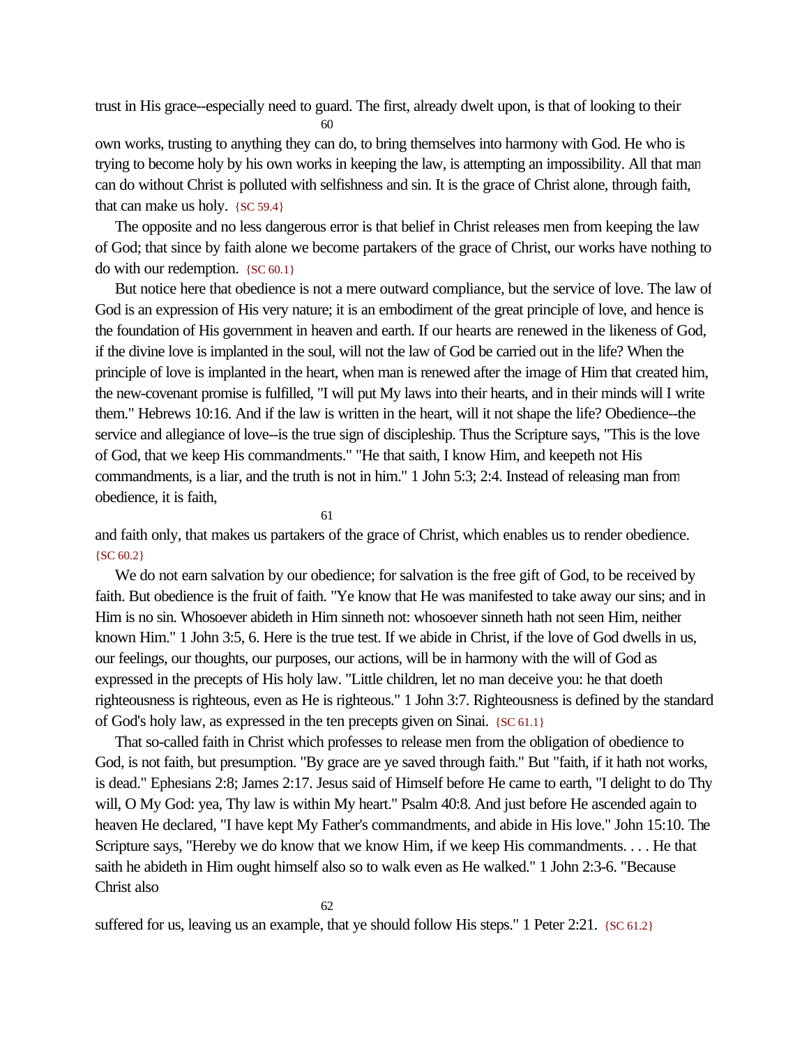trust in His grace--especially need to guard. The first, already dwelt upon, is that of looking to their own works, trusting to anything they can do, to bring themselves into harmony with God. He who is trying to become holy by his own works in keeping the law, is attempting an impossibility. All that man can do without Christ is polluted with selfishness and sin. It is the grace of Christ alone, through faith, that can make us holy. {SC 59.4}

The opposite and no less dangerous error is that belief in Christ releases men from keeping the law of God; that since by faith alone we become partakers of the grace of Christ, our works have nothing to do with our redemption. {SC 60.1}

But notice here that obedience is not a mere outward compliance, but the service of love. The law of God is an expression of His very nature; it is an embodiment of the great principle of love, and hence is the foundation of His government in heaven and earth. If our hearts are renewed in the likeness of God, if the divine love is implanted in the soul, will not the law of God be carried out in the life? When the principle of love is implanted in the heart, when man is renewed after the image of Him that created him, the new-covenant promise is fulfilled, "I will put My laws into their hearts, and in their minds will I write them." Hebrews 10:16. And if the law is written in the heart, will it not shape the life? Obedience--the service and allegiance of love--is the true sign of discipleship. Thus the Scripture says, "This is the love of God, that we keep His commandments." "He that saith, I know Him, and keepeth not His commandments, is a liar, and the truth is not in him." 1 John 5:3; 2:4. Instead of releasing man from obedience, it is faith, and faith only, that makes us partakers of the grace of Christ, which enables us to render obedience. {SC 60.2}

We do not earn salvation by our obedience; for salvation is the free gift of God, to be received by faith. But obedience is the fruit of faith. "Ye know that He was manifested to take away our sins; and in Him is no sin. Whosoever abideth in Him sinneth not: whosoever sinneth hath not seen Him, neither known Him." 1 John 3:5, 6. Here is the true test. If we abide in Christ, if the love of God dwells in us, our feelings, our thoughts, our purposes, our actions, will be in harmony with the will of God as expressed in the precepts of His holy law. "Little children, let no man deceive you: he that doeth righteousness is righteous, even as He is righteous." 1 John 3:7. Righteousness is defined by the standard of God's holy law, as expressed in the ten precepts given on Sinai. {SC 61.1}

That so-called faith in Christ which professes to release men from the obligation of obedience to God, is not faith, but presumption. "By grace are ye saved through faith." But "faith, if it hath not works, is dead." Ephesians 2:8; James 2:17. Jesus said of Himself before He came to earth, "I delight to do Thy will, O My God: yea, Thy law is within My heart." Psalm 40:8. And just before He ascended again to heaven He declared, "I have kept My Father's commandments, and abide in His love." John 15:10. The Scripture says, "Hereby we do know that we know Him, if we keep His commandments. . . . He that saith he abideth in Him ought himself also so to walk even as He walked." 1 John 2:3-6. "Because Christ also suffered for us, leaving us an example, that ye should follow His steps." 1 Peter 2:21. {SC 61.2}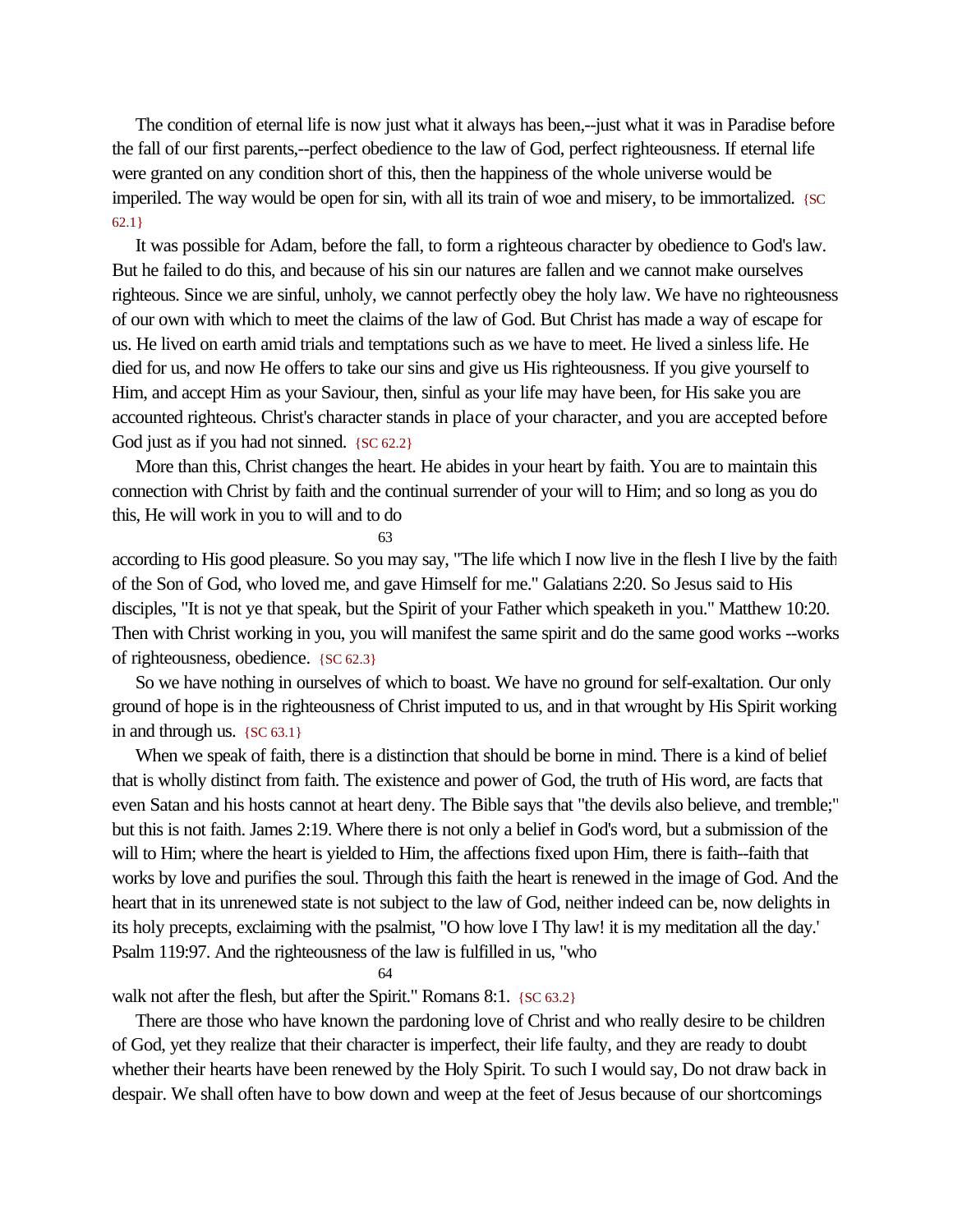The condition of eternal life is now just what it always has been,--just what it was in Paradise before the fall of our first parents,--perfect obedience to the law of God, perfect righteousness. If eternal life were granted on any condition short of this, then the happiness of the whole universe would be imperiled. The way would be open for sin, with all its train of woe and misery, to be immortalized. {SC 62.1}

It was possible for Adam, before the fall, to form a righteous character by obedience to God's law. But he failed to do this, and because of his sin our natures are fallen and we cannot make ourselves righteous. Since we are sinful, unholy, we cannot perfectly obey the holy law. We have no righteousness of our own with which to meet the claims of the law of God. But Christ has made a way of escape for us. He lived on earth amid trials and temptations such as we have to meet. He lived a sinless life. He died for us, and now He offers to take our sins and give us His righteousness. If you give yourself to Him, and accept Him as your Saviour, then, sinful as your life may have been, for His sake you are accounted righteous. Christ's character stands in place of your character, and you are accepted before God just as if you had not sinned. {SC 62.2}

More than this, Christ changes the heart. He abides in your heart by faith. You are to maintain this connection with Christ by faith and the continual surrender of your will to Him; and so long as you do this, He will work in you to will and to do according to His good pleasure. So you may say, "The life which I now live in the flesh I live by the faith of the Son of God, who loved me, and gave Himself for me." Galatians 2:20. So Jesus said to His disciples, "It is not ye that speak, but the Spirit of your Father which speaketh in you." Matthew 10:20. Then with Christ working in you, you will manifest the same spirit and do the same good works --works of righteousness, obedience. {SC 62.3}

So we have nothing in ourselves of which to boast. We have no ground for self-exaltation. Our only ground of hope is in the righteousness of Christ imputed to us, and in that wrought by His Spirit working in and through us. {SC 63.1}

When we speak of faith, there is a distinction that should be borne in mind. There is a kind of belief that is wholly distinct from faith. The existence and power of God, the truth of His word, are facts that even Satan and his hosts cannot at heart deny. The Bible says that "the devils also believe, and tremble;" but this is not faith. James 2:19. Where there is not only a belief in God's word, but a submission of the will to Him; where the heart is yielded to Him, the affections fixed upon Him, there is faith--faith that works by love and purifies the soul. Through this faith the heart is renewed in the image of God. And the heart that in its unrenewed state is not subject to the law of God, neither indeed can be, now delights in its holy precepts, exclaiming with the psalmist, "O how love I Thy law! it is my meditation all the day." Psalm 119:97. And the righteousness of the law is fulfilled in us, "who walk not after the flesh, but after the Spirit." Romans 8:1. {SC 63.2}

There are those who have known the pardoning love of Christ and who really desire to be children of God, yet they realize that their character is imperfect, their life faulty, and they are ready to doubt whether their hearts have been renewed by the Holy Spirit. To such I would say, Do not draw back in despair. We shall often have to bow down and weep at the feet of Jesus because of our shortcomings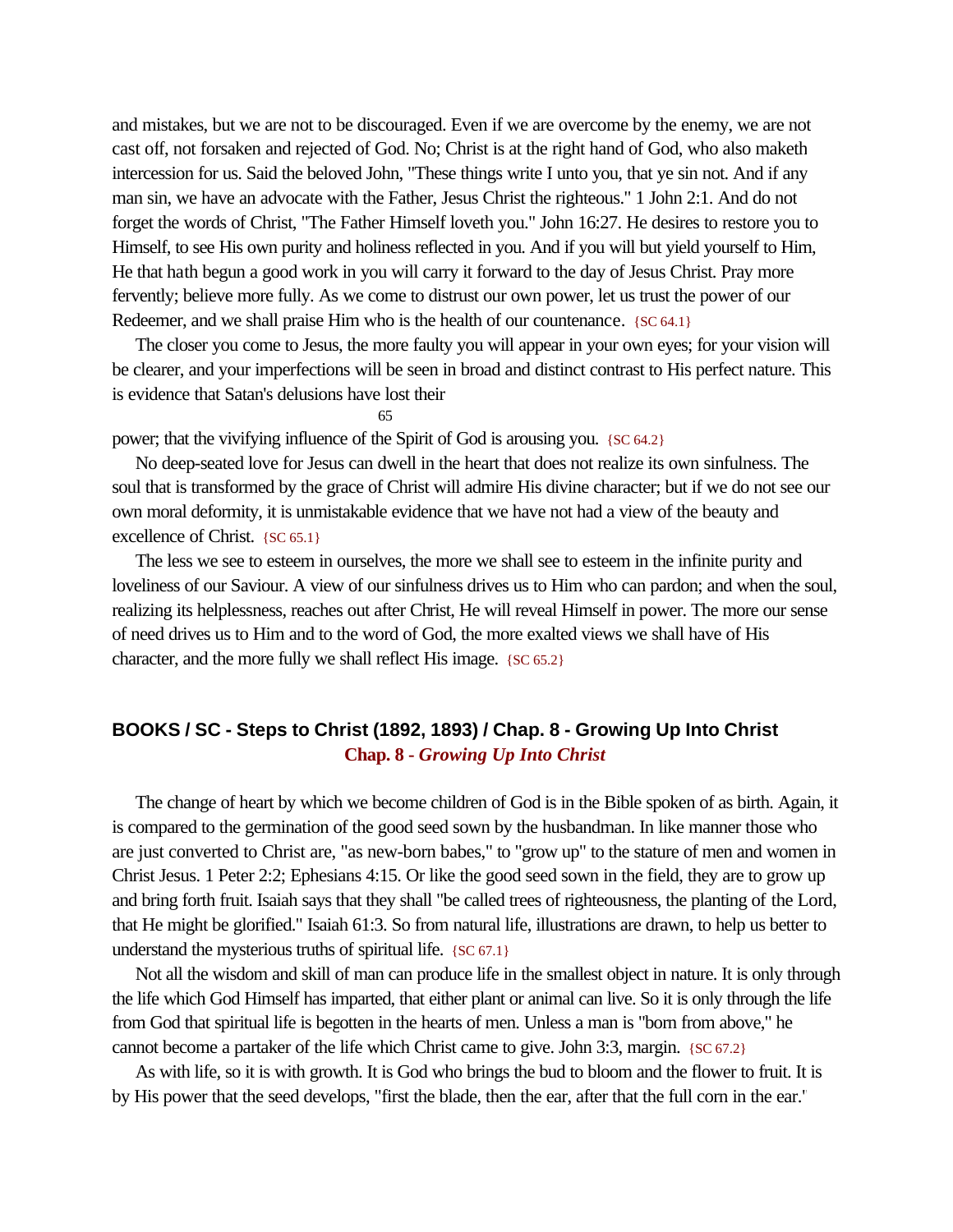and mistakes, but we are not to be discouraged. Even if we are overcome by the enemy, we are not cast off, not forsaken and rejected of God. No; Christ is at the right hand of God, who also maketh intercession for us. Said the beloved John, "These things write I unto you, that ye sin not. And if any man sin, we have an advocate with the Father, Jesus Christ the righteous." 1 John 2:1. And do not forget the words of Christ, "The Father Himself loveth you." John 16:27. He desires to restore you to Himself, to see His own purity and holiness reflected in you. And if you will but yield yourself to Him, He that hath begun a good work in you will carry it forward to the day of Jesus Christ. Pray more fervently; believe more fully. As we come to distrust our own power, let us trust the power of our Redeemer, and we shall praise Him who is the health of our countenance. {SC 64.1}

The closer you come to Jesus, the more faulty you will appear in your own eyes; for your vision will be clearer, and your imperfections will be seen in broad and distinct contrast to His perfect nature. This is evidence that Satan's delusions have lost their power; that the vivifying influence of the Spirit of God is arousing you. {SC 64.2}

No deep-seated love for Jesus can dwell in the heart that does not realize its own sinfulness. The soul that is transformed by the grace of Christ will admire His divine character; but if we do not see our own moral deformity, it is unmistakable evidence that we have not had a view of the beauty and excellence of Christ. {SC 65.1}

The less we see to esteem in ourselves, the more we shall see to esteem in the infinite purity and loveliness of our Saviour. A view of our sinfulness drives us to Him who can pardon; and when the soul, realizing its helplessness, reaches out after Christ, He will reveal Himself in power. The more our sense of need drives us to Him and to the word of God, the more exalted views we shall have of His character, and the more fully we shall reflect His image. {SC 65.2}

## BOOKS / SC - Steps to Christ (1892, 1893) / Chap. 8 - Growing Up Into Christ

### Chap. 8 - *Growing Up Into Christ*

The change of heart by which we become children of God is in the Bible spoken of as birth. Again, it is compared to the germination of the good seed sown by the husbandman. In like manner those who are just converted to Christ are, "as new-born babes," to "grow up" to the stature of men and women in Christ Jesus. 1 Peter 2:2; Ephesians 4:15. Or like the good seed sown in the field, they are to grow up and bring forth fruit. Isaiah says that they shall "be called trees of righteousness, the planting of the Lord, that He might be glorified." Isaiah 61:3. So from natural life, illustrations are drawn, to help us better to understand the mysterious truths of spiritual life. {SC 67.1}

Not all the wisdom and skill of man can produce life in the smallest object in nature. It is only through the life which God Himself has imparted, that either plant or animal can live. So it is only through the life from God that spiritual life is begotten in the hearts of men. Unless a man is "born from above," he cannot become a partaker of the life which Christ came to give. John 3:3, margin. {SC 67.2}

As with life, so it is with growth. It is God who brings the bud to bloom and the flower to fruit. It is by His power that the seed develops, "first the blade, then the ear, after that the full corn in the ear."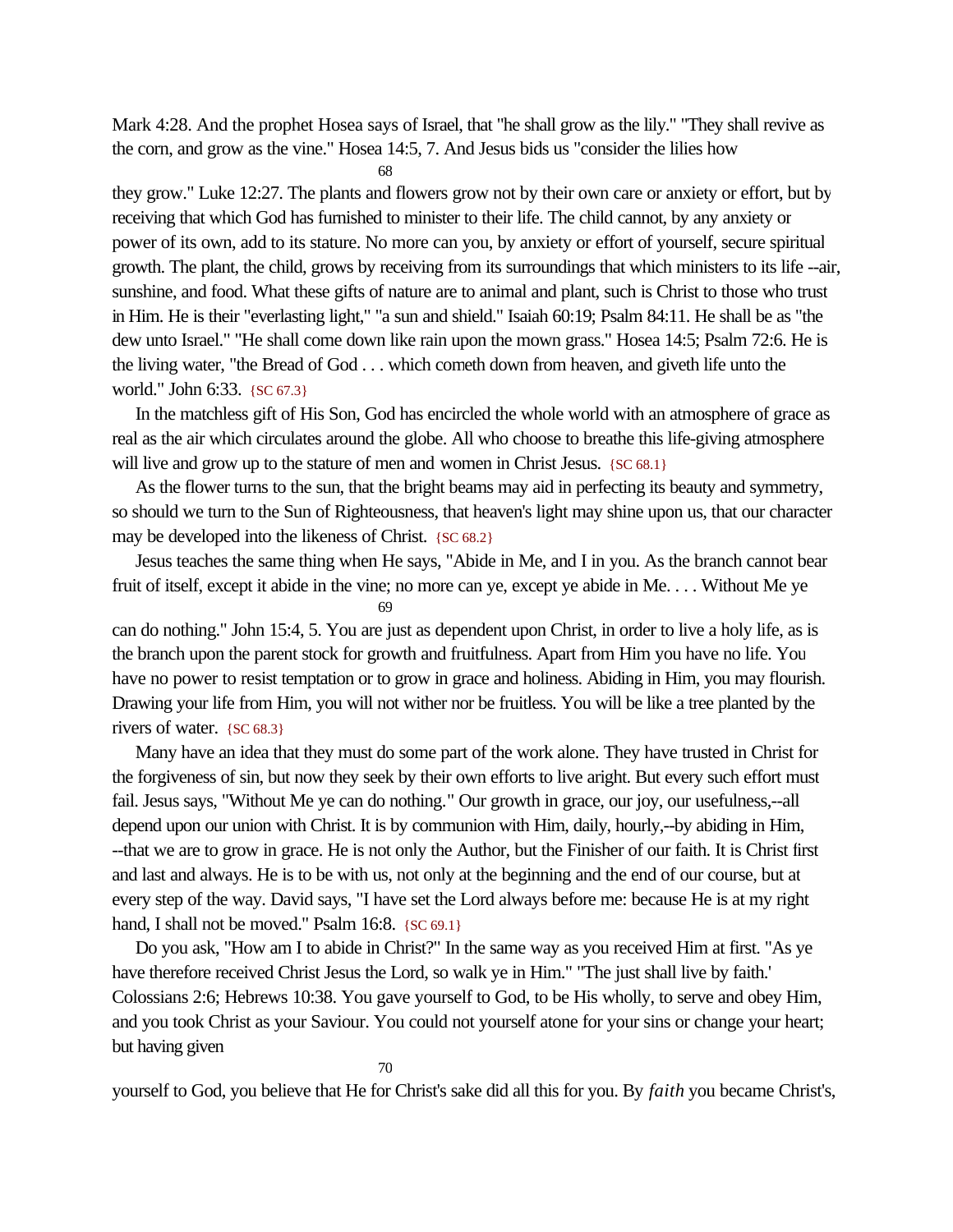Mark 4:28. And the prophet Hosea says of Israel, that "he shall grow as the lily." "They shall revive as the corn, and grow as the vine." Hosea 14:5, 7. And Jesus bids us "consider the lilies how they grow." Luke 12:27. The plants and flowers grow not by their own care or anxiety or effort, but by receiving that which God has furnished to minister to their life. The child cannot, by any anxiety or power of its own, add to its stature. No more can you, by anxiety or effort of yourself, secure spiritual growth. The plant, the child, grows by receiving from its surroundings that which ministers to its life --air, sunshine, and food. What these gifts of nature are to animal and plant, such is Christ to those who trust in Him. He is their "everlasting light," "a sun and shield." Isaiah 60:19; Psalm 84:11. He shall be as "the dew unto Israel." "He shall come down like rain upon the mown grass." Hosea 14:5; Psalm 72:6. He is the living water, "the Bread of God . . . which cometh down from heaven, and giveth life unto the world." John 6:33. {SC 67.3}

In the matchless gift of His Son, God has encircled the whole world with an atmosphere of grace as real as the air which circulates around the globe. All who choose to breathe this life-giving atmosphere will live and grow up to the stature of men and women in Christ Jesus. {SC 68.1}

As the flower turns to the sun, that the bright beams may aid in perfecting its beauty and symmetry, so should we turn to the Sun of Righteousness, that heaven's light may shine upon us, that our character may be developed into the likeness of Christ. {SC 68.2}

Jesus teaches the same thing when He says, "Abide in Me, and I in you. As the branch cannot bear fruit of itself, except it abide in the vine; no more can ye, except ye abide in Me. . . . Without Me ye can do nothing." John 15:4, 5. You are just as dependent upon Christ, in order to live a holy life, as is the branch upon the parent stock for growth and fruitfulness. Apart from Him you have no life. You have no power to resist temptation or to grow in grace and holiness. Abiding in Him, you may flourish. Drawing your life from Him, you will not wither nor be fruitless. You will be like a tree planted by the rivers of water. {SC 68.3}

Many have an idea that they must do some part of the work alone. They have trusted in Christ for the forgiveness of sin, but now they seek by their own efforts to live aright. But every such effort must fail. Jesus says, "Without Me ye can do nothing." Our growth in grace, our joy, our usefulness,--all depend upon our union with Christ. It is by communion with Him, daily, hourly,--by abiding in Him, --that we are to grow in grace. He is not only the Author, but the Finisher of our faith. It is Christ first and last and always. He is to be with us, not only at the beginning and the end of our course, but at every step of the way. David says, "I have set the Lord always before me: because He is at my right hand, I shall not be moved." Psalm 16:8. {SC 69.1}

Do you ask, "How am I to abide in Christ?" In the same way as you received Him at first. "As ye have therefore received Christ Jesus the Lord, so walk ye in Him." "The just shall live by faith.' Colossians 2:6; Hebrews 10:38. You gave yourself to God, to be His wholly, to serve and obey Him, and you took Christ as your Saviour. You could not yourself atone for your sins or change your heart; but having given yourself to God, you believe that He for Christ's sake did all this for you. By *faith* you became Christ's,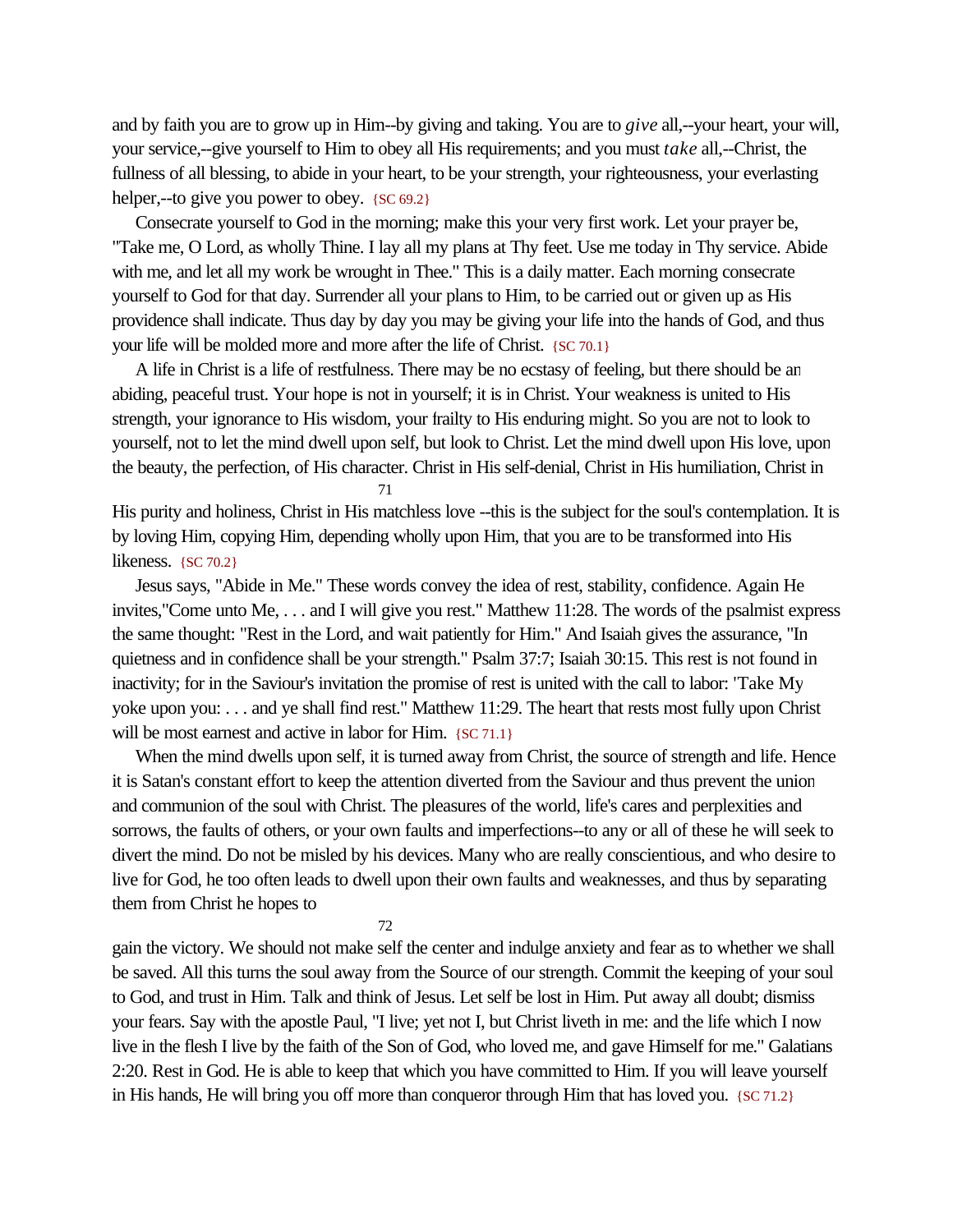and by faith you are to grow up in Him--by giving and taking. You are to *give* all,--your heart, your will, your service,--give yourself to Him to obey all His requirements; and you must *take* all,--Christ, the fullness of all blessing, to abide in your heart, to be your strength, your righteousness, your everlasting helper,--to give you power to obey. {SC 69.2}

Consecrate yourself to God in the morning; make this your very first work. Let your prayer be, "Take me, O Lord, as wholly Thine. I lay all my plans at Thy feet. Use me today in Thy service. Abide with me, and let all my work be wrought in Thee." This is a daily matter. Each morning consecrate yourself to God for that day. Surrender all your plans to Him, to be carried out or given up as His providence shall indicate. Thus day by day you may be giving your life into the hands of God, and thus your life will be molded more and more after the life of Christ. {SC 70.1}

A life in Christ is a life of restfulness. There may be no ecstasy of feeling, but there should be an abiding, peaceful trust. Your hope is not in yourself; it is in Christ. Your weakness is united to His strength, your ignorance to His wisdom, your frailty to His enduring might. So you are not to look to yourself, not to let the mind dwell upon self, but look to Christ. Let the mind dwell upon His love, upon the beauty, the perfection, of His character. Christ in His self-denial, Christ in His humiliation, Christ in His purity and holiness, Christ in His matchless love --this is the subject for the soul's contemplation. It is by loving Him, copying Him, depending wholly upon Him, that you are to be transformed into His likeness. {SC 70.2}

Jesus says, "Abide in Me." These words convey the idea of rest, stability, confidence. Again He invites,"Come unto Me, . . . and I will give you rest." Matthew 11:28. The words of the psalmist express the same thought: "Rest in the Lord, and wait patiently for Him." And Isaiah gives the assurance, "In quietness and in confidence shall be your strength." Psalm 37:7; Isaiah 30:15. This rest is not found in inactivity; for in the Saviour's invitation the promise of rest is united with the call to labor: 'Take My yoke upon you: . . . and ye shall find rest." Matthew 11:29. The heart that rests most fully upon Christ will be most earnest and active in labor for Him. {SC 71.1}

When the mind dwells upon self, it is turned away from Christ, the source of strength and life. Hence it is Satan's constant effort to keep the attention diverted from the Saviour and thus prevent the union and communion of the soul with Christ. The pleasures of the world, life's cares and perplexities and sorrows, the faults of others, or your own faults and imperfections--to any or all of these he will seek to divert the mind. Do not be misled by his devices. Many who are really conscientious, and who desire to live for God, he too often leads to dwell upon their own faults and weaknesses, and thus by separating them from Christ he hopes to gain the victory. We should not make self the center and indulge anxiety and fear as to whether we shall be saved. All this turns the soul away from the Source of our strength. Commit the keeping of your soul to God, and trust in Him. Talk and think of Jesus. Let self be lost in Him. Put away all doubt; dismiss your fears. Say with the apostle Paul, "I live; yet not I, but Christ liveth in me: and the life which I now live in the flesh I live by the faith of the Son of God, who loved me, and gave Himself for me." Galatians 2:20. Rest in God. He is able to keep that which you have committed to Him. If you will leave yourself in His hands, He will bring you off more than conqueror through Him that has loved you. {SC 71.2}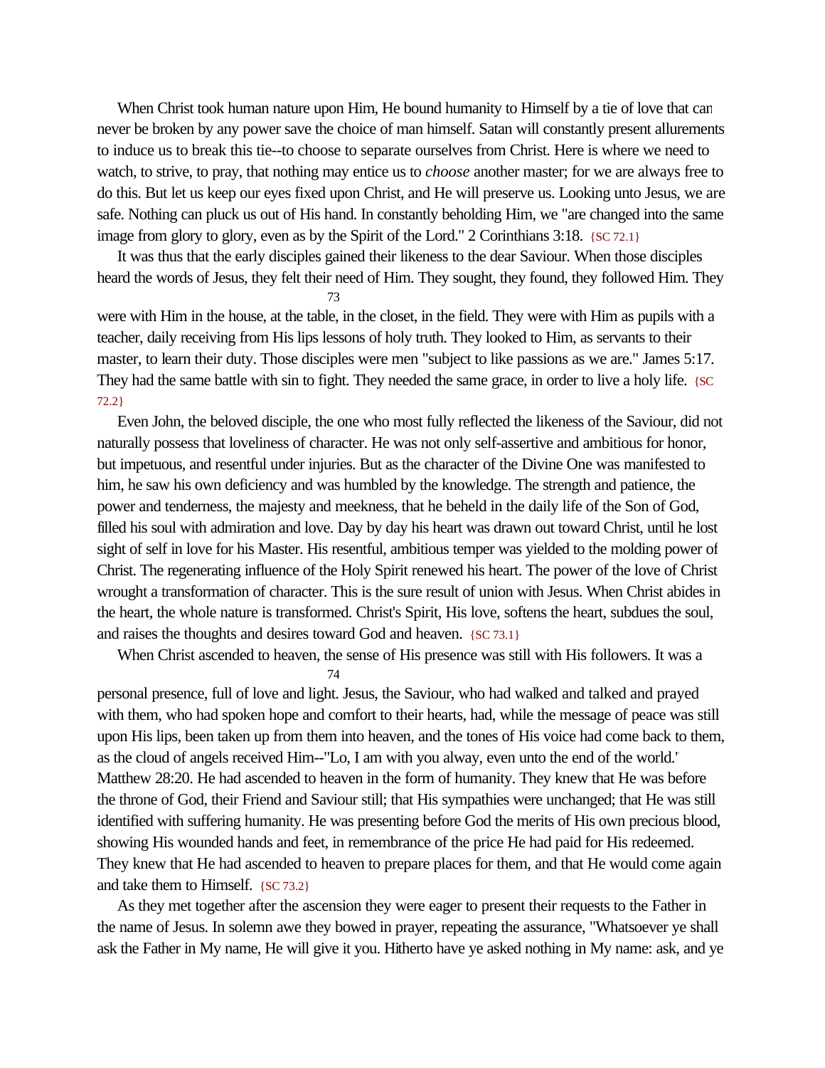When Christ took human nature upon Him, He bound humanity to Himself by a tie of love that can never be broken by any power save the choice of man himself. Satan will constantly present allurements to induce us to break this tie--to choose to separate ourselves from Christ. Here is where we need to watch, to strive, to pray, that nothing may entice us to *choose* another master; for we are always free to do this. But let us keep our eyes fixed upon Christ, and He will preserve us. Looking unto Jesus, we are safe. Nothing can pluck us out of His hand. In constantly beholding Him, we "are changed into the same image from glory to glory, even as by the Spirit of the Lord." 2 Corinthians 3:18. {SC 72.1}

It was thus that the early disciples gained their likeness to the dear Saviour. When those disciples heard the words of Jesus, they felt their need of Him. They sought, they found, they followed Him. They were with Him in the house, at the table, in the closet, in the field. They were with Him as pupils with a teacher, daily receiving from His lips lessons of holy truth. They looked to Him, as servants to their master, to learn their duty. Those disciples were men "subject to like passions as we are." James 5:17. They had the same battle with sin to fight. They needed the same grace, in order to live a holy life. {SC 72.2}

Even John, the beloved disciple, the one who most fully reflected the likeness of the Saviour, did not naturally possess that loveliness of character. He was not only self-assertive and ambitious for honor, but impetuous, and resentful under injuries. But as the character of the Divine One was manifested to him, he saw his own deficiency and was humbled by the knowledge. The strength and patience, the power and tenderness, the majesty and meekness, that he beheld in the daily life of the Son of God, filled his soul with admiration and love. Day by day his heart was drawn out toward Christ, until he lost sight of self in love for his Master. His resentful, ambitious temper was yielded to the molding power of Christ. The regenerating influence of the Holy Spirit renewed his heart. The power of the love of Christ wrought a transformation of character. This is the sure result of union with Jesus. When Christ abides in the heart, the whole nature is transformed. Christ's Spirit, His love, softens the heart, subdues the soul, and raises the thoughts and desires toward God and heaven. {SC 73.1}

When Christ ascended to heaven, the sense of His presence was still with His followers. It was a personal presence, full of love and light. Jesus, the Saviour, who had walked and talked and prayed with them, who had spoken hope and comfort to their hearts, had, while the message of peace was still upon His lips, been taken up from them into heaven, and the tones of His voice had come back to them, as the cloud of angels received Him--"Lo, I am with you alway, even unto the end of the world." Matthew 28:20. He had ascended to heaven in the form of humanity. They knew that He was before the throne of God, their Friend and Saviour still; that His sympathies were unchanged; that He was still identified with suffering humanity. He was presenting before God the merits of His own precious blood, showing His wounded hands and feet, in remembrance of the price He had paid for His redeemed. They knew that He had ascended to heaven to prepare places for them, and that He would come again and take them to Himself. {SC 73.2}

As they met together after the ascension they were eager to present their requests to the Father in the name of Jesus. In solemn awe they bowed in prayer, repeating the assurance, "Whatsoever ye shall ask the Father in My name, He will give it you. Hitherto have ye asked nothing in My name: ask, and ye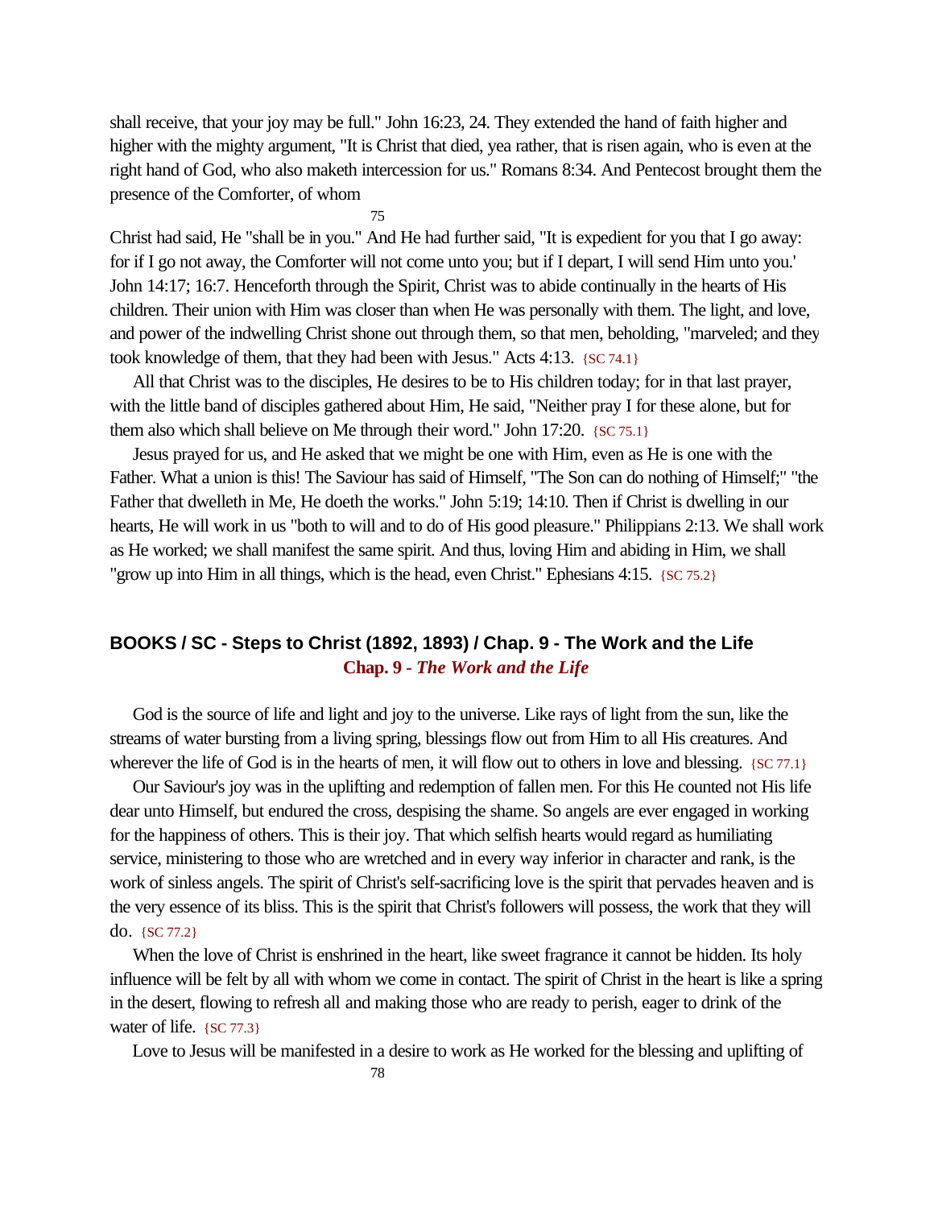shall receive, that your joy may be full." John 16:23, 24. They extended the hand of faith higher and higher with the mighty argument, "It is Christ that died, yea rather, that is risen again, who is even at the right hand of God, who also maketh intercession for us." Romans 8:34. And Pentecost brought them the presence of the Comforter, of whom Christ had said, He "shall be in you." And He had further said, "It is expedient for you that I go away: for if I go not away, the Comforter will not come unto you; but if I depart, I will send Him unto you.' John 14:17; 16:7. Henceforth through the Spirit, Christ was to abide continually in the hearts of His children. Their union with Him was closer than when He was personally with them. The light, and love, and power of the indwelling Christ shone out through them, so that men, beholding, "marveled; and they took knowledge of them, that they had been with Jesus." Acts 4:13. {SC 74.1}

All that Christ was to the disciples, He desires to be to His children today; for in that last prayer, with the little band of disciples gathered about Him, He said, "Neither pray I for these alone, but for them also which shall believe on Me through their word." John 17:20. {SC 75.1}

Jesus prayed for us, and He asked that we might be one with Him, even as He is one with the Father. What a union is this! The Saviour has said of Himself, "The Son can do nothing of Himself;" "the Father that dwelleth in Me, He doeth the works." John 5:19; 14:10. Then if Christ is dwelling in our hearts, He will work in us "both to will and to do of His good pleasure." Philippians 2:13. We shall work as He worked; we shall manifest the same spirit. And thus, loving Him and abiding in Him, we shall "grow up into Him in all things, which is the head, even Christ." Ephesians 4:15. {SC 75.2}

## BOOKS / SC - Steps to Christ (1892, 1893) / Chap. 9 - The Work and the Life

**Chap. 9 - *The Work and the Life***

God is the source of life and light and joy to the universe. Like rays of light from the sun, like the streams of water bursting from a living spring, blessings flow out from Him to all His creatures. And wherever the life of God is in the hearts of men, it will flow out to others in love and blessing. {SC 77.1}

Our Saviour's joy was in the uplifting and redemption of fallen men. For this He counted not His life dear unto Himself, but endured the cross, despising the shame. So angels are ever engaged in working for the happiness of others. This is their joy. That which selfish hearts would regard as humiliating service, ministering to those who are wretched and in every way inferior in character and rank, is the work of sinless angels. The spirit of Christ's self-sacrificing love is the spirit that pervades heaven and is the very essence of its bliss. This is the spirit that Christ's followers will possess, the work that they will do. {SC 77.2}

When the love of Christ is enshrined in the heart, like sweet fragrance it cannot be hidden. Its holy influence will be felt by all with whom we come in contact. The spirit of Christ in the heart is like a spring in the desert, flowing to refresh all and making those who are ready to perish, eager to drink of the water of life. {SC 77.3}

Love to Jesus will be manifested in a desire to work as He worked for the blessing and uplifting of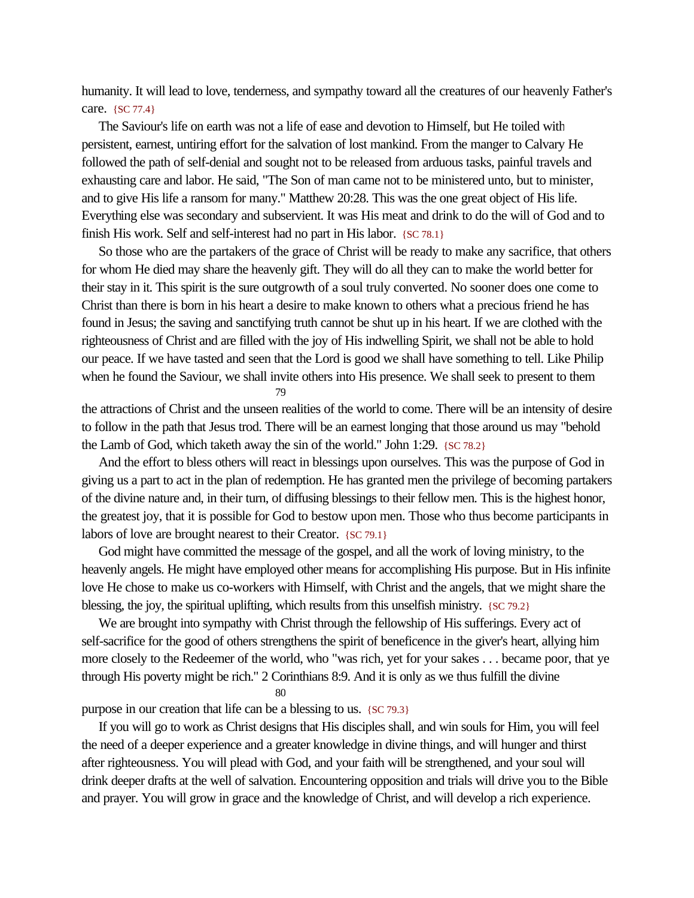humanity. It will lead to love, tenderness, and sympathy toward all the creatures of our heavenly Father's care. {SC 77.4}

The Saviour's life on earth was not a life of ease and devotion to Himself, but He toiled with persistent, earnest, untiring effort for the salvation of lost mankind. From the manger to Calvary He followed the path of self-denial and sought not to be released from arduous tasks, painful travels and exhausting care and labor. He said, "The Son of man came not to be ministered unto, but to minister, and to give His life a ransom for many." Matthew 20:28. This was the one great object of His life. Everything else was secondary and subservient. It was His meat and drink to do the will of God and to finish His work. Self and self-interest had no part in His labor. {SC 78.1}

So those who are the partakers of the grace of Christ will be ready to make any sacrifice, that others for whom He died may share the heavenly gift. They will do all they can to make the world better for their stay in it. This spirit is the sure outgrowth of a soul truly converted. No sooner does one come to Christ than there is born in his heart a desire to make known to others what a precious friend he has found in Jesus; the saving and sanctifying truth cannot be shut up in his heart. If we are clothed with the righteousness of Christ and are filled with the joy of His indwelling Spirit, we shall not be able to hold our peace. If we have tasted and seen that the Lord is good we shall have something to tell. Like Philip when he found the Saviour, we shall invite others into His presence. We shall seek to present to them the attractions of Christ and the unseen realities of the world to come. There will be an intensity of desire to follow in the path that Jesus trod. There will be an earnest longing that those around us may "behold the Lamb of God, which taketh away the sin of the world." John 1:29. {SC 78.2}

And the effort to bless others will react in blessings upon ourselves. This was the purpose of God in giving us a part to act in the plan of redemption. He has granted men the privilege of becoming partakers of the divine nature and, in their turn, of diffusing blessings to their fellow men. This is the highest honor, the greatest joy, that it is possible for God to bestow upon men. Those who thus become participants in labors of love are brought nearest to their Creator. {SC 79.1}

God might have committed the message of the gospel, and all the work of loving ministry, to the heavenly angels. He might have employed other means for accomplishing His purpose. But in His infinite love He chose to make us co-workers with Himself, with Christ and the angels, that we might share the blessing, the joy, the spiritual uplifting, which results from this unselfish ministry. {SC 79.2}

We are brought into sympathy with Christ through the fellowship of His sufferings. Every act of self-sacrifice for the good of others strengthens the spirit of beneficence in the giver's heart, allying him more closely to the Redeemer of the world, who "was rich, yet for your sakes . . . became poor, that ye through His poverty might be rich." 2 Corinthians 8:9. And it is only as we thus fulfill the divine purpose in our creation that life can be a blessing to us. {SC 79.3}

If you will go to work as Christ designs that His disciples shall, and win souls for Him, you will feel the need of a deeper experience and a greater knowledge in divine things, and will hunger and thirst after righteousness. You will plead with God, and your faith will be strengthened, and your soul will drink deeper drafts at the well of salvation. Encountering opposition and trials will drive you to the Bible and prayer. You will grow in grace and the knowledge of Christ, and will develop a rich experience.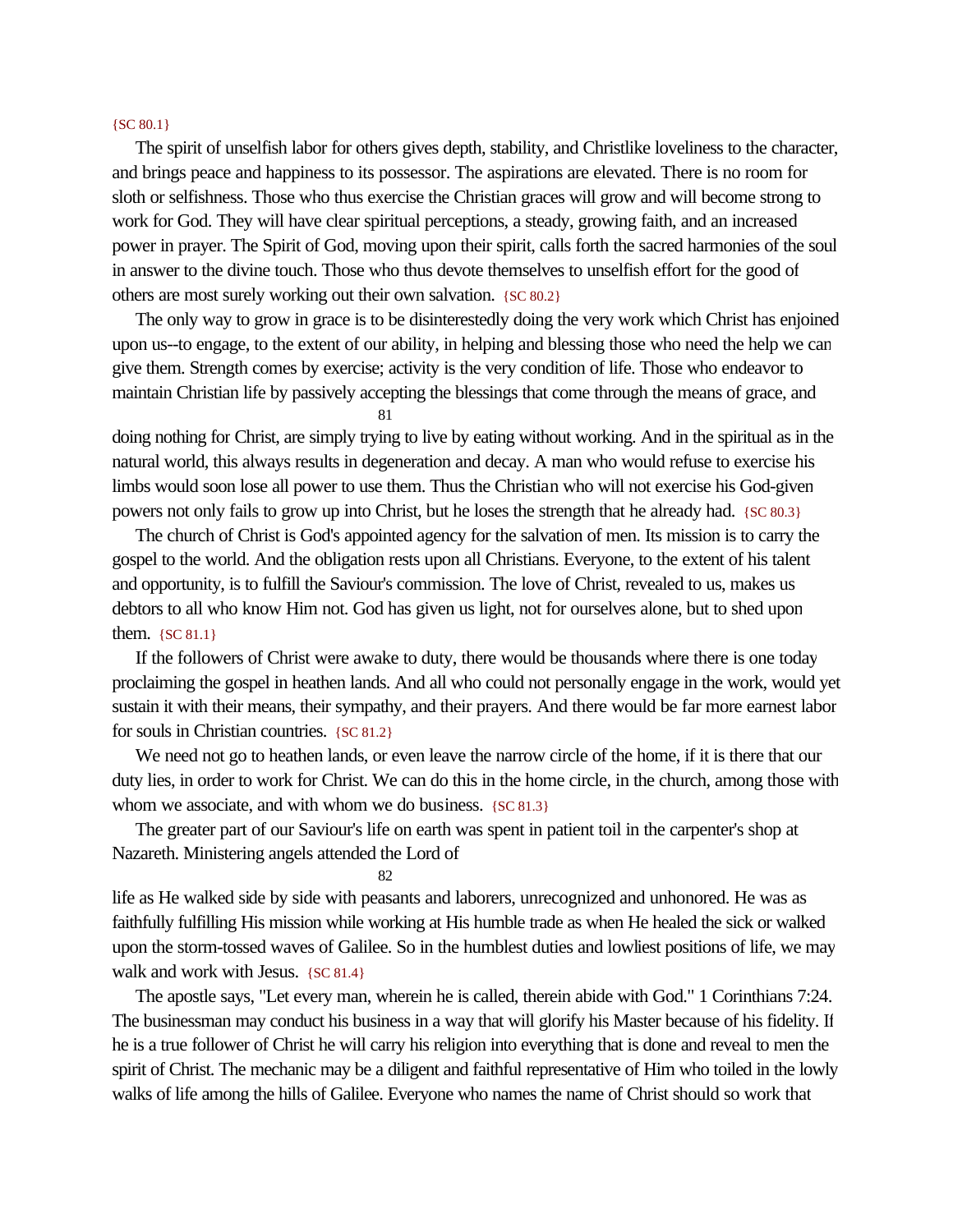{SC 80.1}

The spirit of unselfish labor for others gives depth, stability, and Christlike loveliness to the character, and brings peace and happiness to its possessor. The aspirations are elevated. There is no room for sloth or selfishness. Those who thus exercise the Christian graces will grow and will become strong to work for God. They will have clear spiritual perceptions, a steady, growing faith, and an increased power in prayer. The Spirit of God, moving upon their spirit, calls forth the sacred harmonies of the soul in answer to the divine touch. Those who thus devote themselves to unselfish effort for the good of others are most surely working out their own salvation. {SC 80.2}

The only way to grow in grace is to be disinterestedly doing the very work which Christ has enjoined upon us--to engage, to the extent of our ability, in helping and blessing those who need the help we can give them. Strength comes by exercise; activity is the very condition of life. Those who endeavor to maintain Christian life by passively accepting the blessings that come through the means of grace, and doing nothing for Christ, are simply trying to live by eating without working. And in the spiritual as in the natural world, this always results in degeneration and decay. A man who would refuse to exercise his limbs would soon lose all power to use them. Thus the Christian who will not exercise his God-given powers not only fails to grow up into Christ, but he loses the strength that he already had. {SC 80.3}

The church of Christ is God's appointed agency for the salvation of men. Its mission is to carry the gospel to the world. And the obligation rests upon all Christians. Everyone, to the extent of his talent and opportunity, is to fulfill the Saviour's commission. The love of Christ, revealed to us, makes us debtors to all who know Him not. God has given us light, not for ourselves alone, but to shed upon them. {SC 81.1}

If the followers of Christ were awake to duty, there would be thousands where there is one today proclaiming the gospel in heathen lands. And all who could not personally engage in the work, would yet sustain it with their means, their sympathy, and their prayers. And there would be far more earnest labor for souls in Christian countries. {SC 81.2}

We need not go to heathen lands, or even leave the narrow circle of the home, if it is there that our duty lies, in order to work for Christ. We can do this in the home circle, in the church, among those with whom we associate, and with whom we do business. {SC 81.3}

The greater part of our Saviour's life on earth was spent in patient toil in the carpenter's shop at Nazareth. Ministering angels attended the Lord of life as He walked side by side with peasants and laborers, unrecognized and unhonored. He was as faithfully fulfilling His mission while working at His humble trade as when He healed the sick or walked upon the storm-tossed waves of Galilee. So in the humblest duties and lowliest positions of life, we may walk and work with Jesus. {SC 81.4}

The apostle says, "Let every man, wherein he is called, therein abide with God." 1 Corinthians 7:24. The businessman may conduct his business in a way that will glorify his Master because of his fidelity. If he is a true follower of Christ he will carry his religion into everything that is done and reveal to men the spirit of Christ. The mechanic may be a diligent and faithful representative of Him who toiled in the lowly walks of life among the hills of Galilee. Everyone who names the name of Christ should so work that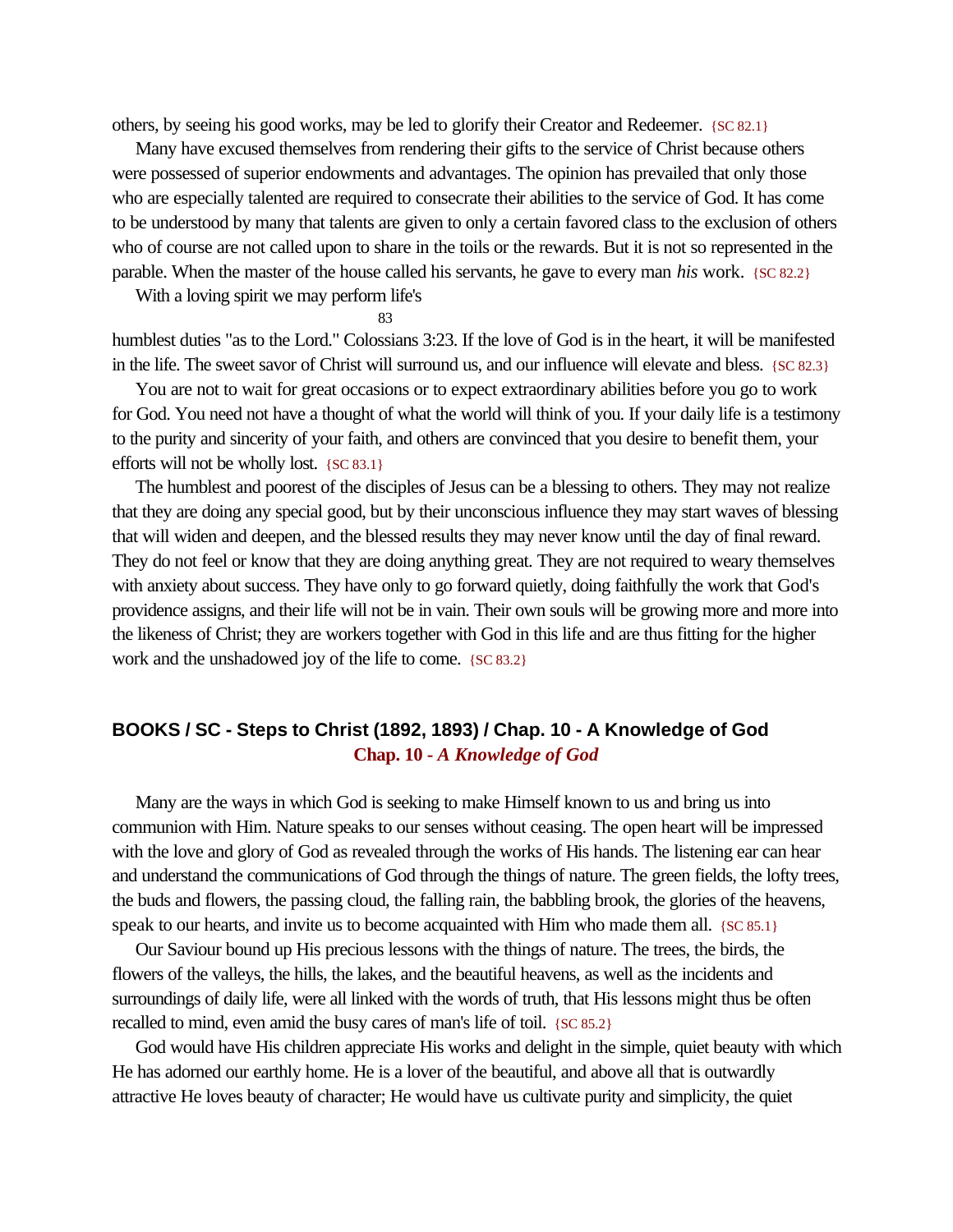others, by seeing his good works, may be led to glorify their Creator and Redeemer. {SC 82.1}

Many have excused themselves from rendering their gifts to the service of Christ because others were possessed of superior endowments and advantages. The opinion has prevailed that only those who are especially talented are required to consecrate their abilities to the service of God. It has come to be understood by many that talents are given to only a certain favored class to the exclusion of others who of course are not called upon to share in the toils or the rewards. But it is not so represented in the parable. When the master of the house called his servants, he gave to every man *his* work. {SC 82.2}

With a loving spirit we may perform life's humblest duties "as to the Lord." Colossians 3:23. If the love of God is in the heart, it will be manifested in the life. The sweet savor of Christ will surround us, and our influence will elevate and bless. {SC 82.3}

You are not to wait for great occasions or to expect extraordinary abilities before you go to work for God. You need not have a thought of what the world will think of you. If your daily life is a testimony to the purity and sincerity of your faith, and others are convinced that you desire to benefit them, your efforts will not be wholly lost. {SC 83.1}

The humblest and poorest of the disciples of Jesus can be a blessing to others. They may not realize that they are doing any special good, but by their unconscious influence they may start waves of blessing that will widen and deepen, and the blessed results they may never know until the day of final reward. They do not feel or know that they are doing anything great. They are not required to weary themselves with anxiety about success. They have only to go forward quietly, doing faithfully the work that God's providence assigns, and their life will not be in vain. Their own souls will be growing more and more into the likeness of Christ; they are workers together with God in this life and are thus fitting for the higher work and the unshadowed joy of the life to come. {SC 83.2}

## BOOKS / SC - Steps to Christ (1892, 1893) / Chap. 10 - A Knowledge of God

### Chap. 10 - *A Knowledge of God*

Many are the ways in which God is seeking to make Himself known to us and bring us into communion with Him. Nature speaks to our senses without ceasing. The open heart will be impressed with the love and glory of God as revealed through the works of His hands. The listening ear can hear and understand the communications of God through the things of nature. The green fields, the lofty trees, the buds and flowers, the passing cloud, the falling rain, the babbling brook, the glories of the heavens, speak to our hearts, and invite us to become acquainted with Him who made them all. {SC 85.1}

Our Saviour bound up His precious lessons with the things of nature. The trees, the birds, the flowers of the valleys, the hills, the lakes, and the beautiful heavens, as well as the incidents and surroundings of daily life, were all linked with the words of truth, that His lessons might thus be often recalled to mind, even amid the busy cares of man's life of toil. {SC 85.2}

God would have His children appreciate His works and delight in the simple, quiet beauty with which He has adorned our earthly home. He is a lover of the beautiful, and above all that is outwardly attractive He loves beauty of character; He would have us cultivate purity and simplicity, the quiet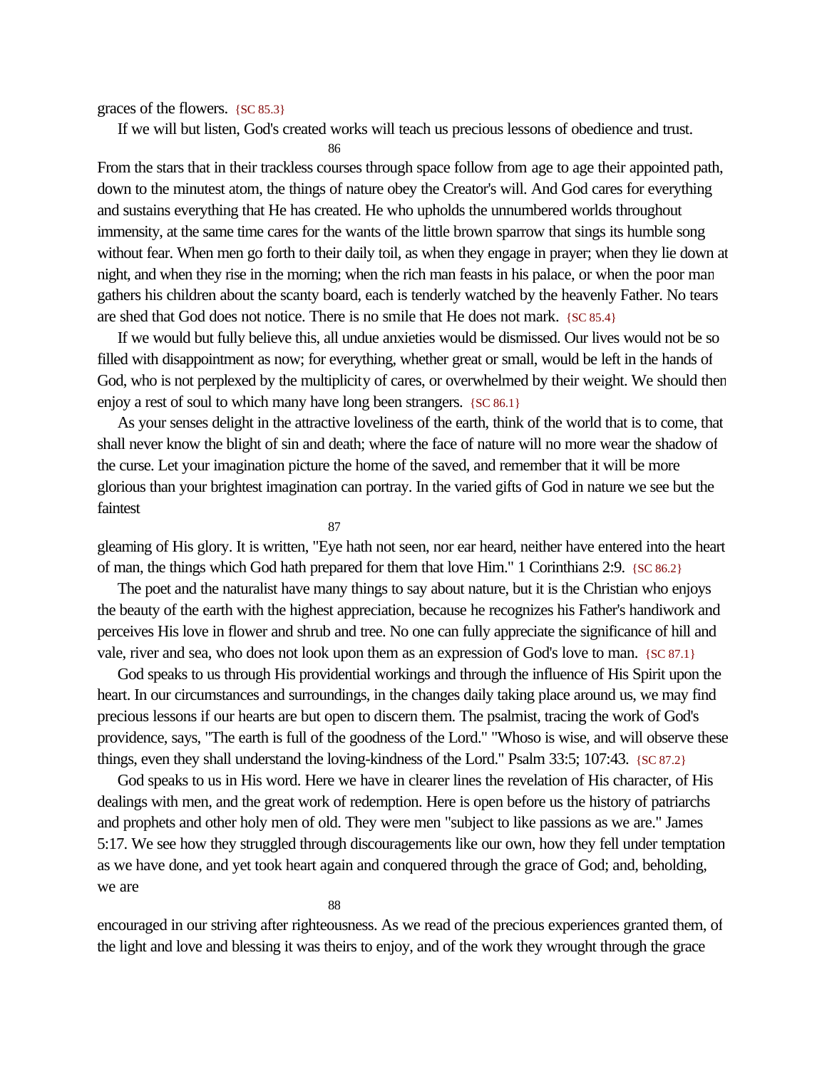graces of the flowers. {SC 85.3}

If we will but listen, God's created works will teach us precious lessons of obedience and trust. From the stars that in their trackless courses through space follow from age to age their appointed path, down to the minutest atom, the things of nature obey the Creator's will. And God cares for everything and sustains everything that He has created. He who upholds the unnumbered worlds throughout immensity, at the same time cares for the wants of the little brown sparrow that sings its humble song without fear. When men go forth to their daily toil, as when they engage in prayer; when they lie down at night, and when they rise in the morning; when the rich man feasts in his palace, or when the poor man gathers his children about the scanty board, each is tenderly watched by the heavenly Father. No tears are shed that God does not notice. There is no smile that He does not mark. {SC 85.4}

If we would but fully believe this, all undue anxieties would be dismissed. Our lives would not be so filled with disappointment as now; for everything, whether great or small, would be left in the hands of God, who is not perplexed by the multiplicity of cares, or overwhelmed by their weight. We should then enjoy a rest of soul to which many have long been strangers. {SC 86.1}

As your senses delight in the attractive loveliness of the earth, think of the world that is to come, that shall never know the blight of sin and death; where the face of nature will no more wear the shadow of the curse. Let your imagination picture the home of the saved, and remember that it will be more glorious than your brightest imagination can portray. In the varied gifts of God in nature we see but the faintest gleaming of His glory. It is written, "Eye hath not seen, nor ear heard, neither have entered into the heart of man, the things which God hath prepared for them that love Him." 1 Corinthians 2:9. {SC 86.2}

The poet and the naturalist have many things to say about nature, but it is the Christian who enjoys the beauty of the earth with the highest appreciation, because he recognizes his Father's handiwork and perceives His love in flower and shrub and tree. No one can fully appreciate the significance of hill and vale, river and sea, who does not look upon them as an expression of God's love to man. {SC 87.1}

God speaks to us through His providential workings and through the influence of His Spirit upon the heart. In our circumstances and surroundings, in the changes daily taking place around us, we may find precious lessons if our hearts are but open to discern them. The psalmist, tracing the work of God's providence, says, "The earth is full of the goodness of the Lord." "Whoso is wise, and will observe these things, even they shall understand the loving-kindness of the Lord." Psalm 33:5; 107:43. {SC 87.2}

God speaks to us in His word. Here we have in clearer lines the revelation of His character, of His dealings with men, and the great work of redemption. Here is open before us the history of patriarchs and prophets and other holy men of old. They were men "subject to like passions as we are." James 5:17. We see how they struggled through discouragements like our own, how they fell under temptation as we have done, and yet took heart again and conquered through the grace of God; and, beholding, we are encouraged in our striving after righteousness. As we read of the precious experiences granted them, of the light and love and blessing it was theirs to enjoy, and of the work they wrought through the grace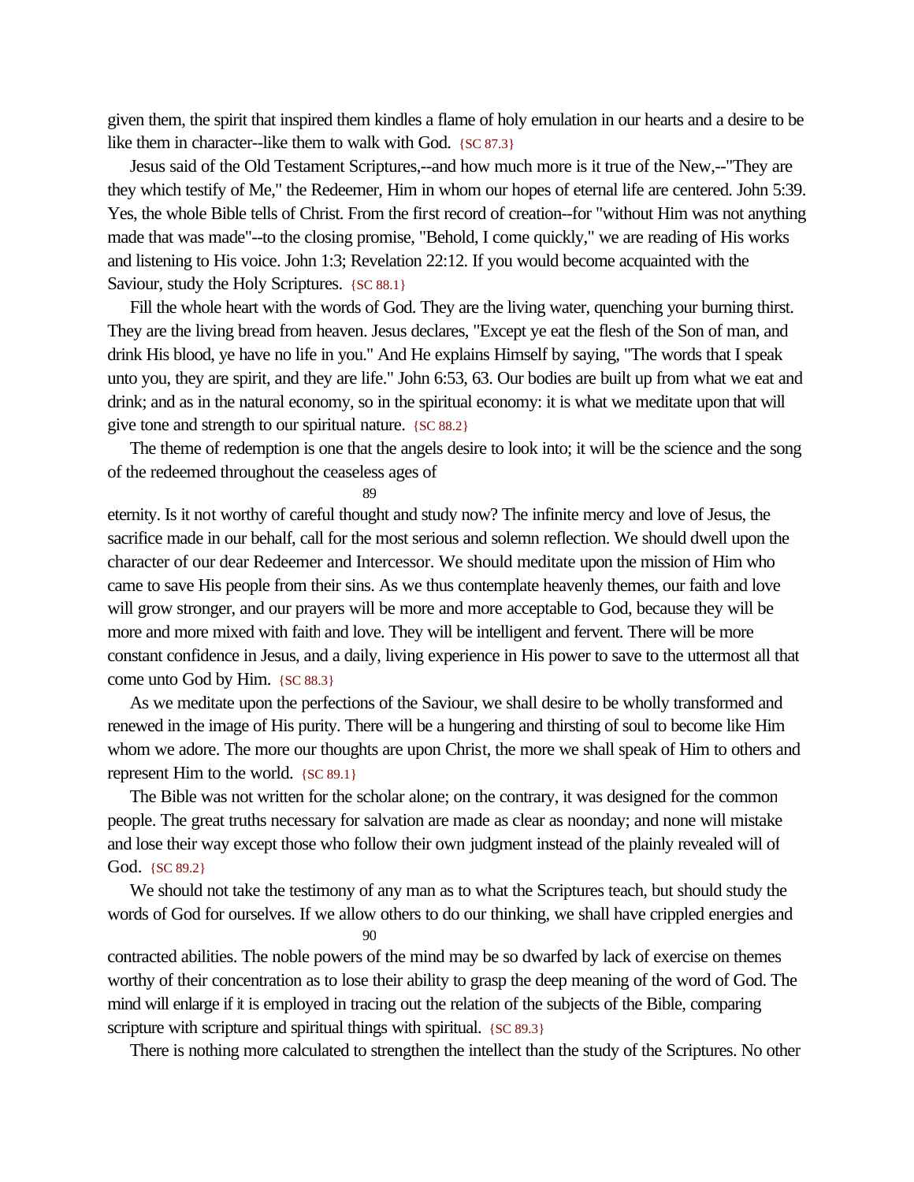given them, the spirit that inspired them kindles a flame of holy emulation in our hearts and a desire to be like them in character--like them to walk with God. {SC 87.3}

Jesus said of the Old Testament Scriptures,--and how much more is it true of the New,--"They are they which testify of Me," the Redeemer, Him in whom our hopes of eternal life are centered. John 5:39. Yes, the whole Bible tells of Christ. From the first record of creation--for "without Him was not anything made that was made"--to the closing promise, "Behold, I come quickly," we are reading of His works and listening to His voice. John 1:3; Revelation 22:12. If you would become acquainted with the Saviour, study the Holy Scriptures. {SC 88.1}

Fill the whole heart with the words of God. They are the living water, quenching your burning thirst. They are the living bread from heaven. Jesus declares, "Except ye eat the flesh of the Son of man, and drink His blood, ye have no life in you." And He explains Himself by saying, "The words that I speak unto you, they are spirit, and they are life." John 6:53, 63. Our bodies are built up from what we eat and drink; and as in the natural economy, so in the spiritual economy: it is what we meditate upon that will give tone and strength to our spiritual nature. {SC 88.2}

The theme of redemption is one that the angels desire to look into; it will be the science and the song of the redeemed throughout the ceaseless ages of eternity. Is it not worthy of careful thought and study now? The infinite mercy and love of Jesus, the sacrifice made in our behalf, call for the most serious and solemn reflection. We should dwell upon the character of our dear Redeemer and Intercessor. We should meditate upon the mission of Him who came to save His people from their sins. As we thus contemplate heavenly themes, our faith and love will grow stronger, and our prayers will be more and more acceptable to God, because they will be more and more mixed with faith and love. They will be intelligent and fervent. There will be more constant confidence in Jesus, and a daily, living experience in His power to save to the uttermost all that come unto God by Him. {SC 88.3}

As we meditate upon the perfections of the Saviour, we shall desire to be wholly transformed and renewed in the image of His purity. There will be a hungering and thirsting of soul to become like Him whom we adore. The more our thoughts are upon Christ, the more we shall speak of Him to others and represent Him to the world. {SC 89.1}

The Bible was not written for the scholar alone; on the contrary, it was designed for the common people. The great truths necessary for salvation are made as clear as noonday; and none will mistake and lose their way except those who follow their own judgment instead of the plainly revealed will of God. {SC 89.2}

We should not take the testimony of any man as to what the Scriptures teach, but should study the words of God for ourselves. If we allow others to do our thinking, we shall have crippled energies and contracted abilities. The noble powers of the mind may be so dwarfed by lack of exercise on themes worthy of their concentration as to lose their ability to grasp the deep meaning of the word of God. The mind will enlarge if it is employed in tracing out the relation of the subjects of the Bible, comparing scripture with scripture and spiritual things with spiritual. {SC 89.3}

There is nothing more calculated to strengthen the intellect than the study of the Scriptures. No other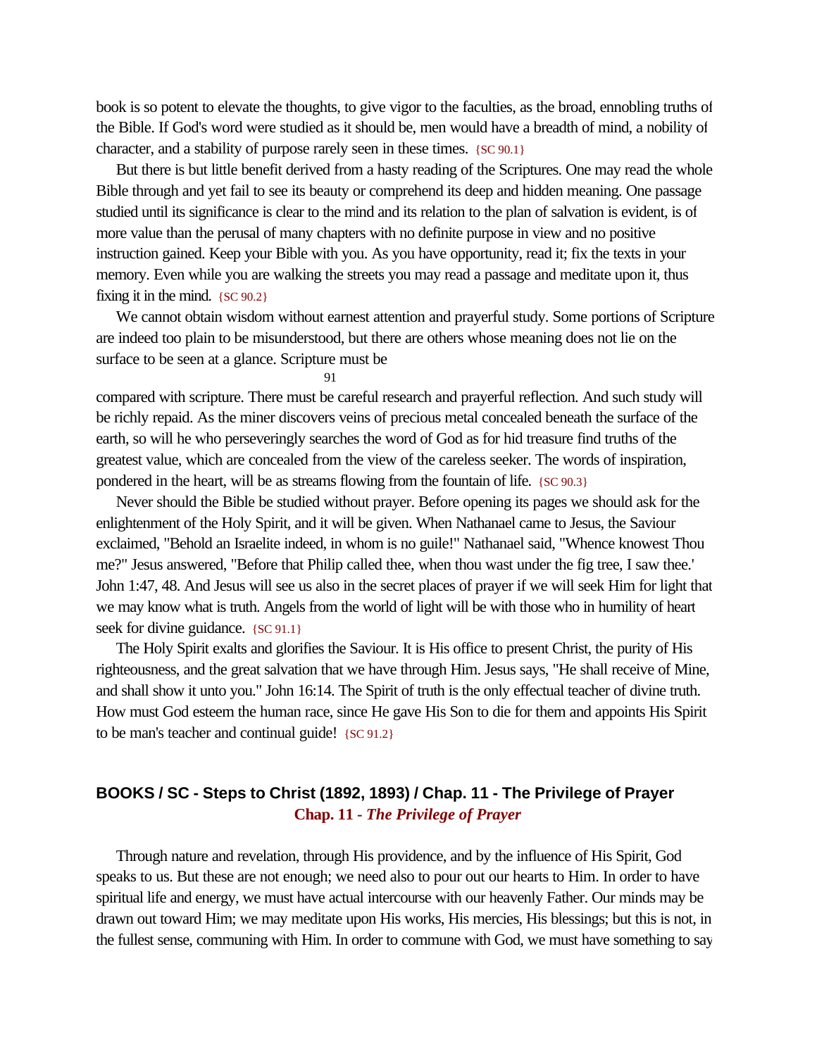book is so potent to elevate the thoughts, to give vigor to the faculties, as the broad, ennobling truths of the Bible. If God's word were studied as it should be, men would have a breadth of mind, a nobility of character, and a stability of purpose rarely seen in these times. {SC 90.1}

But there is but little benefit derived from a hasty reading of the Scriptures. One may read the whole Bible through and yet fail to see its beauty or comprehend its deep and hidden meaning. One passage studied until its significance is clear to the mind and its relation to the plan of salvation is evident, is of more value than the perusal of many chapters with no definite purpose in view and no positive instruction gained. Keep your Bible with you. As you have opportunity, read it; fix the texts in your memory. Even while you are walking the streets you may read a passage and meditate upon it, thus fixing it in the mind. {SC 90.2}

We cannot obtain wisdom without earnest attention and prayerful study. Some portions of Scripture are indeed too plain to be misunderstood, but there are others whose meaning does not lie on the surface to be seen at a glance. Scripture must be compared with scripture. There must be careful research and prayerful reflection. And such study will be richly repaid. As the miner discovers veins of precious metal concealed beneath the surface of the earth, so will he who perseveringly searches the word of God as for hid treasure find truths of the greatest value, which are concealed from the view of the careless seeker. The words of inspiration, pondered in the heart, will be as streams flowing from the fountain of life. {SC 90.3}

Never should the Bible be studied without prayer. Before opening its pages we should ask for the enlightenment of the Holy Spirit, and it will be given. When Nathanael came to Jesus, the Saviour exclaimed, "Behold an Israelite indeed, in whom is no guile!" Nathanael said, "Whence knowest Thou me?" Jesus answered, "Before that Philip called thee, when thou wast under the fig tree, I saw thee." John 1:47, 48. And Jesus will see us also in the secret places of prayer if we will seek Him for light that we may know what is truth. Angels from the world of light will be with those who in humility of heart seek for divine guidance. {SC 91.1}

The Holy Spirit exalts and glorifies the Saviour. It is His office to present Christ, the purity of His righteousness, and the great salvation that we have through Him. Jesus says, "He shall receive of Mine, and shall show it unto you." John 16:14. The Spirit of truth is the only effectual teacher of divine truth. How must God esteem the human race, since He gave His Son to die for them and appoints His Spirit to be man's teacher and continual guide! {SC 91.2}

## BOOKS / SC - Steps to Christ (1892, 1893) / Chap. 11 - The Privilege of Prayer

### Chap. 11 - *The Privilege of Prayer*

Through nature and revelation, through His providence, and by the influence of His Spirit, God speaks to us. But these are not enough; we need also to pour out our hearts to Him. In order to have spiritual life and energy, we must have actual intercourse with our heavenly Father. Our minds may be drawn out toward Him; we may meditate upon His works, His mercies, His blessings; but this is not, in the fullest sense, communing with Him. In order to commune with God, we must have something to say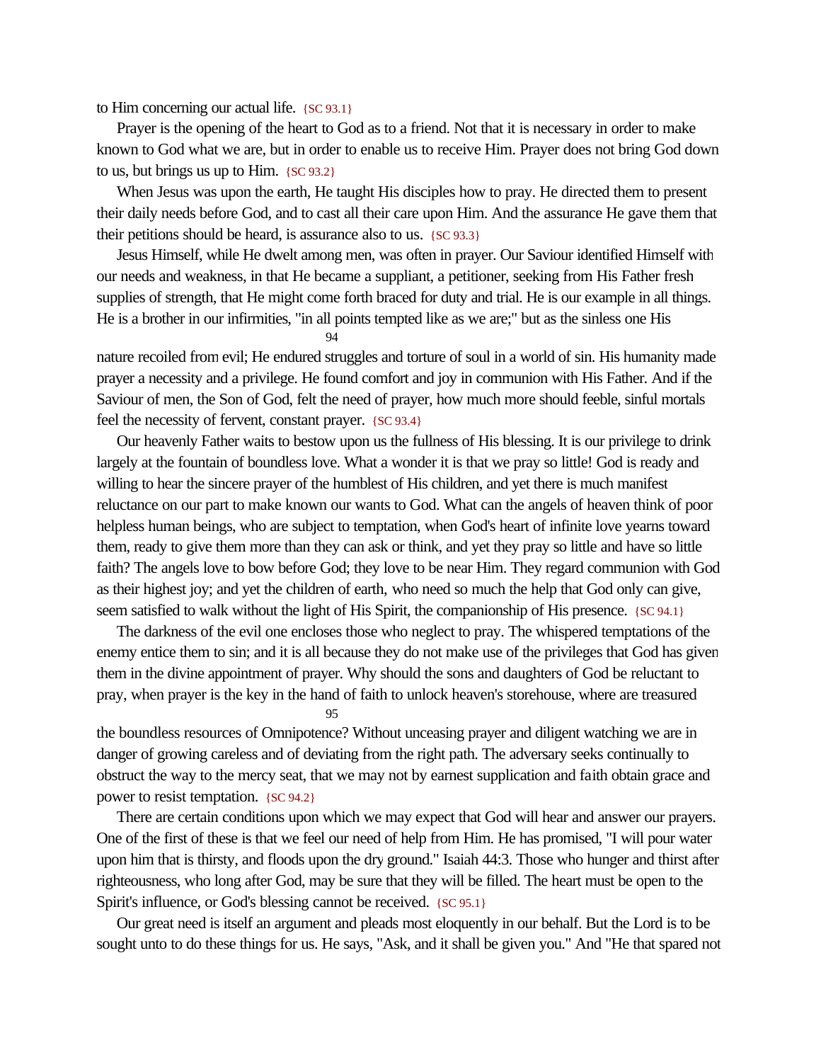to Him concerning our actual life. {SC 93.1}

Prayer is the opening of the heart to God as to a friend. Not that it is necessary in order to make known to God what we are, but in order to enable us to receive Him. Prayer does not bring God down to us, but brings us up to Him. {SC 93.2}

When Jesus was upon the earth, He taught His disciples how to pray. He directed them to present their daily needs before God, and to cast all their care upon Him. And the assurance He gave them that their petitions should be heard, is assurance also to us. {SC 93.3}

Jesus Himself, while He dwelt among men, was often in prayer. Our Saviour identified Himself with our needs and weakness, in that He became a suppliant, a petitioner, seeking from His Father fresh supplies of strength, that He might come forth braced for duty and trial. He is our example in all things. He is a brother in our infirmities, "in all points tempted like as we are;" but as the sinless one His nature recoiled from evil; He endured struggles and torture of soul in a world of sin. His humanity made prayer a necessity and a privilege. He found comfort and joy in communion with His Father. And if the Saviour of men, the Son of God, felt the need of prayer, how much more should feeble, sinful mortals feel the necessity of fervent, constant prayer. {SC 93.4}

Our heavenly Father waits to bestow upon us the fullness of His blessing. It is our privilege to drink largely at the fountain of boundless love. What a wonder it is that we pray so little! God is ready and willing to hear the sincere prayer of the humblest of His children, and yet there is much manifest reluctance on our part to make known our wants to God. What can the angels of heaven think of poor helpless human beings, who are subject to temptation, when God's heart of infinite love yearns toward them, ready to give them more than they can ask or think, and yet they pray so little and have so little faith? The angels love to bow before God; they love to be near Him. They regard communion with God as their highest joy; and yet the children of earth, who need so much the help that God only can give, seem satisfied to walk without the light of His Spirit, the companionship of His presence. {SC 94.1}

The darkness of the evil one encloses those who neglect to pray. The whispered temptations of the enemy entice them to sin; and it is all because they do not make use of the privileges that God has given them in the divine appointment of prayer. Why should the sons and daughters of God be reluctant to pray, when prayer is the key in the hand of faith to unlock heaven's storehouse, where are treasured the boundless resources of Omnipotence? Without unceasing prayer and diligent watching we are in danger of growing careless and of deviating from the right path. The adversary seeks continually to obstruct the way to the mercy seat, that we may not by earnest supplication and faith obtain grace and power to resist temptation. {SC 94.2}

There are certain conditions upon which we may expect that God will hear and answer our prayers. One of the first of these is that we feel our need of help from Him. He has promised, "I will pour water upon him that is thirsty, and floods upon the dry ground." Isaiah 44:3. Those who hunger and thirst after righteousness, who long after God, may be sure that they will be filled. The heart must be open to the Spirit's influence, or God's blessing cannot be received. {SC 95.1}

Our great need is itself an argument and pleads most eloquently in our behalf. But the Lord is to be sought unto to do these things for us. He says, "Ask, and it shall be given you." And "He that spared not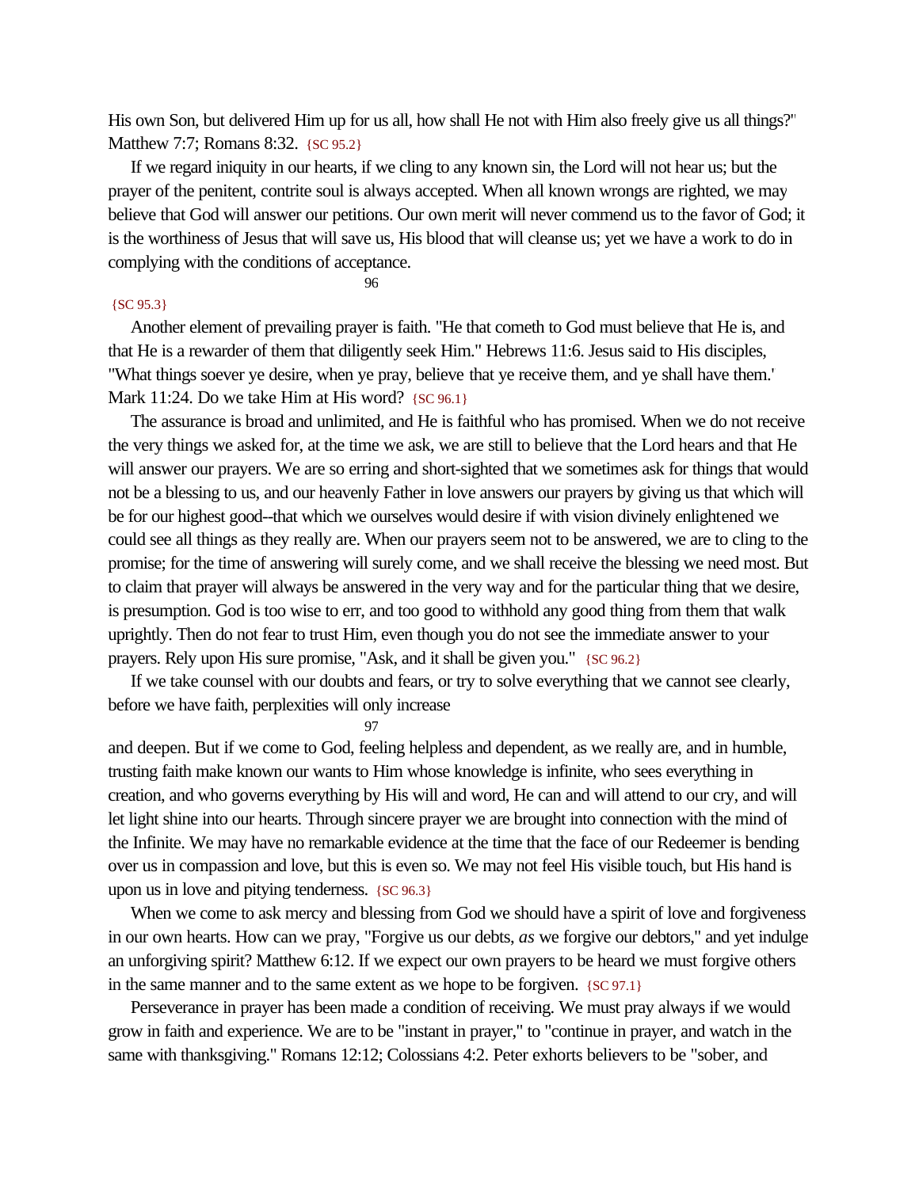His own Son, but delivered Him up for us all, how shall He not with Him also freely give us all things?" Matthew 7:7; Romans 8:32. {SC 95.2}

If we regard iniquity in our hearts, if we cling to any known sin, the Lord will not hear us; but the prayer of the penitent, contrite soul is always accepted. When all known wrongs are righted, we may believe that God will answer our petitions. Our own merit will never commend us to the favor of God; it is the worthiness of Jesus that will save us, His blood that will cleanse us; yet we have a work to do in complying with the conditions of acceptance. {SC 95.3}

Another element of prevailing prayer is faith. "He that cometh to God must believe that He is, and that He is a rewarder of them that diligently seek Him." Hebrews 11:6. Jesus said to His disciples, "What things soever ye desire, when ye pray, believe that ye receive them, and ye shall have them." Mark 11:24. Do we take Him at His word? {SC 96.1}

The assurance is broad and unlimited, and He is faithful who has promised. When we do not receive the very things we asked for, at the time we ask, we are still to believe that the Lord hears and that He will answer our prayers. We are so erring and short-sighted that we sometimes ask for things that would not be a blessing to us, and our heavenly Father in love answers our prayers by giving us that which will be for our highest good--that which we ourselves would desire if with vision divinely enlightened we could see all things as they really are. When our prayers seem not to be answered, we are to cling to the promise; for the time of answering will surely come, and we shall receive the blessing we need most. But to claim that prayer will always be answered in the very way and for the particular thing that we desire, is presumption. God is too wise to err, and too good to withhold any good thing from them that walk uprightly. Then do not fear to trust Him, even though you do not see the immediate answer to your prayers. Rely upon His sure promise, "Ask, and it shall be given you." {SC 96.2}

If we take counsel with our doubts and fears, or try to solve everything that we cannot see clearly, before we have faith, perplexities will only increase and deepen. But if we come to God, feeling helpless and dependent, as we really are, and in humble, trusting faith make known our wants to Him whose knowledge is infinite, who sees everything in creation, and who governs everything by His will and word, He can and will attend to our cry, and will let light shine into our hearts. Through sincere prayer we are brought into connection with the mind of the Infinite. We may have no remarkable evidence at the time that the face of our Redeemer is bending over us in compassion and love, but this is even so. We may not feel His visible touch, but His hand is upon us in love and pitying tenderness. {SC 96.3}

When we come to ask mercy and blessing from God we should have a spirit of love and forgiveness in our own hearts. How can we pray, "Forgive us our debts, *as* we forgive our debtors," and yet indulge an unforgiving spirit? Matthew 6:12. If we expect our own prayers to be heard we must forgive others in the same manner and to the same extent as we hope to be forgiven. {SC 97.1}

Perseverance in prayer has been made a condition of receiving. We must pray always if we would grow in faith and experience. We are to be "instant in prayer," to "continue in prayer, and watch in the same with thanksgiving." Romans 12:12; Colossians 4:2. Peter exhorts believers to be "sober, and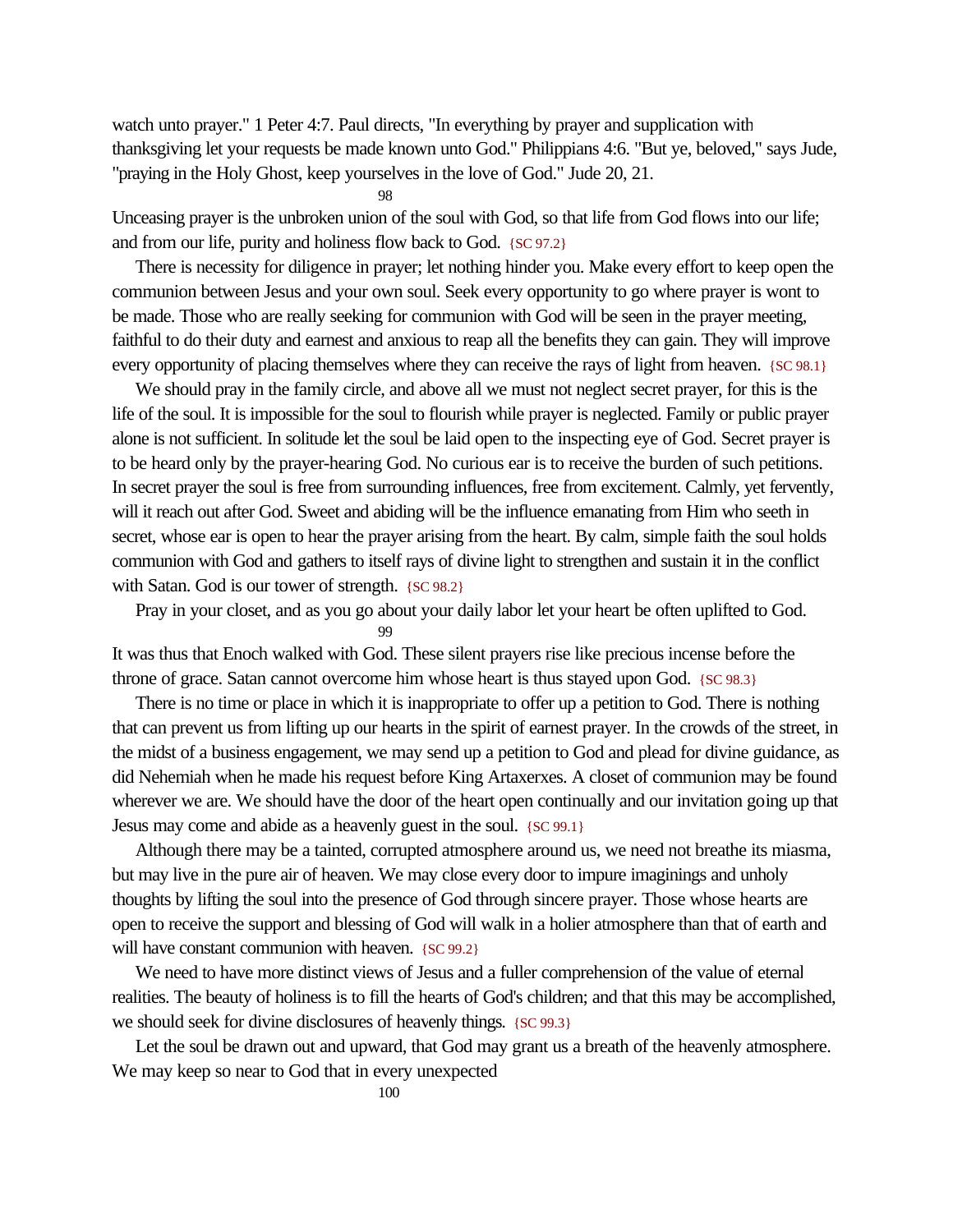watch unto prayer." 1 Peter 4:7. Paul directs, "In everything by prayer and supplication with thanksgiving let your requests be made known unto God." Philippians 4:6. "But ye, beloved," says Jude, "praying in the Holy Ghost, keep yourselves in the love of God." Jude 20, 21.

Unceasing prayer is the unbroken union of the soul with God, so that life from God flows into our life; and from our life, purity and holiness flow back to God. {SC 97.2}

There is necessity for diligence in prayer; let nothing hinder you. Make every effort to keep open the communion between Jesus and your own soul. Seek every opportunity to go where prayer is wont to be made. Those who are really seeking for communion with God will be seen in the prayer meeting, faithful to do their duty and earnest and anxious to reap all the benefits they can gain. They will improve every opportunity of placing themselves where they can receive the rays of light from heaven. {SC 98.1}

We should pray in the family circle, and above all we must not neglect secret prayer, for this is the life of the soul. It is impossible for the soul to flourish while prayer is neglected. Family or public prayer alone is not sufficient. In solitude let the soul be laid open to the inspecting eye of God. Secret prayer is to be heard only by the prayer-hearing God. No curious ear is to receive the burden of such petitions. In secret prayer the soul is free from surrounding influences, free from excitement. Calmly, yet fervently, will it reach out after God. Sweet and abiding will be the influence emanating from Him who seeth in secret, whose ear is open to hear the prayer arising from the heart. By calm, simple faith the soul holds communion with God and gathers to itself rays of divine light to strengthen and sustain it in the conflict with Satan. God is our tower of strength. {SC 98.2}

Pray in your closet, and as you go about your daily labor let your heart be often uplifted to God. It was thus that Enoch walked with God. These silent prayers rise like precious incense before the throne of grace. Satan cannot overcome him whose heart is thus stayed upon God. {SC 98.3}

There is no time or place in which it is inappropriate to offer up a petition to God. There is nothing that can prevent us from lifting up our hearts in the spirit of earnest prayer. In the crowds of the street, in the midst of a business engagement, we may send up a petition to God and plead for divine guidance, as did Nehemiah when he made his request before King Artaxerxes. A closet of communion may be found wherever we are. We should have the door of the heart open continually and our invitation going up that Jesus may come and abide as a heavenly guest in the soul. {SC 99.1}

Although there may be a tainted, corrupted atmosphere around us, we need not breathe its miasma, but may live in the pure air of heaven. We may close every door to impure imaginings and unholy thoughts by lifting the soul into the presence of God through sincere prayer. Those whose hearts are open to receive the support and blessing of God will walk in a holier atmosphere than that of earth and will have constant communion with heaven. {SC 99.2}

We need to have more distinct views of Jesus and a fuller comprehension of the value of eternal realities. The beauty of holiness is to fill the hearts of God's children; and that this may be accomplished, we should seek for divine disclosures of heavenly things. {SC 99.3}

Let the soul be drawn out and upward, that God may grant us a breath of the heavenly atmosphere. We may keep so near to God that in every unexpected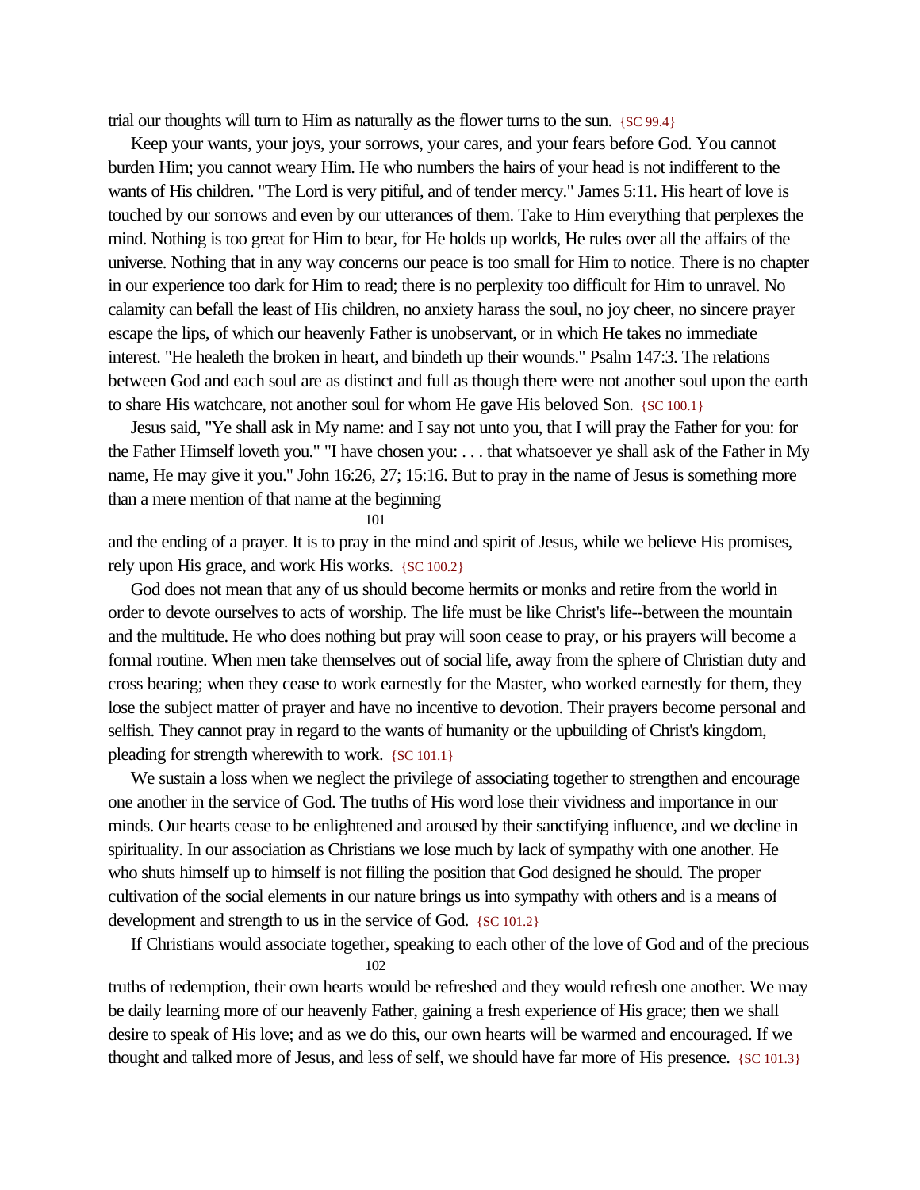trial our thoughts will turn to Him as naturally as the flower turns to the sun. {SC 99.4}

Keep your wants, your joys, your sorrows, your cares, and your fears before God. You cannot burden Him; you cannot weary Him. He who numbers the hairs of your head is not indifferent to the wants of His children. "The Lord is very pitiful, and of tender mercy." James 5:11. His heart of love is touched by our sorrows and even by our utterances of them. Take to Him everything that perplexes the mind. Nothing is too great for Him to bear, for He holds up worlds, He rules over all the affairs of the universe. Nothing that in any way concerns our peace is too small for Him to notice. There is no chapter in our experience too dark for Him to read; there is no perplexity too difficult for Him to unravel. No calamity can befall the least of His children, no anxiety harass the soul, no joy cheer, no sincere prayer escape the lips, of which our heavenly Father is unobservant, or in which He takes no immediate interest. "He healeth the broken in heart, and bindeth up their wounds." Psalm 147:3. The relations between God and each soul are as distinct and full as though there were not another soul upon the earth to share His watchcare, not another soul for whom He gave His beloved Son. {SC 100.1}

Jesus said, "Ye shall ask in My name: and I say not unto you, that I will pray the Father for you: for the Father Himself loveth you." "I have chosen you: . . . that whatsoever ye shall ask of the Father in My name, He may give it you." John 16:26, 27; 15:16. But to pray in the name of Jesus is something more than a mere mention of that name at the beginning and the ending of a prayer. It is to pray in the mind and spirit of Jesus, while we believe His promises, rely upon His grace, and work His works. {SC 100.2}

God does not mean that any of us should become hermits or monks and retire from the world in order to devote ourselves to acts of worship. The life must be like Christ's life--between the mountain and the multitude. He who does nothing but pray will soon cease to pray, or his prayers will become a formal routine. When men take themselves out of social life, away from the sphere of Christian duty and cross bearing; when they cease to work earnestly for the Master, who worked earnestly for them, they lose the subject matter of prayer and have no incentive to devotion. Their prayers become personal and selfish. They cannot pray in regard to the wants of humanity or the upbuilding of Christ's kingdom, pleading for strength wherewith to work. {SC 101.1}

We sustain a loss when we neglect the privilege of associating together to strengthen and encourage one another in the service of God. The truths of His word lose their vividness and importance in our minds. Our hearts cease to be enlightened and aroused by their sanctifying influence, and we decline in spirituality. In our association as Christians we lose much by lack of sympathy with one another. He who shuts himself up to himself is not filling the position that God designed he should. The proper cultivation of the social elements in our nature brings us into sympathy with others and is a means of development and strength to us in the service of God. {SC 101.2}

If Christians would associate together, speaking to each other of the love of God and of the precious truths of redemption, their own hearts would be refreshed and they would refresh one another. We may be daily learning more of our heavenly Father, gaining a fresh experience of His grace; then we shall desire to speak of His love; and as we do this, our own hearts will be warmed and encouraged. If we thought and talked more of Jesus, and less of self, we should have far more of His presence. {SC 101.3}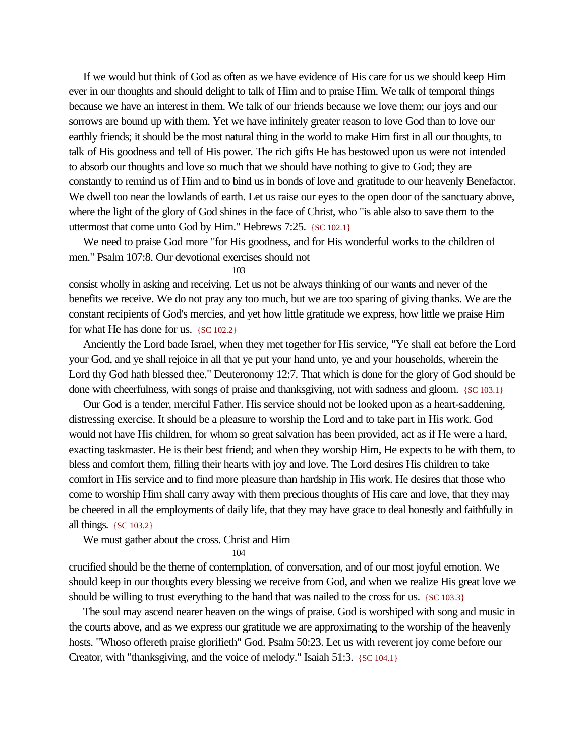If we would but think of God as often as we have evidence of His care for us we should keep Him ever in our thoughts and should delight to talk of Him and to praise Him. We talk of temporal things because we have an interest in them. We talk of our friends because we love them; our joys and our sorrows are bound up with them. Yet we have infinitely greater reason to love God than to love our earthly friends; it should be the most natural thing in the world to make Him first in all our thoughts, to talk of His goodness and tell of His power. The rich gifts He has bestowed upon us were not intended to absorb our thoughts and love so much that we should have nothing to give to God; they are constantly to remind us of Him and to bind us in bonds of love and gratitude to our heavenly Benefactor. We dwell too near the lowlands of earth. Let us raise our eyes to the open door of the sanctuary above, where the light of the glory of God shines in the face of Christ, who "is able also to save them to the uttermost that come unto God by Him." Hebrews 7:25. {SC 102.1}

We need to praise God more "for His goodness, and for His wonderful works to the children of men." Psalm 107:8. Our devotional exercises should not consist wholly in asking and receiving. Let us not be always thinking of our wants and never of the benefits we receive. We do not pray any too much, but we are too sparing of giving thanks. We are the constant recipients of God's mercies, and yet how little gratitude we express, how little we praise Him for what He has done for us. {SC 102.2}

Anciently the Lord bade Israel, when they met together for His service, "Ye shall eat before the Lord your God, and ye shall rejoice in all that ye put your hand unto, ye and your households, wherein the Lord thy God hath blessed thee." Deuteronomy 12:7. That which is done for the glory of God should be done with cheerfulness, with songs of praise and thanksgiving, not with sadness and gloom. {SC 103.1}

Our God is a tender, merciful Father. His service should not be looked upon as a heart-saddening, distressing exercise. It should be a pleasure to worship the Lord and to take part in His work. God would not have His children, for whom so great salvation has been provided, act as if He were a hard, exacting taskmaster. He is their best friend; and when they worship Him, He expects to be with them, to bless and comfort them, filling their hearts with joy and love. The Lord desires His children to take comfort in His service and to find more pleasure than hardship in His work. He desires that those who come to worship Him shall carry away with them precious thoughts of His care and love, that they may be cheered in all the employments of daily life, that they may have grace to deal honestly and faithfully in all things. {SC 103.2}

We must gather about the cross. Christ and Him crucified should be the theme of contemplation, of conversation, and of our most joyful emotion. We should keep in our thoughts every blessing we receive from God, and when we realize His great love we should be willing to trust everything to the hand that was nailed to the cross for us. {SC 103.3}

The soul may ascend nearer heaven on the wings of praise. God is worshiped with song and music in the courts above, and as we express our gratitude we are approximating to the worship of the heavenly hosts. "Whoso offereth praise glorifieth" God. Psalm 50:23. Let us with reverent joy come before our Creator, with "thanksgiving, and the voice of melody." Isaiah 51:3. {SC 104.1}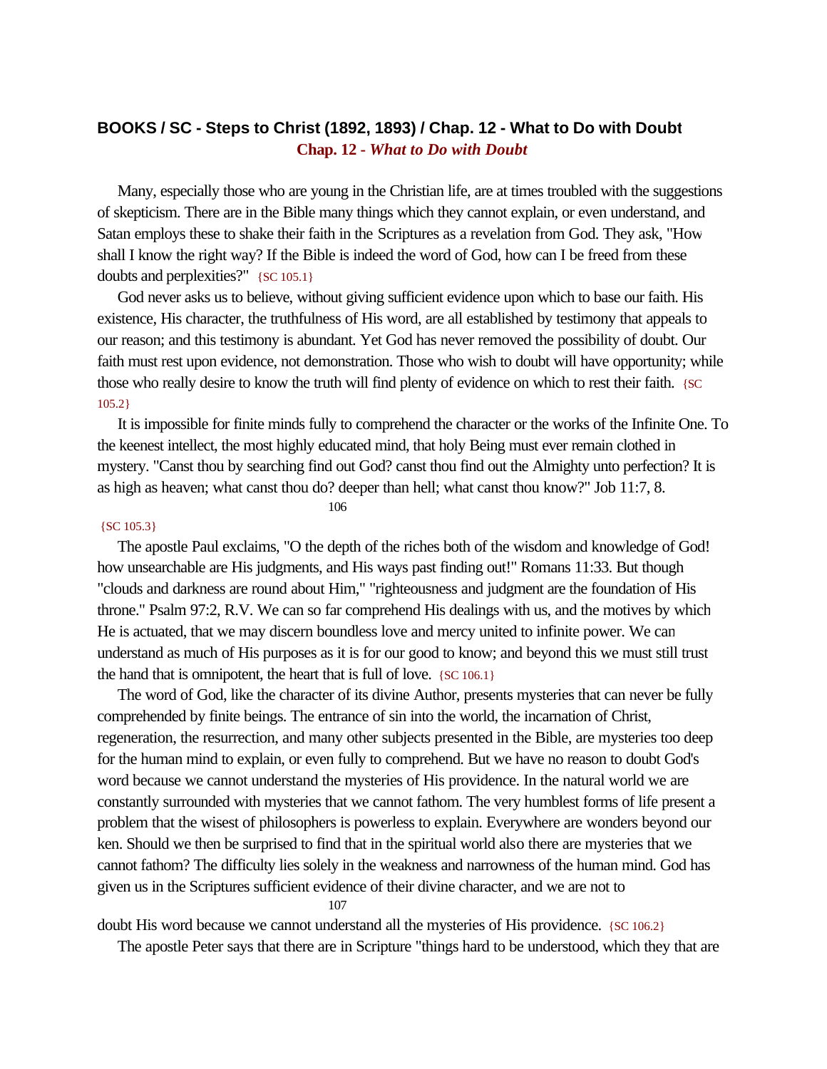# BOOKS / SC - Steps to Christ (1892, 1893) / Chap. 12 - What to Do with Doubt

## Chap. 12 - *What to Do with Doubt*

Many, especially those who are young in the Christian life, are at times troubled with the suggestions of skepticism. There are in the Bible many things which they cannot explain, or even understand, and Satan employs these to shake their faith in the Scriptures as a revelation from God. They ask, "How shall I know the right way? If the Bible is indeed the word of God, how can I be freed from these doubts and perplexities?" {SC 105.1}

God never asks us to believe, without giving sufficient evidence upon which to base our faith. His existence, His character, the truthfulness of His word, are all established by testimony that appeals to our reason; and this testimony is abundant. Yet God has never removed the possibility of doubt. Our faith must rest upon evidence, not demonstration. Those who wish to doubt will have opportunity; while those who really desire to know the truth will find plenty of evidence on which to rest their faith. {SC 105.2}

It is impossible for finite minds fully to comprehend the character or the works of the Infinite One. To the keenest intellect, the most highly educated mind, that holy Being must ever remain clothed in mystery. "Canst thou by searching find out God? canst thou find out the Almighty unto perfection? It is as high as heaven; what canst thou do? deeper than hell; what canst thou know?" Job 11:7, 8. {SC 105.3}

The apostle Paul exclaims, "O the depth of the riches both of the wisdom and knowledge of God! how unsearchable are His judgments, and His ways past finding out!" Romans 11:33. But though "clouds and darkness are round about Him," "righteousness and judgment are the foundation of His throne." Psalm 97:2, R.V. We can so far comprehend His dealings with us, and the motives by which He is actuated, that we may discern boundless love and mercy united to infinite power. We can understand as much of His purposes as it is for our good to know; and beyond this we must still trust the hand that is omnipotent, the heart that is full of love. {SC 106.1}

The word of God, like the character of its divine Author, presents mysteries that can never be fully comprehended by finite beings. The entrance of sin into the world, the incarnation of Christ, regeneration, the resurrection, and many other subjects presented in the Bible, are mysteries too deep for the human mind to explain, or even fully to comprehend. But we have no reason to doubt God's word because we cannot understand the mysteries of His providence. In the natural world we are constantly surrounded with mysteries that we cannot fathom. The very humblest forms of life present a problem that the wisest of philosophers is powerless to explain. Everywhere are wonders beyond our ken. Should we then be surprised to find that in the spiritual world also there are mysteries that we cannot fathom? The difficulty lies solely in the weakness and narrowness of the human mind. God has given us in the Scriptures sufficient evidence of their divine character, and we are not to doubt His word because we cannot understand all the mysteries of His providence. {SC 106.2}

The apostle Peter says that there are in Scripture "things hard to be understood, which they that are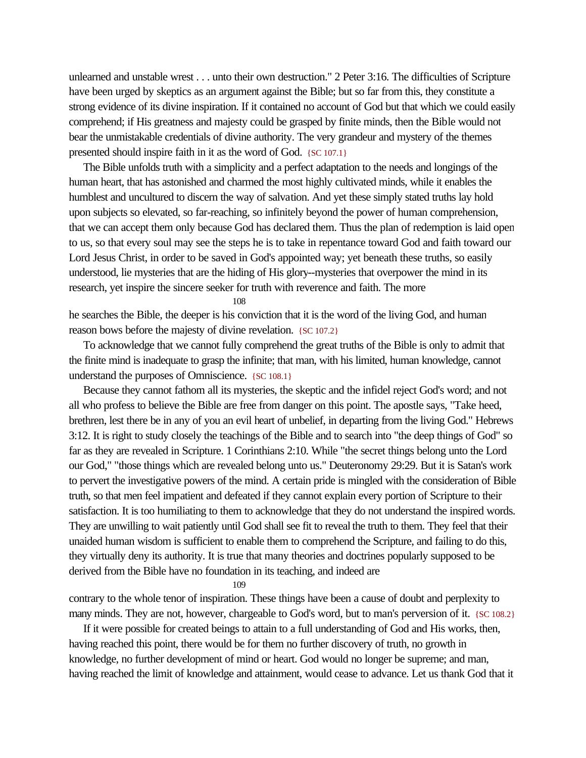unlearned and unstable wrest . . . unto their own destruction." 2 Peter 3:16. The difficulties of Scripture have been urged by skeptics as an argument against the Bible; but so far from this, they constitute a strong evidence of its divine inspiration. If it contained no account of God but that which we could easily comprehend; if His greatness and majesty could be grasped by finite minds, then the Bible would not bear the unmistakable credentials of divine authority. The very grandeur and mystery of the themes presented should inspire faith in it as the word of God. {SC 107.1}

The Bible unfolds truth with a simplicity and a perfect adaptation to the needs and longings of the human heart, that has astonished and charmed the most highly cultivated minds, while it enables the humblest and uncultured to discern the way of salvation. And yet these simply stated truths lay hold upon subjects so elevated, so far-reaching, so infinitely beyond the power of human comprehension, that we can accept them only because God has declared them. Thus the plan of redemption is laid open to us, so that every soul may see the steps he is to take in repentance toward God and faith toward our Lord Jesus Christ, in order to be saved in God's appointed way; yet beneath these truths, so easily understood, lie mysteries that are the hiding of His glory--mysteries that overpower the mind in its research, yet inspire the sincere seeker for truth with reverence and faith. The more he searches the Bible, the deeper is his conviction that it is the word of the living God, and human reason bows before the majesty of divine revelation. {SC 107.2}

To acknowledge that we cannot fully comprehend the great truths of the Bible is only to admit that the finite mind is inadequate to grasp the infinite; that man, with his limited, human knowledge, cannot understand the purposes of Omniscience. {SC 108.1}

Because they cannot fathom all its mysteries, the skeptic and the infidel reject God's word; and not all who profess to believe the Bible are free from danger on this point. The apostle says, "Take heed, brethren, lest there be in any of you an evil heart of unbelief, in departing from the living God." Hebrews 3:12. It is right to study closely the teachings of the Bible and to search into "the deep things of God" so far as they are revealed in Scripture. 1 Corinthians 2:10. While "the secret things belong unto the Lord our God," "those things which are revealed belong unto us." Deuteronomy 29:29. But it is Satan's work to pervert the investigative powers of the mind. A certain pride is mingled with the consideration of Bible truth, so that men feel impatient and defeated if they cannot explain every portion of Scripture to their satisfaction. It is too humiliating to them to acknowledge that they do not understand the inspired words. They are unwilling to wait patiently until God shall see fit to reveal the truth to them. They feel that their unaided human wisdom is sufficient to enable them to comprehend the Scripture, and failing to do this, they virtually deny its authority. It is true that many theories and doctrines popularly supposed to be derived from the Bible have no foundation in its teaching, and indeed are contrary to the whole tenor of inspiration. These things have been a cause of doubt and perplexity to many minds. They are not, however, chargeable to God's word, but to man's perversion of it. {SC 108.2}

If it were possible for created beings to attain to a full understanding of God and His works, then, having reached this point, there would be for them no further discovery of truth, no growth in knowledge, no further development of mind or heart. God would no longer be supreme; and man, having reached the limit of knowledge and attainment, would cease to advance. Let us thank God that it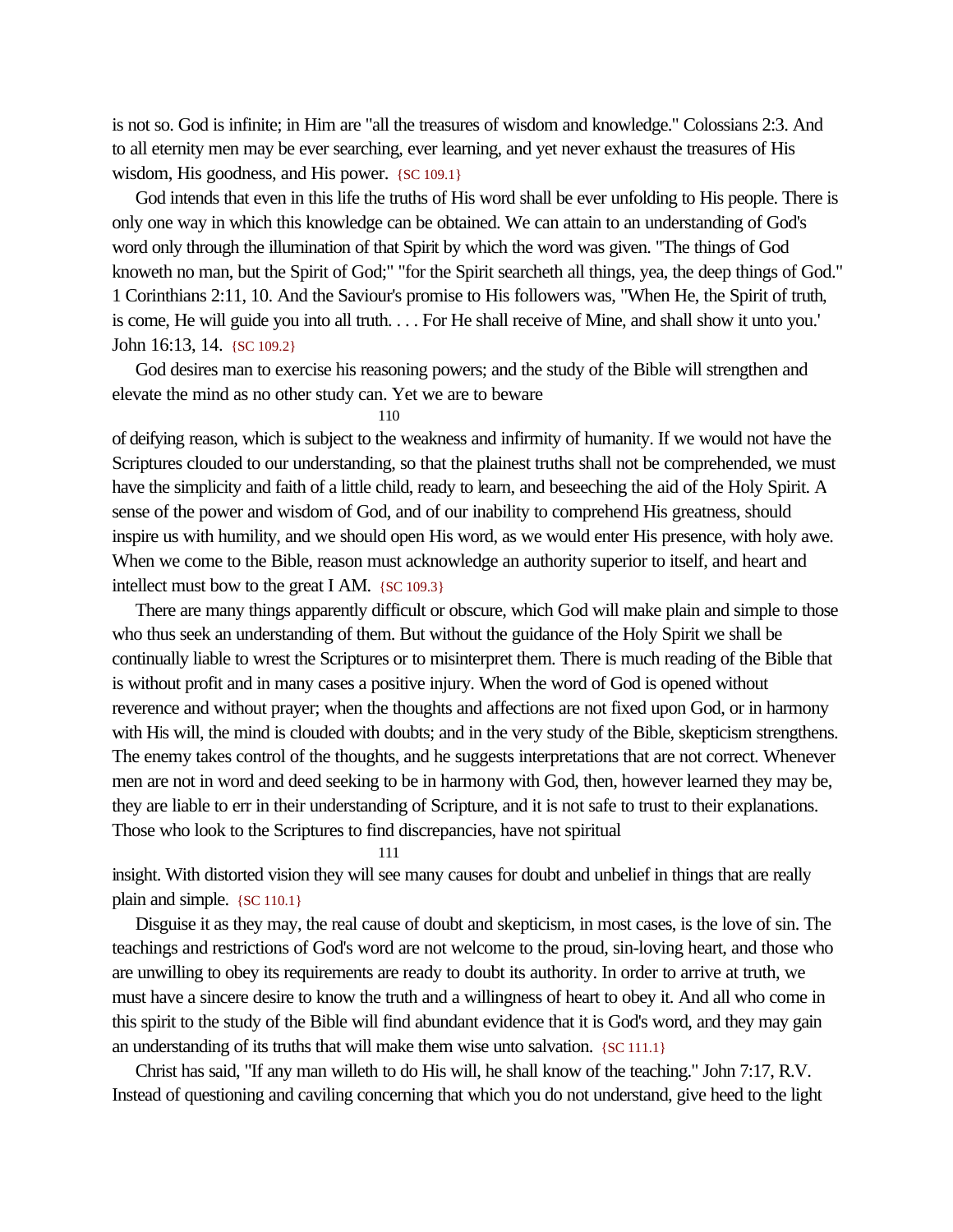is not so. God is infinite; in Him are "all the treasures of wisdom and knowledge." Colossians 2:3. And to all eternity men may be ever searching, ever learning, and yet never exhaust the treasures of His wisdom, His goodness, and His power. {SC 109.1}

God intends that even in this life the truths of His word shall be ever unfolding to His people. There is only one way in which this knowledge can be obtained. We can attain to an understanding of God's word only through the illumination of that Spirit by which the word was given. "The things of God knoweth no man, but the Spirit of God;" "for the Spirit searcheth all things, yea, the deep things of God." 1 Corinthians 2:11, 10. And the Saviour's promise to His followers was, "When He, the Spirit of truth, is come, He will guide you into all truth. . . . For He shall receive of Mine, and shall show it unto you.' John 16:13, 14. {SC 109.2}

God desires man to exercise his reasoning powers; and the study of the Bible will strengthen and elevate the mind as no other study can. Yet we are to beware of deifying reason, which is subject to the weakness and infirmity of humanity. If we would not have the Scriptures clouded to our understanding, so that the plainest truths shall not be comprehended, we must have the simplicity and faith of a little child, ready to learn, and beseeching the aid of the Holy Spirit. A sense of the power and wisdom of God, and of our inability to comprehend His greatness, should inspire us with humility, and we should open His word, as we would enter His presence, with holy awe. When we come to the Bible, reason must acknowledge an authority superior to itself, and heart and intellect must bow to the great I AM. {SC 109.3}

There are many things apparently difficult or obscure, which God will make plain and simple to those who thus seek an understanding of them. But without the guidance of the Holy Spirit we shall be continually liable to wrest the Scriptures or to misinterpret them. There is much reading of the Bible that is without profit and in many cases a positive injury. When the word of God is opened without reverence and without prayer; when the thoughts and affections are not fixed upon God, or in harmony with His will, the mind is clouded with doubts; and in the very study of the Bible, skepticism strengthens. The enemy takes control of the thoughts, and he suggests interpretations that are not correct. Whenever men are not in word and deed seeking to be in harmony with God, then, however learned they may be, they are liable to err in their understanding of Scripture, and it is not safe to trust to their explanations. Those who look to the Scriptures to find discrepancies, have not spiritual insight. With distorted vision they will see many causes for doubt and unbelief in things that are really plain and simple. {SC 110.1}

Disguise it as they may, the real cause of doubt and skepticism, in most cases, is the love of sin. The teachings and restrictions of God's word are not welcome to the proud, sin-loving heart, and those who are unwilling to obey its requirements are ready to doubt its authority. In order to arrive at truth, we must have a sincere desire to know the truth and a willingness of heart to obey it. And all who come in this spirit to the study of the Bible will find abundant evidence that it is God's word, and they may gain an understanding of its truths that will make them wise unto salvation. {SC 111.1}

Christ has said, "If any man willeth to do His will, he shall know of the teaching." John 7:17, R.V. Instead of questioning and caviling concerning that which you do not understand, give heed to the light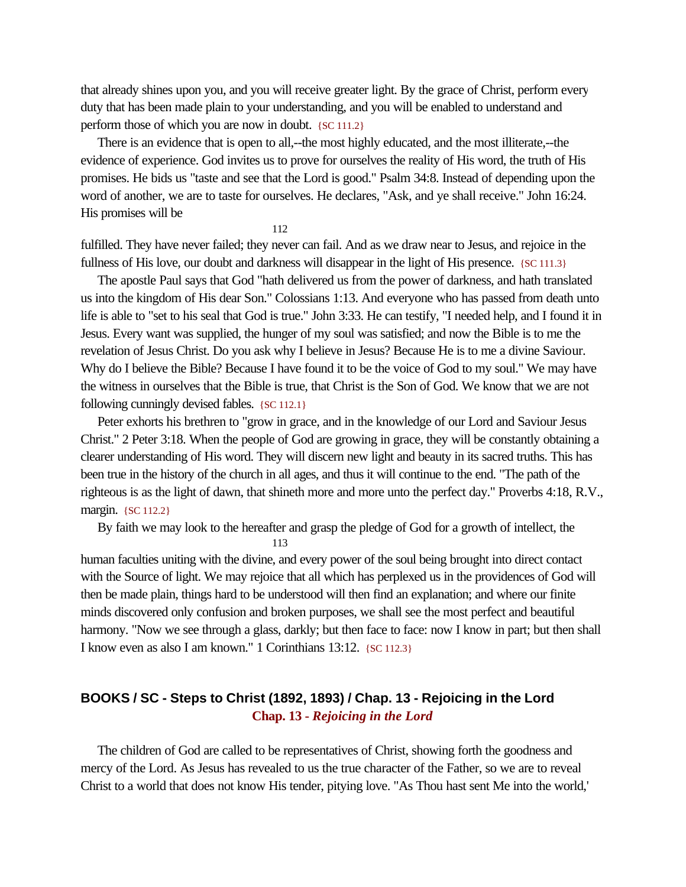that already shines upon you, and you will receive greater light. By the grace of Christ, perform every duty that has been made plain to your understanding, and you will be enabled to understand and perform those of which you are now in doubt. {SC 111.2}

There is an evidence that is open to all,--the most highly educated, and the most illiterate,--the evidence of experience. God invites us to prove for ourselves the reality of His word, the truth of His promises. He bids us "taste and see that the Lord is good." Psalm 34:8. Instead of depending upon the word of another, we are to taste for ourselves. He declares, "Ask, and ye shall receive." John 16:24. His promises will be fulfilled. They have never failed; they never can fail. And as we draw near to Jesus, and rejoice in the fullness of His love, our doubt and darkness will disappear in the light of His presence. {SC 111.3}

The apostle Paul says that God "hath delivered us from the power of darkness, and hath translated us into the kingdom of His dear Son." Colossians 1:13. And everyone who has passed from death unto life is able to "set to his seal that God is true." John 3:33. He can testify, "I needed help, and I found it in Jesus. Every want was supplied, the hunger of my soul was satisfied; and now the Bible is to me the revelation of Jesus Christ. Do you ask why I believe in Jesus? Because He is to me a divine Saviour. Why do I believe the Bible? Because I have found it to be the voice of God to my soul." We may have the witness in ourselves that the Bible is true, that Christ is the Son of God. We know that we are not following cunningly devised fables. {SC 112.1}

Peter exhorts his brethren to "grow in grace, and in the knowledge of our Lord and Saviour Jesus Christ." 2 Peter 3:18. When the people of God are growing in grace, they will be constantly obtaining a clearer understanding of His word. They will discern new light and beauty in its sacred truths. This has been true in the history of the church in all ages, and thus it will continue to the end. "The path of the righteous is as the light of dawn, that shineth more and more unto the perfect day." Proverbs 4:18, R.V., margin. {SC 112.2}

By faith we may look to the hereafter and grasp the pledge of God for a growth of intellect, the human faculties uniting with the divine, and every power of the soul being brought into direct contact with the Source of light. We may rejoice that all which has perplexed us in the providences of God will then be made plain, things hard to be understood will then find an explanation; and where our finite minds discovered only confusion and broken purposes, we shall see the most perfect and beautiful harmony. "Now we see through a glass, darkly; but then face to face: now I know in part; but then shall I know even as also I am known." 1 Corinthians 13:12. {SC 112.3}

## BOOKS / SC - Steps to Christ (1892, 1893) / Chap. 13 - Rejoicing in the Lord

### Chap. 13 - *Rejoicing in the Lord*

The children of God are called to be representatives of Christ, showing forth the goodness and mercy of the Lord. As Jesus has revealed to us the true character of the Father, so we are to reveal Christ to a world that does not know His tender, pitying love. "As Thou hast sent Me into the world,'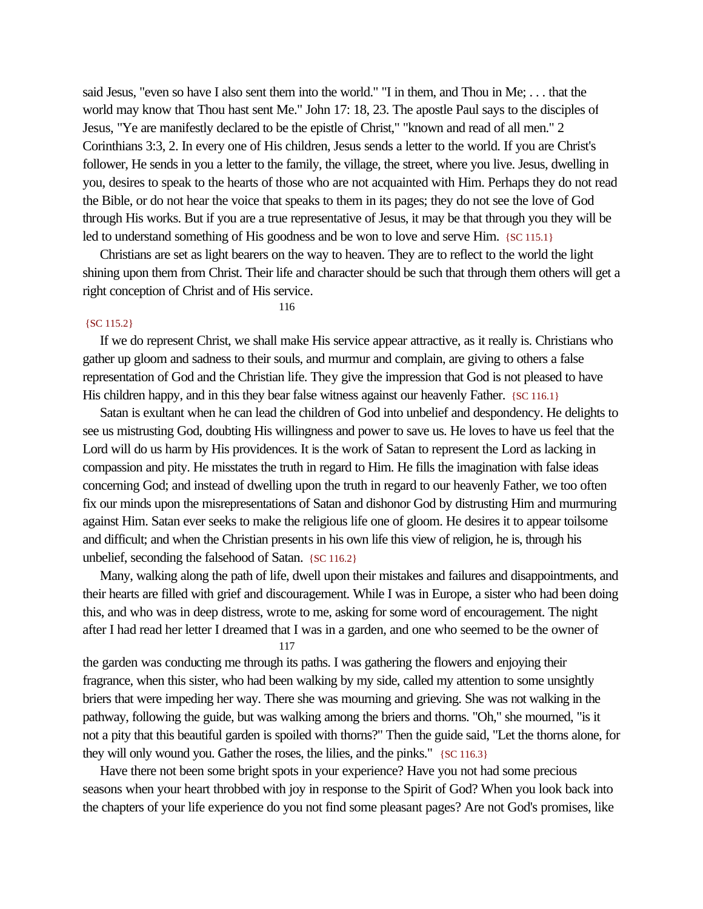said Jesus, "even so have I also sent them into the world." "I in them, and Thou in Me; . . . that the world may know that Thou hast sent Me." John 17: 18, 23. The apostle Paul says to the disciples of Jesus, "Ye are manifestly declared to be the epistle of Christ," "known and read of all men." 2 Corinthians 3:3, 2. In every one of His children, Jesus sends a letter to the world. If you are Christ's follower, He sends in you a letter to the family, the village, the street, where you live. Jesus, dwelling in you, desires to speak to the hearts of those who are not acquainted with Him. Perhaps they do not read the Bible, or do not hear the voice that speaks to them in its pages; they do not see the love of God through His works. But if you are a true representative of Jesus, it may be that through you they will be led to understand something of His goodness and be won to love and serve Him. {SC 115.1}

Christians are set as light bearers on the way to heaven. They are to reflect to the world the light shining upon them from Christ. Their life and character should be such that through them others will get a right conception of Christ and of His service. {SC 115.2}

If we do represent Christ, we shall make His service appear attractive, as it really is. Christians who gather up gloom and sadness to their souls, and murmur and complain, are giving to others a false representation of God and the Christian life. They give the impression that God is not pleased to have His children happy, and in this they bear false witness against our heavenly Father. {SC 116.1}

Satan is exultant when he can lead the children of God into unbelief and despondency. He delights to see us mistrusting God, doubting His willingness and power to save us. He loves to have us feel that the Lord will do us harm by His providences. It is the work of Satan to represent the Lord as lacking in compassion and pity. He misstates the truth in regard to Him. He fills the imagination with false ideas concerning God; and instead of dwelling upon the truth in regard to our heavenly Father, we too often fix our minds upon the misrepresentations of Satan and dishonor God by distrusting Him and murmuring against Him. Satan ever seeks to make the religious life one of gloom. He desires it to appear toilsome and difficult; and when the Christian presents in his own life this view of religion, he is, through his unbelief, seconding the falsehood of Satan. {SC 116.2}

Many, walking along the path of life, dwell upon their mistakes and failures and disappointments, and their hearts are filled with grief and discouragement. While I was in Europe, a sister who had been doing this, and who was in deep distress, wrote to me, asking for some word of encouragement. The night after I had read her letter I dreamed that I was in a garden, and one who seemed to be the owner of the garden was conducting me through its paths. I was gathering the flowers and enjoying their fragrance, when this sister, who had been walking by my side, called my attention to some unsightly briers that were impeding her way. There she was mourning and grieving. She was not walking in the pathway, following the guide, but was walking among the briers and thorns. "Oh," she mourned, "is it not a pity that this beautiful garden is spoiled with thorns?" Then the guide said, "Let the thorns alone, for they will only wound you. Gather the roses, the lilies, and the pinks." {SC 116.3}

Have there not been some bright spots in your experience? Have you not had some precious seasons when your heart throbbed with joy in response to the Spirit of God? When you look back into the chapters of your life experience do you not find some pleasant pages? Are not God's promises, like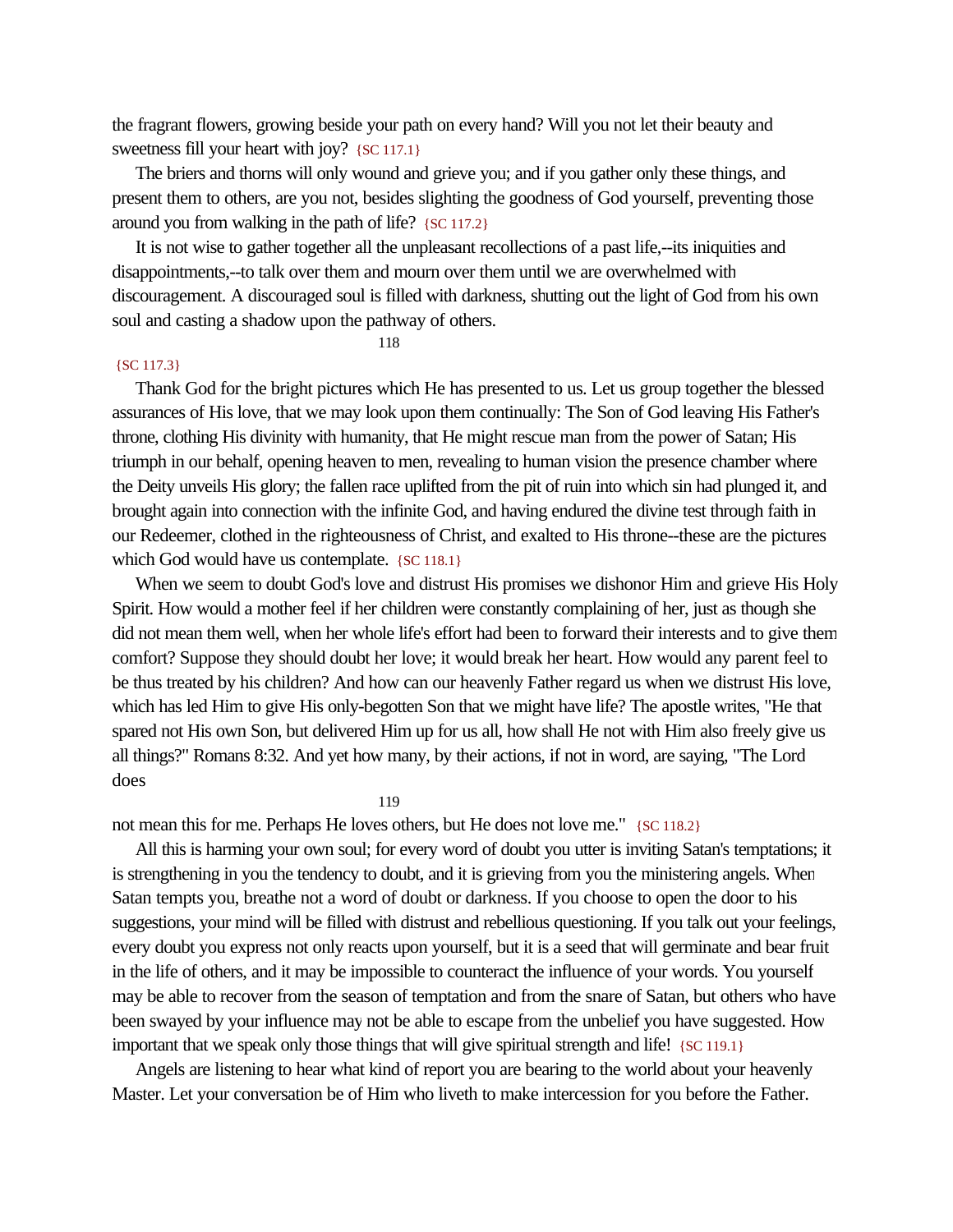the fragrant flowers, growing beside your path on every hand? Will you not let their beauty and sweetness fill your heart with joy? {SC 117.1}

The briers and thorns will only wound and grieve you; and if you gather only these things, and present them to others, are you not, besides slighting the goodness of God yourself, preventing those around you from walking in the path of life? {SC 117.2}

It is not wise to gather together all the unpleasant recollections of a past life,--its iniquities and disappointments,--to talk over them and mourn over them until we are overwhelmed with discouragement. A discouraged soul is filled with darkness, shutting out the light of God from his own soul and casting a shadow upon the pathway of others. {SC 117.3}

Thank God for the bright pictures which He has presented to us. Let us group together the blessed assurances of His love, that we may look upon them continually: The Son of God leaving His Father's throne, clothing His divinity with humanity, that He might rescue man from the power of Satan; His triumph in our behalf, opening heaven to men, revealing to human vision the presence chamber where the Deity unveils His glory; the fallen race uplifted from the pit of ruin into which sin had plunged it, and brought again into connection with the infinite God, and having endured the divine test through faith in our Redeemer, clothed in the righteousness of Christ, and exalted to His throne--these are the pictures which God would have us contemplate. {SC 118.1}

When we seem to doubt God's love and distrust His promises we dishonor Him and grieve His Holy Spirit. How would a mother feel if her children were constantly complaining of her, just as though she did not mean them well, when her whole life's effort had been to forward their interests and to give them comfort? Suppose they should doubt her love; it would break her heart. How would any parent feel to be thus treated by his children? And how can our heavenly Father regard us when we distrust His love, which has led Him to give His only-begotten Son that we might have life? The apostle writes, "He that spared not His own Son, but delivered Him up for us all, how shall He not with Him also freely give us all things?" Romans 8:32. And yet how many, by their actions, if not in word, are saying, "The Lord does not mean this for me. Perhaps He loves others, but He does not love me." {SC 118.2}

All this is harming your own soul; for every word of doubt you utter is inviting Satan's temptations; it is strengthening in you the tendency to doubt, and it is grieving from you the ministering angels. When Satan tempts you, breathe not a word of doubt or darkness. If you choose to open the door to his suggestions, your mind will be filled with distrust and rebellious questioning. If you talk out your feelings, every doubt you express not only reacts upon yourself, but it is a seed that will germinate and bear fruit in the life of others, and it may be impossible to counteract the influence of your words. You yourself may be able to recover from the season of temptation and from the snare of Satan, but others who have been swayed by your influence may not be able to escape from the unbelief you have suggested. How important that we speak only those things that will give spiritual strength and life! {SC 119.1}

Angels are listening to hear what kind of report you are bearing to the world about your heavenly Master. Let your conversation be of Him who liveth to make intercession for you before the Father.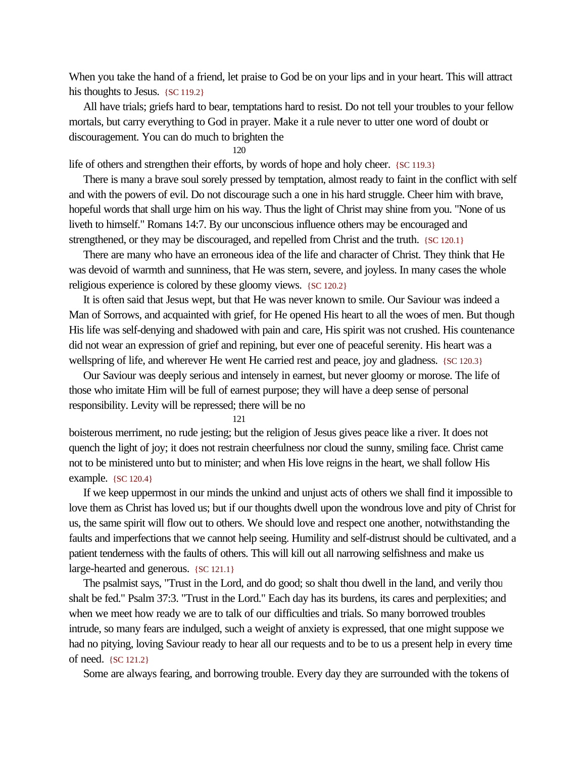When you take the hand of a friend, let praise to God be on your lips and in your heart. This will attract his thoughts to Jesus. {SC 119.2}

All have trials; griefs hard to bear, temptations hard to resist. Do not tell your troubles to your fellow mortals, but carry everything to God in prayer. Make it a rule never to utter one word of doubt or discouragement. You can do much to brighten the life of others and strengthen their efforts, by words of hope and holy cheer. {SC 119.3}

There is many a brave soul sorely pressed by temptation, almost ready to faint in the conflict with self and with the powers of evil. Do not discourage such a one in his hard struggle. Cheer him with brave, hopeful words that shall urge him on his way. Thus the light of Christ may shine from you. "None of us liveth to himself." Romans 14:7. By our unconscious influence others may be encouraged and strengthened, or they may be discouraged, and repelled from Christ and the truth. {SC 120.1}

There are many who have an erroneous idea of the life and character of Christ. They think that He was devoid of warmth and sunniness, that He was stern, severe, and joyless. In many cases the whole religious experience is colored by these gloomy views. {SC 120.2}

It is often said that Jesus wept, but that He was never known to smile. Our Saviour was indeed a Man of Sorrows, and acquainted with grief, for He opened His heart to all the woes of men. But though His life was self-denying and shadowed with pain and care, His spirit was not crushed. His countenance did not wear an expression of grief and repining, but ever one of peaceful serenity. His heart was a wellspring of life, and wherever He went He carried rest and peace, joy and gladness. {SC 120.3}

Our Saviour was deeply serious and intensely in earnest, but never gloomy or morose. The life of those who imitate Him will be full of earnest purpose; they will have a deep sense of personal responsibility. Levity will be repressed; there will be no boisterous merriment, no rude jesting; but the religion of Jesus gives peace like a river. It does not quench the light of joy; it does not restrain cheerfulness nor cloud the sunny, smiling face. Christ came not to be ministered unto but to minister; and when His love reigns in the heart, we shall follow His example. {SC 120.4}

If we keep uppermost in our minds the unkind and unjust acts of others we shall find it impossible to love them as Christ has loved us; but if our thoughts dwell upon the wondrous love and pity of Christ for us, the same spirit will flow out to others. We should love and respect one another, notwithstanding the faults and imperfections that we cannot help seeing. Humility and self-distrust should be cultivated, and a patient tenderness with the faults of others. This will kill out all narrowing selfishness and make us large-hearted and generous. {SC 121.1}

The psalmist says, "Trust in the Lord, and do good; so shalt thou dwell in the land, and verily thou shalt be fed." Psalm 37:3. "Trust in the Lord." Each day has its burdens, its cares and perplexities; and when we meet how ready we are to talk of our difficulties and trials. So many borrowed troubles intrude, so many fears are indulged, such a weight of anxiety is expressed, that one might suppose we had no pitying, loving Saviour ready to hear all our requests and to be to us a present help in every time of need. {SC 121.2}

Some are always fearing, and borrowing trouble. Every day they are surrounded with the tokens of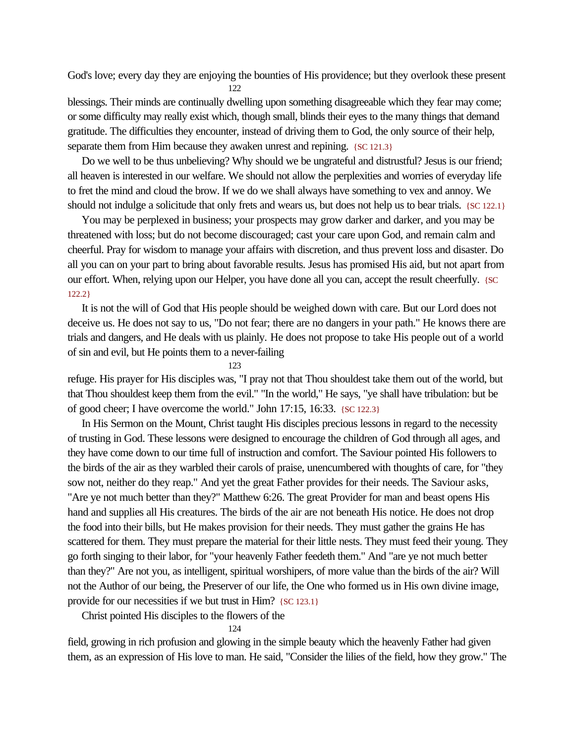God's love; every day they are enjoying the bounties of His providence; but they overlook these present blessings. Their minds are continually dwelling upon something disagreeable which they fear may come; or some difficulty may really exist which, though small, blinds their eyes to the many things that demand gratitude. The difficulties they encounter, instead of driving them to God, the only source of their help, separate them from Him because they awaken unrest and repining. {SC 121.3}

Do we well to be thus unbelieving? Why should we be ungrateful and distrustful? Jesus is our friend; all heaven is interested in our welfare. We should not allow the perplexities and worries of everyday life to fret the mind and cloud the brow. If we do we shall always have something to vex and annoy. We should not indulge a solicitude that only frets and wears us, but does not help us to bear trials. {SC 122.1}

You may be perplexed in business; your prospects may grow darker and darker, and you may be threatened with loss; but do not become discouraged; cast your care upon God, and remain calm and cheerful. Pray for wisdom to manage your affairs with discretion, and thus prevent loss and disaster. Do all you can on your part to bring about favorable results. Jesus has promised His aid, but not apart from our effort. When, relying upon our Helper, you have done all you can, accept the result cheerfully. {SC 122.2}

It is not the will of God that His people should be weighed down with care. But our Lord does not deceive us. He does not say to us, "Do not fear; there are no dangers in your path." He knows there are trials and dangers, and He deals with us plainly. He does not propose to take His people out of a world of sin and evil, but He points them to a never-failing refuge. His prayer for His disciples was, "I pray not that Thou shouldest take them out of the world, but that Thou shouldest keep them from the evil." "In the world," He says, "ye shall have tribulation: but be of good cheer; I have overcome the world." John 17:15, 16:33. {SC 122.3}

In His Sermon on the Mount, Christ taught His disciples precious lessons in regard to the necessity of trusting in God. These lessons were designed to encourage the children of God through all ages, and they have come down to our time full of instruction and comfort. The Saviour pointed His followers to the birds of the air as they warbled their carols of praise, unencumbered with thoughts of care, for "they sow not, neither do they reap." And yet the great Father provides for their needs. The Saviour asks, "Are ye not much better than they?" Matthew 6:26. The great Provider for man and beast opens His hand and supplies all His creatures. The birds of the air are not beneath His notice. He does not drop the food into their bills, but He makes provision for their needs. They must gather the grains He has scattered for them. They must prepare the material for their little nests. They must feed their young. They go forth singing to their labor, for "your heavenly Father feedeth them." And "are ye not much better than they?" Are not you, as intelligent, spiritual worshipers, of more value than the birds of the air? Will not the Author of our being, the Preserver of our life, the One who formed us in His own divine image, provide for our necessities if we but trust in Him? {SC 123.1}

Christ pointed His disciples to the flowers of the field, growing in rich profusion and glowing in the simple beauty which the heavenly Father had given them, as an expression of His love to man. He said, "Consider the lilies of the field, how they grow." The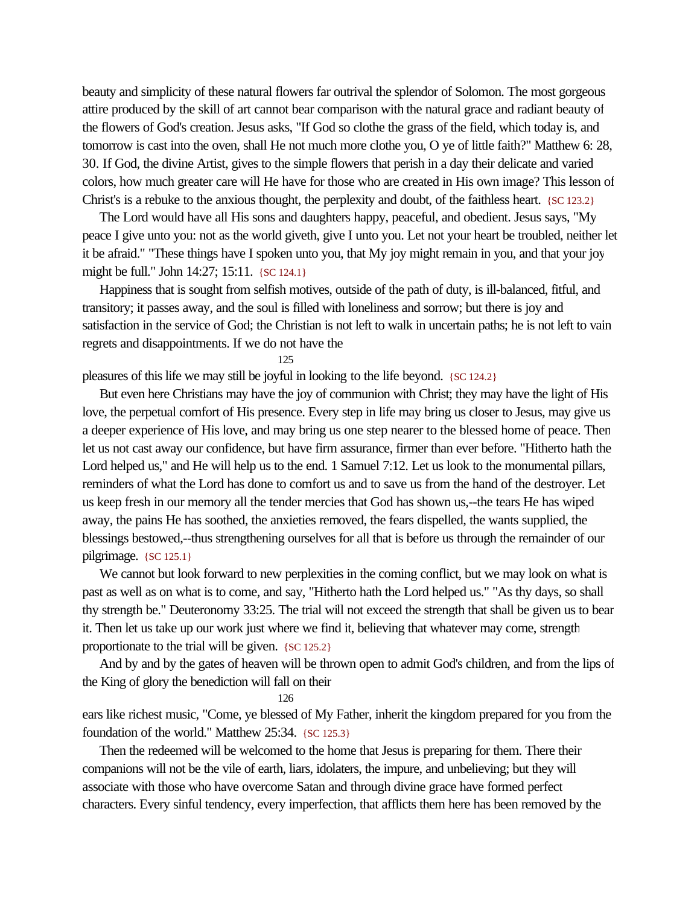beauty and simplicity of these natural flowers far outrival the splendor of Solomon. The most gorgeous attire produced by the skill of art cannot bear comparison with the natural grace and radiant beauty of the flowers of God's creation. Jesus asks, "If God so clothe the grass of the field, which today is, and tomorrow is cast into the oven, shall He not much more clothe you, O ye of little faith?" Matthew 6: 28, 30. If God, the divine Artist, gives to the simple flowers that perish in a day their delicate and varied colors, how much greater care will He have for those who are created in His own image? This lesson of Christ's is a rebuke to the anxious thought, the perplexity and doubt, of the faithless heart. {SC 123.2}

The Lord would have all His sons and daughters happy, peaceful, and obedient. Jesus says, "My peace I give unto you: not as the world giveth, give I unto you. Let not your heart be troubled, neither let it be afraid." "These things have I spoken unto you, that My joy might remain in you, and that your joy might be full." John 14:27; 15:11. {SC 124.1}

Happiness that is sought from selfish motives, outside of the path of duty, is ill-balanced, fitful, and transitory; it passes away, and the soul is filled with loneliness and sorrow; but there is joy and satisfaction in the service of God; the Christian is not left to walk in uncertain paths; he is not left to vain regrets and disappointments. If we do not have the pleasures of this life we may still be joyful in looking to the life beyond. {SC 124.2}

But even here Christians may have the joy of communion with Christ; they may have the light of His love, the perpetual comfort of His presence. Every step in life may bring us closer to Jesus, may give us a deeper experience of His love, and may bring us one step nearer to the blessed home of peace. Then let us not cast away our confidence, but have firm assurance, firmer than ever before. "Hitherto hath the Lord helped us," and He will help us to the end. 1 Samuel 7:12. Let us look to the monumental pillars, reminders of what the Lord has done to comfort us and to save us from the hand of the destroyer. Let us keep fresh in our memory all the tender mercies that God has shown us,--the tears He has wiped away, the pains He has soothed, the anxieties removed, the fears dispelled, the wants supplied, the blessings bestowed,--thus strengthening ourselves for all that is before us through the remainder of our pilgrimage. {SC 125.1}

We cannot but look forward to new perplexities in the coming conflict, but we may look on what is past as well as on what is to come, and say, "Hitherto hath the Lord helped us." "As thy days, so shall thy strength be." Deuteronomy 33:25. The trial will not exceed the strength that shall be given us to bear it. Then let us take up our work just where we find it, believing that whatever may come, strength proportionate to the trial will be given. {SC 125.2}

And by and by the gates of heaven will be thrown open to admit God's children, and from the lips of the King of glory the benediction will fall on their ears like richest music, "Come, ye blessed of My Father, inherit the kingdom prepared for you from the foundation of the world." Matthew 25:34. {SC 125.3}

Then the redeemed will be welcomed to the home that Jesus is preparing for them. There their companions will not be the vile of earth, liars, idolaters, the impure, and unbelieving; but they will associate with those who have overcome Satan and through divine grace have formed perfect characters. Every sinful tendency, every imperfection, that afflicts them here has been removed by the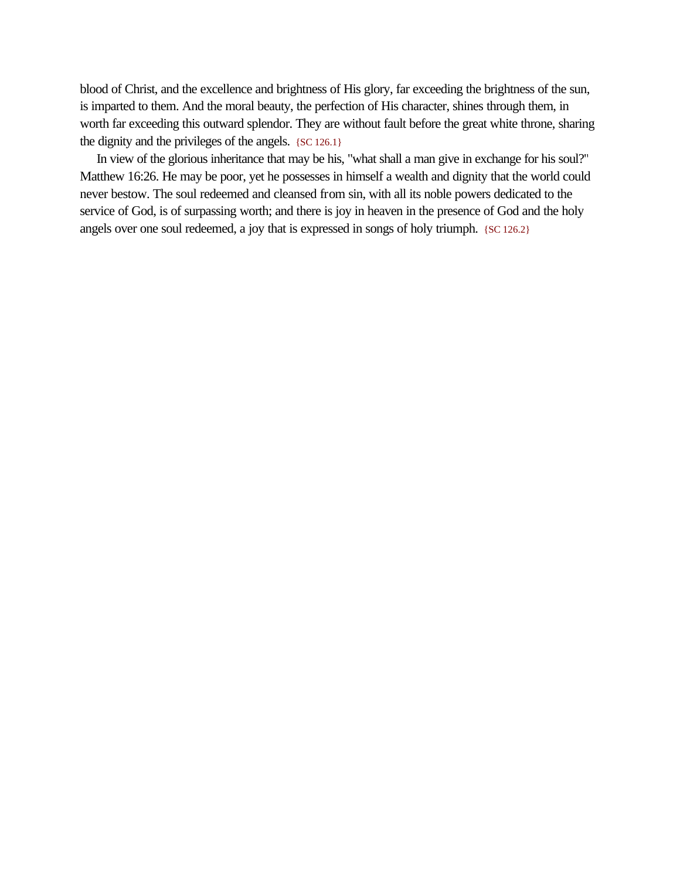blood of Christ, and the excellence and brightness of His glory, far exceeding the brightness of the sun, is imparted to them. And the moral beauty, the perfection of His character, shines through them, in worth far exceeding this outward splendor. They are without fault before the great white throne, sharing the dignity and the privileges of the angels. {SC 126.1}

In view of the glorious inheritance that may be his, "what shall a man give in exchange for his soul?" Matthew 16:26. He may be poor, yet he possesses in himself a wealth and dignity that the world could never bestow. The soul redeemed and cleansed from sin, with all its noble powers dedicated to the service of God, is of surpassing worth; and there is joy in heaven in the presence of God and the holy angels over one soul redeemed, a joy that is expressed in songs of holy triumph. {SC 126.2}